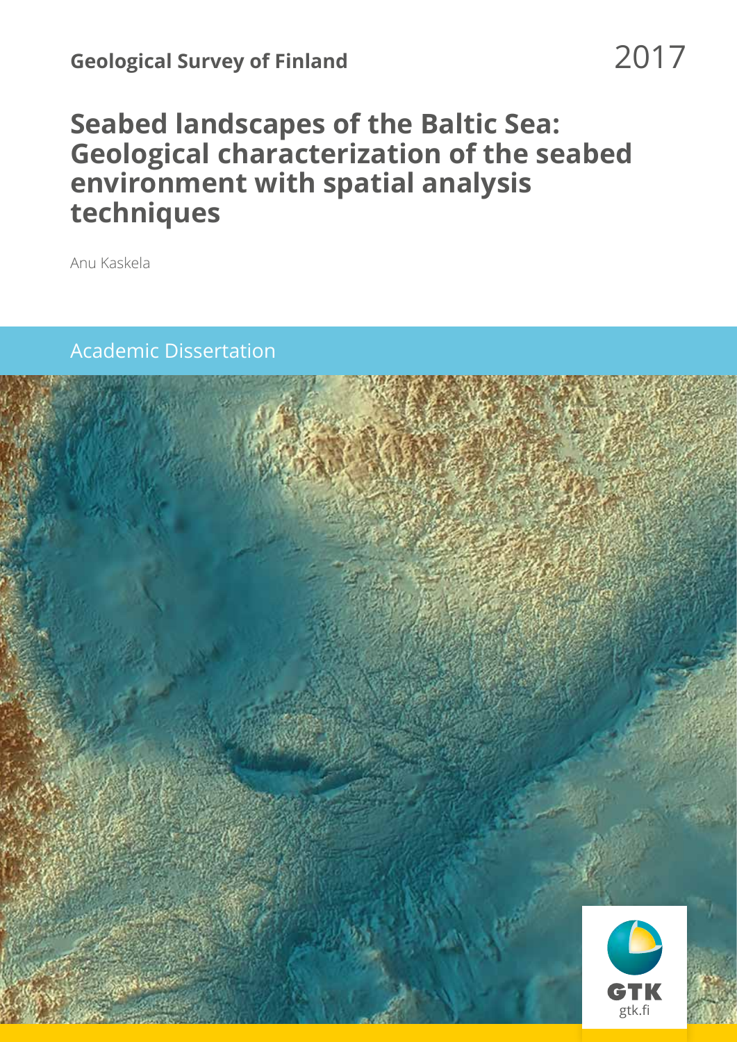**Geological Survey of Finland**

2017

# Seabed landscapes of the Baltic Sea: Geological characterization of the seabed environment with spatial analysis techniques

Anu Kaskela

Academic Dissertation

GTK

gtk.fi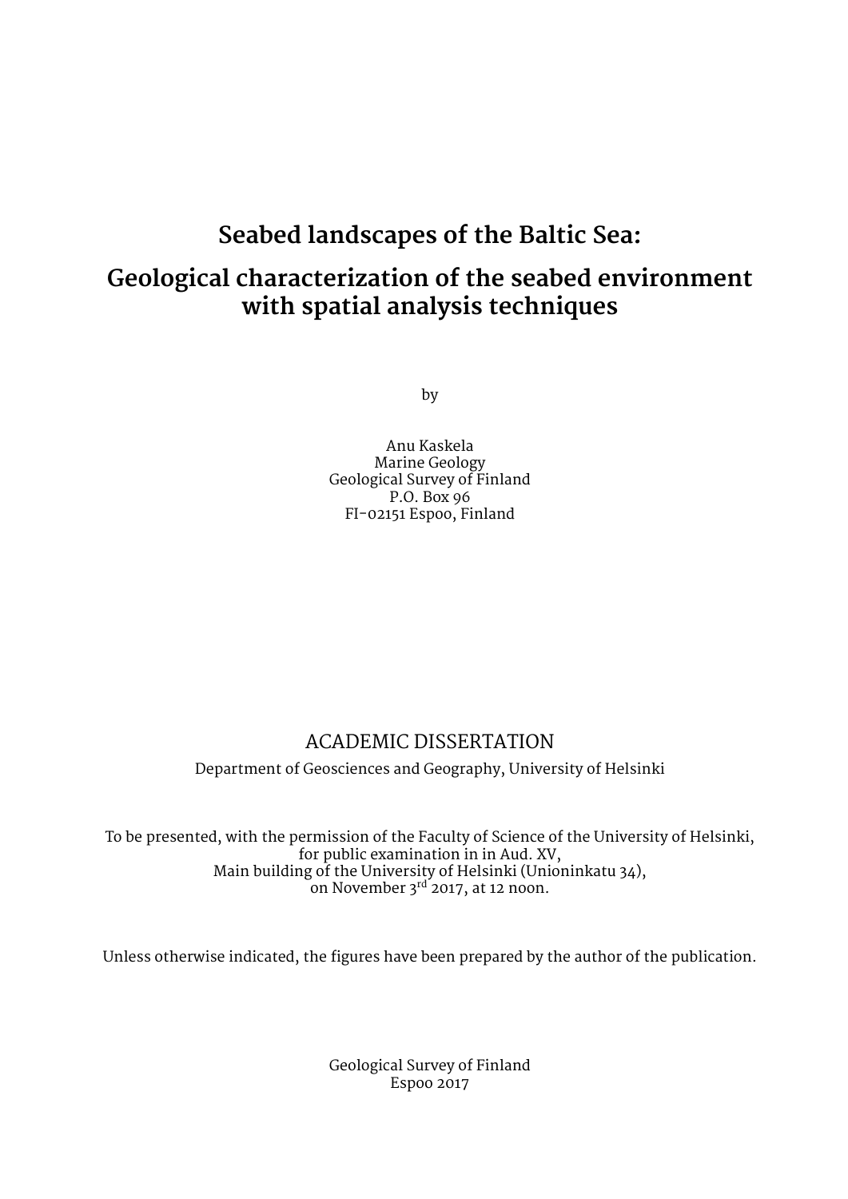# Seabed landscapes of the Baltic Sea:

# Geological characterization of the seabed environment with spatial analysis techniques

by

Anu Kaskela
Marine Geology
Geological Survey of Finland
P.O. Box 96
FI-02151 Espoo, Finland

ACADEMIC DISSERTATION

Department of Geosciences and Geography, University of Helsinki

To be presented, with the permission of the Faculty of Science of the University of Helsinki, for public examination in in Aud. XV,
Main building of the University of Helsinki (Unioninkatu 34),
on November 3rd 2017, at 12 noon.

Unless otherwise indicated, the figures have been prepared by the author of the publication.

Geological Survey of Finland
Espoo 2017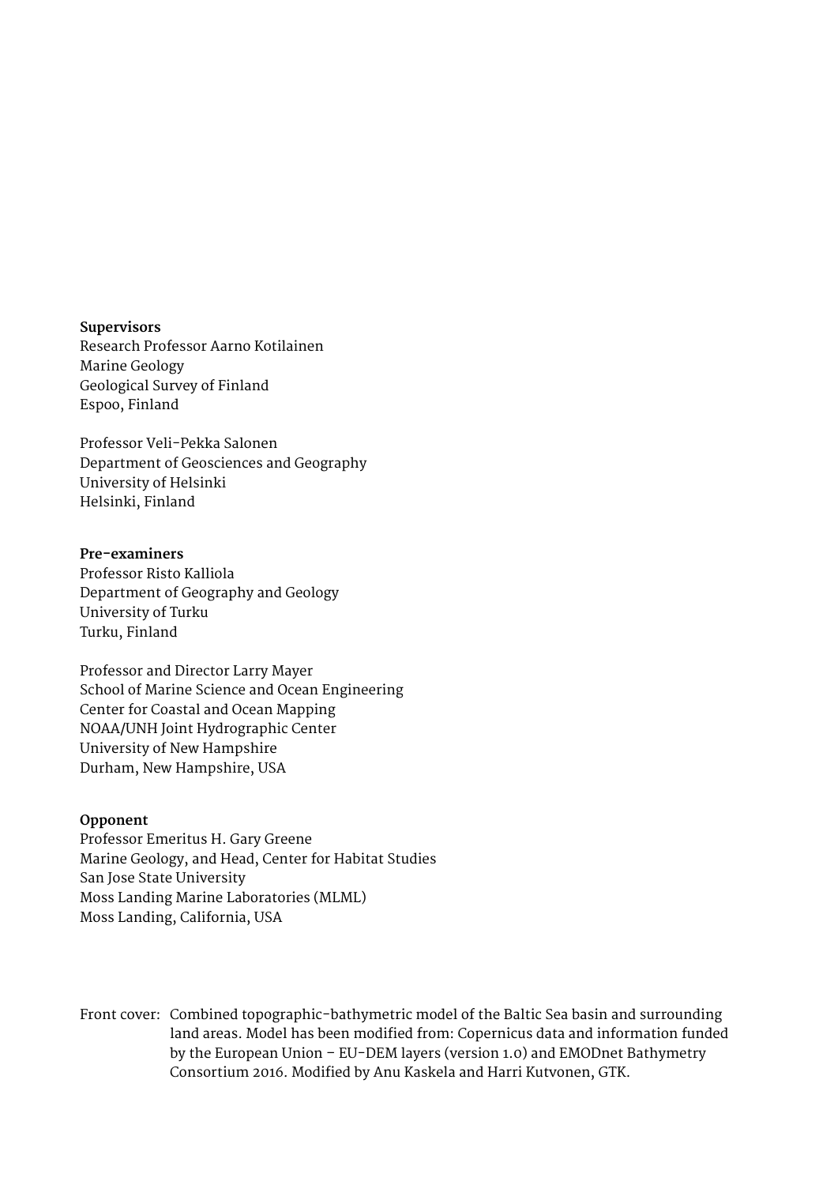**Supervisors**

Research Professor Aarno Kotilainen
Marine Geology
Geological Survey of Finland
Espoo, Finland

Professor Veli-Pekka Salonen
Department of Geosciences and Geography
University of Helsinki
Helsinki, Finland

**Pre-examiners**

Professor Risto Kalliola
Department of Geography and Geology
University of Turku
Turku, Finland

Professor and Director Larry Mayer
School of Marine Science and Ocean Engineering
Center for Coastal and Ocean Mapping
NOAA/UNH Joint Hydrographic Center
University of New Hampshire
Durham, New Hampshire, USA

**Opponent**

Professor Emeritus H. Gary Greene
Marine Geology, and Head, Center for Habitat Studies
San Jose State University
Moss Landing Marine Laboratories (MLML)
Moss Landing, California, USA

Front cover: Combined topographic-bathymetric model of the Baltic Sea basin and surrounding land areas. Model has been modified from: Copernicus data and information funded by the European Union – EU-DEM layers (version 1.0) and EMODnet Bathymetry Consortium 2016. Modified by Anu Kaskela and Harri Kutvonen, GTK.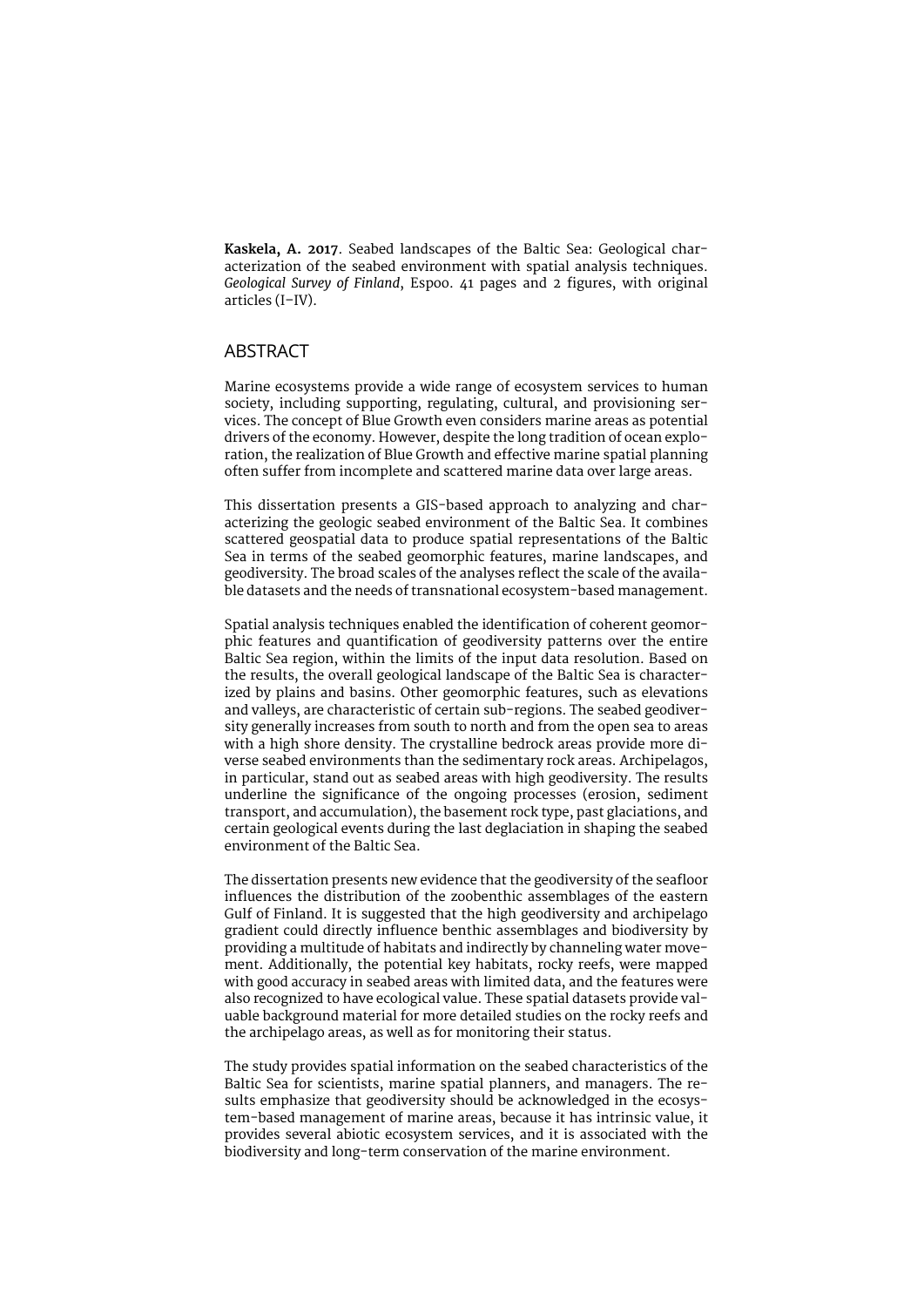**Kaskela, A. 2017**. Seabed landscapes of the Baltic Sea: Geological characterization of the seabed environment with spatial analysis techniques. *Geological Survey of Finland*, Espoo. 41 pages and 2 figures, with original articles (I–IV).

## ABSTRACT

Marine ecosystems provide a wide range of ecosystem services to human society, including supporting, regulating, cultural, and provisioning services. The concept of Blue Growth even considers marine areas as potential drivers of the economy. However, despite the long tradition of ocean exploration, the realization of Blue Growth and effective marine spatial planning often suffer from incomplete and scattered marine data over large areas.

This dissertation presents a GIS-based approach to analyzing and characterizing the geologic seabed environment of the Baltic Sea. It combines scattered geospatial data to produce spatial representations of the Baltic Sea in terms of the seabed geomorphic features, marine landscapes, and geodiversity. The broad scales of the analyses reflect the scale of the available datasets and the needs of transnational ecosystem-based management.

Spatial analysis techniques enabled the identification of coherent geomorphic features and quantification of geodiversity patterns over the entire Baltic Sea region, within the limits of the input data resolution. Based on the results, the overall geological landscape of the Baltic Sea is characterized by plains and basins. Other geomorphic features, such as elevations and valleys, are characteristic of certain sub-regions. The seabed geodiversity generally increases from south to north and from the open sea to areas with a high shore density. The crystalline bedrock areas provide more diverse seabed environments than the sedimentary rock areas. Archipelagos, in particular, stand out as seabed areas with high geodiversity. The results underline the significance of the ongoing processes (erosion, sediment transport, and accumulation), the basement rock type, past glaciations, and certain geological events during the last deglaciation in shaping the seabed environment of the Baltic Sea.

The dissertation presents new evidence that the geodiversity of the seafloor influences the distribution of the zoobenthic assemblages of the eastern Gulf of Finland. It is suggested that the high geodiversity and archipelago gradient could directly influence benthic assemblages and biodiversity by providing a multitude of habitats and indirectly by channeling water movement. Additionally, the potential key habitats, rocky reefs, were mapped with good accuracy in seabed areas with limited data, and the features were also recognized to have ecological value. These spatial datasets provide valuable background material for more detailed studies on the rocky reefs and the archipelago areas, as well as for monitoring their status.

The study provides spatial information on the seabed characteristics of the Baltic Sea for scientists, marine spatial planners, and managers. The results emphasize that geodiversity should be acknowledged in the ecosystem-based management of marine areas, because it has intrinsic value, it provides several abiotic ecosystem services, and it is associated with the biodiversity and long-term conservation of the marine environment.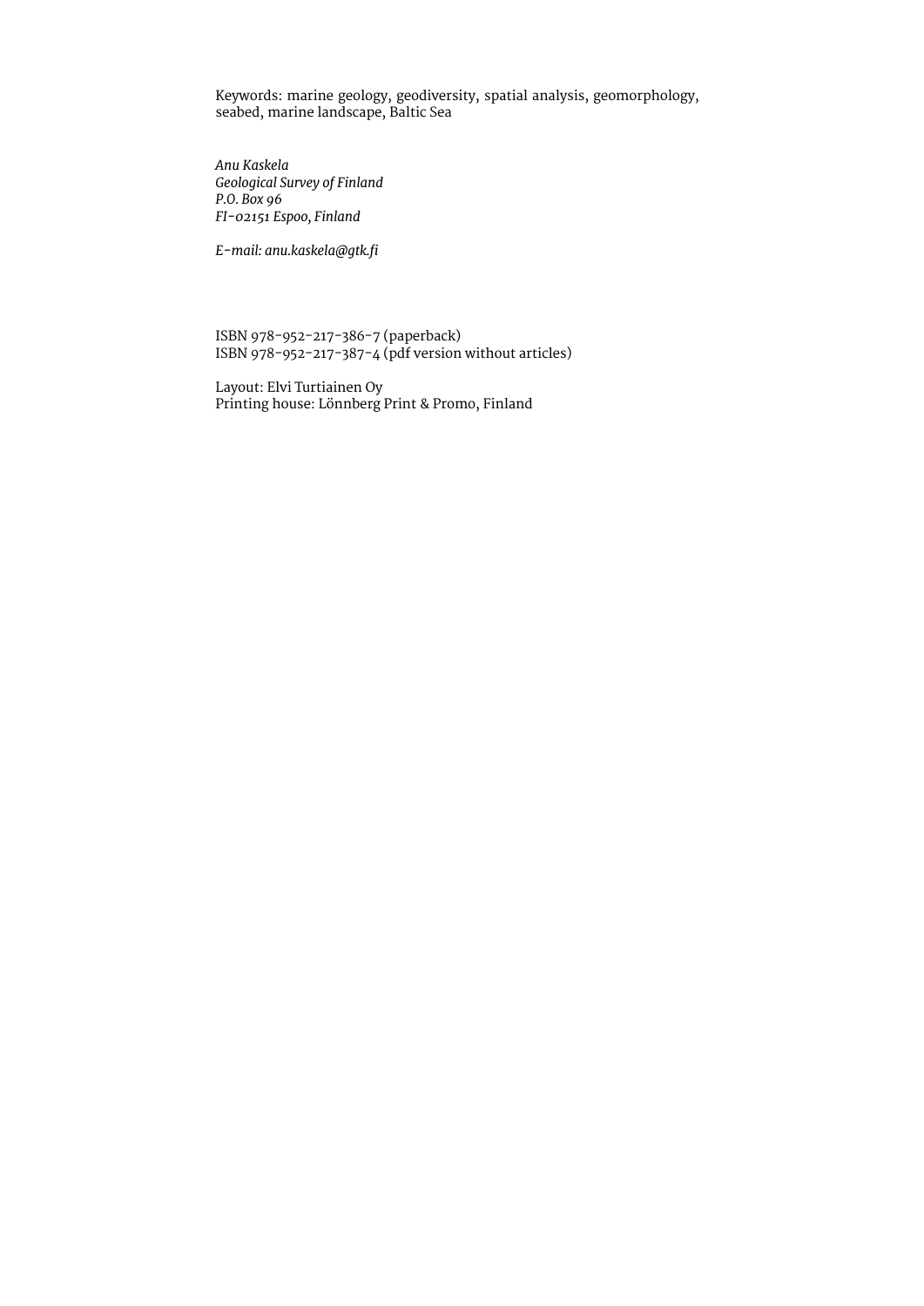Keywords: marine geology, geodiversity, spatial analysis, geomorphology, seabed, marine landscape, Baltic Sea

*Anu Kaskela*
*Geological Survey of Finland*
*P.O. Box 96*
*FI-02151 Espoo, Finland*

*E-mail: anu.kaskela@gtk.fi*

ISBN 978-952-217-386-7 (paperback)
ISBN 978-952-217-387-4 (pdf version without articles)

Layout: Elvi Turtiainen Oy
Printing house: Lönnberg Print & Promo, Finland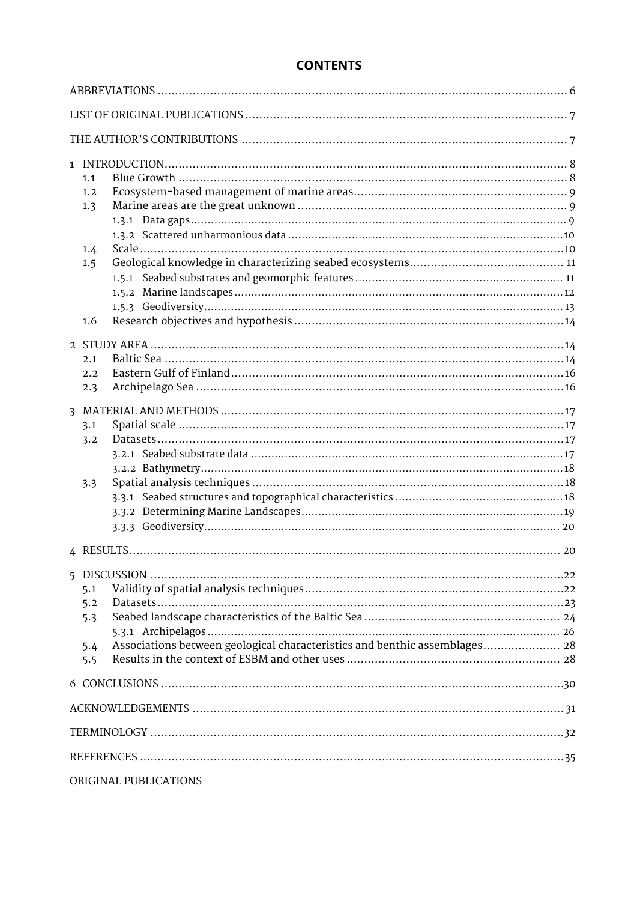## CONTENTS

ABBREVIATIONS ..... 6

LIST OF ORIGINAL PUBLICATIONS ..... 7

THE AUTHOR'S CONTRIBUTIONS ..... 7

1 INTRODUCTION ..... 8
- 1.1 Blue Growth ..... 8
- 1.2 Ecosystem-based management of marine areas ..... 9
- 1.3 Marine areas are the great unknown ..... 9
  - 1.3.1 Data gaps ..... 9
  - 1.3.2 Scattered unharmonious data ..... 10
- 1.4 Scale ..... 10
- 1.5 Geological knowledge in characterizing seabed ecosystems ..... 11
  - 1.5.1 Seabed substrates and geomorphic features ..... 11
  - 1.5.2 Marine landscapes ..... 12
  - 1.5.3 Geodiversity ..... 13
- 1.6 Research objectives and hypothesis ..... 14

2 STUDY AREA ..... 14
- 2.1 Baltic Sea ..... 14
- 2.2 Eastern Gulf of Finland ..... 16
- 2.3 Archipelago Sea ..... 16

3 MATERIAL AND METHODS ..... 17
- 3.1 Spatial scale ..... 17
- 3.2 Datasets ..... 17
  - 3.2.1 Seabed substrate data ..... 17
  - 3.2.2 Bathymetry ..... 18
- 3.3 Spatial analysis techniques ..... 18
  - 3.3.1 Seabed structures and topographical characteristics ..... 18
  - 3.3.2 Determining Marine Landscapes ..... 19
  - 3.3.3 Geodiversity ..... 20

4 RESULTS ..... 20

5 DISCUSSION ..... 22
- 5.1 Validity of spatial analysis techniques ..... 22
- 5.2 Datasets ..... 23
- 5.3 Seabed landscape characteristics of the Baltic Sea ..... 24
  - 5.3.1 Archipelagos ..... 26
- 5.4 Associations between geological characteristics and benthic assemblages ..... 28
- 5.5 Results in the context of ESBM and other uses ..... 28

6 CONCLUSIONS ..... 30

ACKNOWLEDGEMENTS ..... 31

TERMINOLOGY ..... 32

REFERENCES ..... 35

ORIGINAL PUBLICATIONS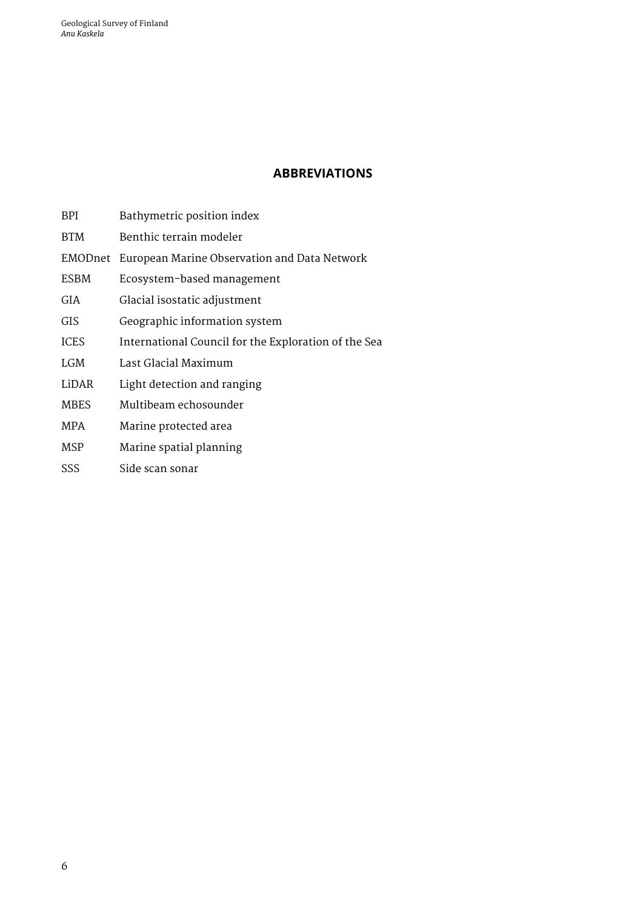## ABBREVIATIONS

| | |
|---|---|
| BPI | Bathymetric position index |
| BTM | Benthic terrain modeler |
| EMODnet | European Marine Observation and Data Network |
| ESBM | Ecosystem-based management |
| GIA | Glacial isostatic adjustment |
| GIS | Geographic information system |
| ICES | International Council for the Exploration of the Sea |
| LGM | Last Glacial Maximum |
| LiDAR | Light detection and ranging |
| MBES | Multibeam echosounder |
| MPA | Marine protected area |
| MSP | Marine spatial planning |
| SSS | Side scan sonar |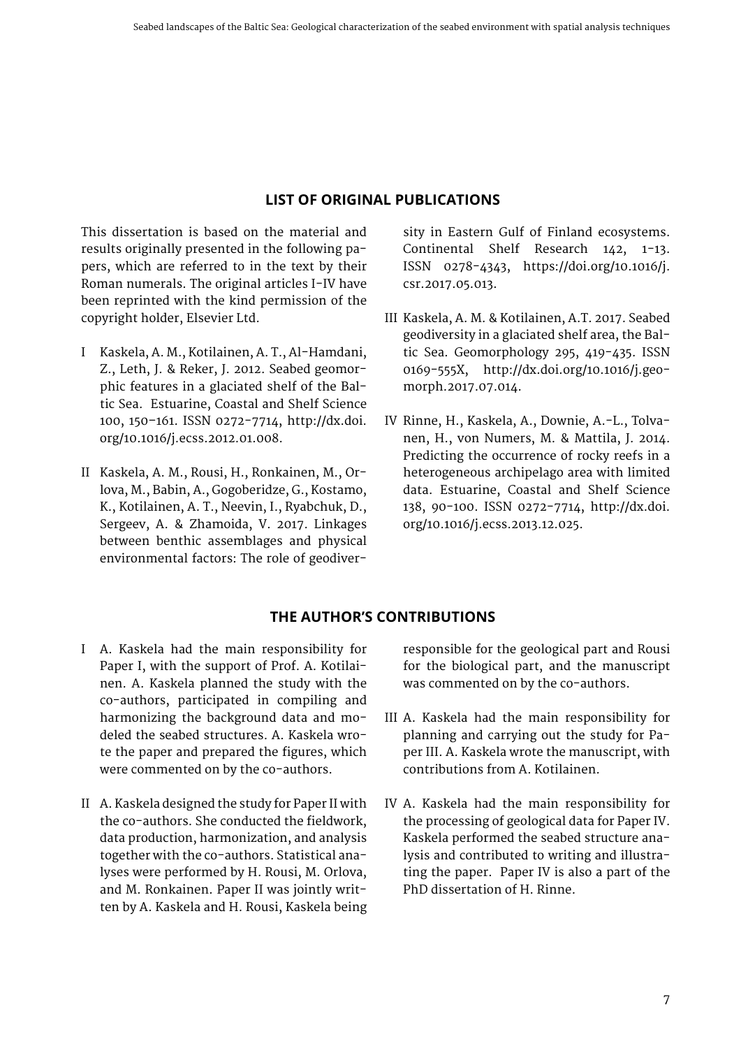## LIST OF ORIGINAL PUBLICATIONS

This dissertation is based on the material and results originally presented in the following papers, which are referred to in the text by their Roman numerals. The original articles I-IV have been reprinted with the kind permission of the copyright holder, Elsevier Ltd.

I Kaskela, A. M., Kotilainen, A. T., Al-Hamdani, Z., Leth, J. & Reker, J. 2012. Seabed geomorphic features in a glaciated shelf of the Baltic Sea. Estuarine, Coastal and Shelf Science 100, 150–161. ISSN 0272-7714, http://dx.doi.org/10.1016/j.ecss.2012.01.008.

II Kaskela, A. M., Rousi, H., Ronkainen, M., Orlova, M., Babin, A., Gogoberidze, G., Kostamo, K., Kotilainen, A. T., Neevin, I., Ryabchuk, D., Sergeev, A. & Zhamoida, V. 2017. Linkages between benthic assemblages and physical environmental factors: The role of geodiversity in Eastern Gulf of Finland ecosystems. Continental Shelf Research 142, 1-13. ISSN 0278-4343, https://doi.org/10.1016/j.csr.2017.05.013.

III Kaskela, A. M. & Kotilainen, A.T. 2017. Seabed geodiversity in a glaciated shelf area, the Baltic Sea. Geomorphology 295, 419-435. ISSN 0169-555X, http://dx.doi.org/10.1016/j.geomorph.2017.07.014.

IV Rinne, H., Kaskela, A., Downie, A.-L., Tolvanen, H., von Numers, M. & Mattila, J. 2014. Predicting the occurrence of rocky reefs in a heterogeneous archipelago area with limited data. Estuarine, Coastal and Shelf Science 138, 90-100. ISSN 0272-7714, http://dx.doi.org/10.1016/j.ecss.2013.12.025.

## THE AUTHOR'S CONTRIBUTIONS

I A. Kaskela had the main responsibility for Paper I, with the support of Prof. A. Kotilainen. A. Kaskela planned the study with the co-authors, participated in compiling and harmonizing the background data and modeled the seabed structures. A. Kaskela wrote the paper and prepared the figures, which were commented on by the co-authors.

II A. Kaskela designed the study for Paper II with the co-authors. She conducted the fieldwork, data production, harmonization, and analysis together with the co-authors. Statistical analyses were performed by H. Rousi, M. Orlova, and M. Ronkainen. Paper II was jointly written by A. Kaskela and H. Rousi, Kaskela being responsible for the geological part and Rousi for the biological part, and the manuscript was commented on by the co-authors.

III A. Kaskela had the main responsibility for planning and carrying out the study for Paper III. A. Kaskela wrote the manuscript, with contributions from A. Kotilainen.

IV A. Kaskela had the main responsibility for the processing of geological data for Paper IV. Kaskela performed the seabed structure analysis and contributed to writing and illustrating the paper. Paper IV is also a part of the PhD dissertation of H. Rinne.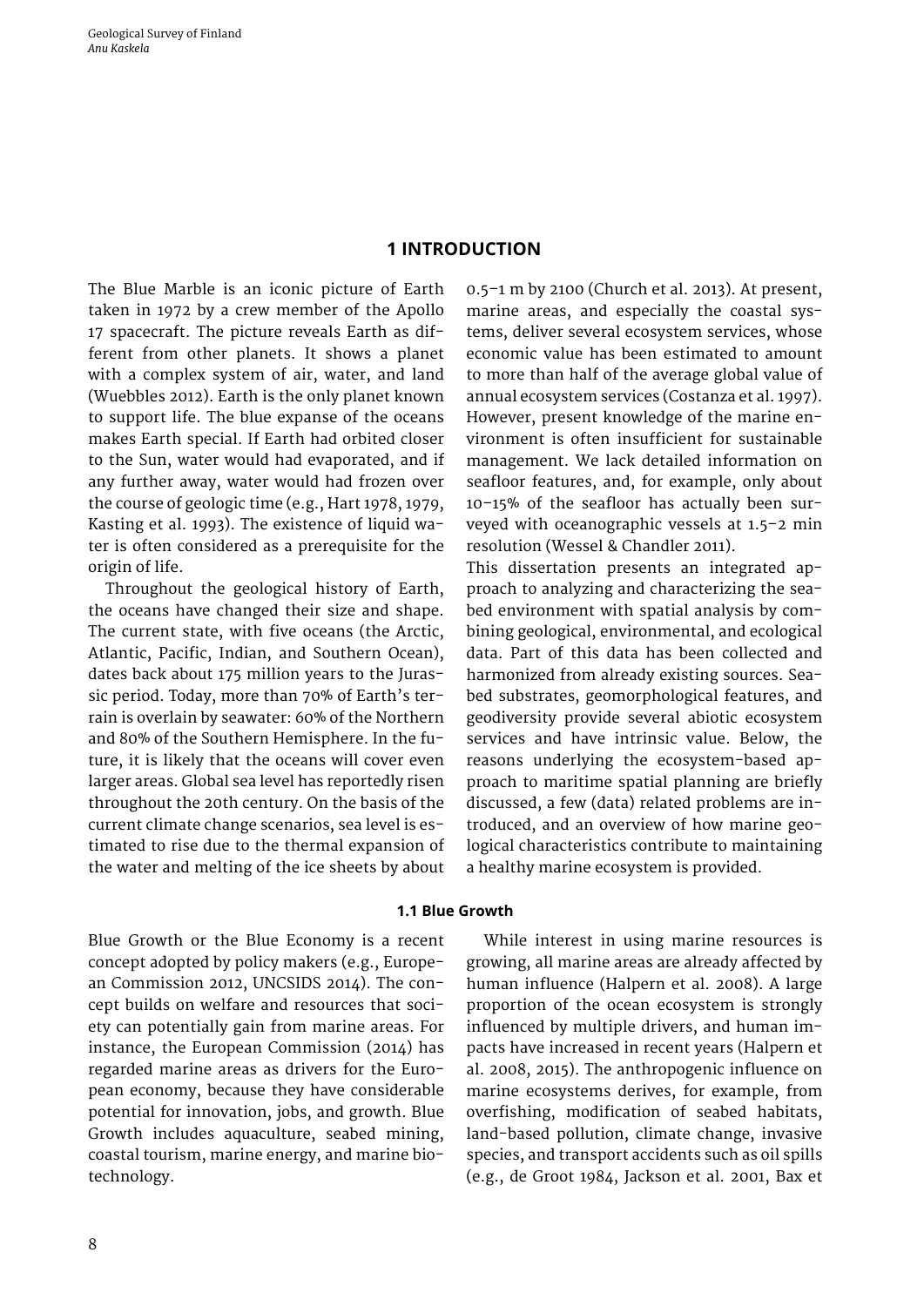# 1 INTRODUCTION

The Blue Marble is an iconic picture of Earth taken in 1972 by a crew member of the Apollo 17 spacecraft. The picture reveals Earth as different from other planets. It shows a planet with a complex system of air, water, and land (Wuebbles 2012). Earth is the only planet known to support life. The blue expanse of the oceans makes Earth special. If Earth had orbited closer to the Sun, water would had evaporated, and if any further away, water would had frozen over the course of geologic time (e.g., Hart 1978, 1979, Kasting et al. 1993). The existence of liquid water is often considered as a prerequisite for the origin of life.

Throughout the geological history of Earth, the oceans have changed their size and shape. The current state, with five oceans (the Arctic, Atlantic, Pacific, Indian, and Southern Ocean), dates back about 175 million years to the Jurassic period. Today, more than 70% of Earth's terrain is overlain by seawater: 60% of the Northern and 80% of the Southern Hemisphere. In the future, it is likely that the oceans will cover even larger areas. Global sea level has reportedly risen throughout the 20th century. On the basis of the current climate change scenarios, sea level is estimated to rise due to the thermal expansion of the water and melting of the ice sheets by about 0.5–1 m by 2100 (Church et al. 2013). At present, marine areas, and especially the coastal systems, deliver several ecosystem services, whose economic value has been estimated to amount to more than half of the average global value of annual ecosystem services (Costanza et al. 1997). However, present knowledge of the marine environment is often insufficient for sustainable management. We lack detailed information on seafloor features, and, for example, only about 10–15% of the seafloor has actually been surveyed with oceanographic vessels at 1.5–2 min resolution (Wessel & Chandler 2011).

This dissertation presents an integrated approach to analyzing and characterizing the seabed environment with spatial analysis by combining geological, environmental, and ecological data. Part of this data has been collected and harmonized from already existing sources. Seabed substrates, geomorphological features, and geodiversity provide several abiotic ecosystem services and have intrinsic value. Below, the reasons underlying the ecosystem-based approach to maritime spatial planning are briefly discussed, a few (data) related problems are introduced, and an overview of how marine geological characteristics contribute to maintaining a healthy marine ecosystem is provided.

## 1.1 Blue Growth

Blue Growth or the Blue Economy is a recent concept adopted by policy makers (e.g., European Commission 2012, UNCSIDS 2014). The concept builds on welfare and resources that society can potentially gain from marine areas. For instance, the European Commission (2014) has regarded marine areas as drivers for the European economy, because they have considerable potential for innovation, jobs, and growth. Blue Growth includes aquaculture, seabed mining, coastal tourism, marine energy, and marine biotechnology.

While interest in using marine resources is growing, all marine areas are already affected by human influence (Halpern et al. 2008). A large proportion of the ocean ecosystem is strongly influenced by multiple drivers, and human impacts have increased in recent years (Halpern et al. 2008, 2015). The anthropogenic influence on marine ecosystems derives, for example, from overfishing, modification of seabed habitats, land-based pollution, climate change, invasive species, and transport accidents such as oil spills (e.g., de Groot 1984, Jackson et al. 2001, Bax et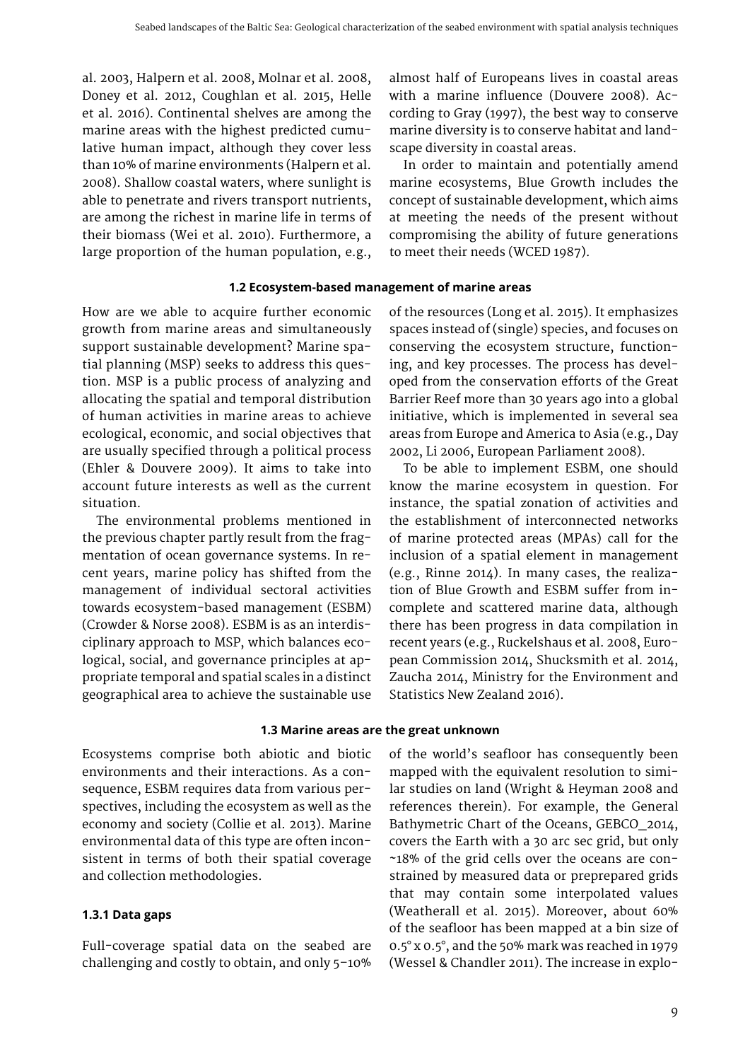al. 2003, Halpern et al. 2008, Molnar et al. 2008, Doney et al. 2012, Coughlan et al. 2015, Helle et al. 2016). Continental shelves are among the marine areas with the highest predicted cumulative human impact, although they cover less than 10% of marine environments (Halpern et al. 2008). Shallow coastal waters, where sunlight is able to penetrate and rivers transport nutrients, are among the richest in marine life in terms of their biomass (Wei et al. 2010). Furthermore, a large proportion of the human population, e.g., almost half of Europeans lives in coastal areas with a marine influence (Douvere 2008). According to Gray (1997), the best way to conserve marine diversity is to conserve habitat and landscape diversity in coastal areas.

In order to maintain and potentially amend marine ecosystems, Blue Growth includes the concept of sustainable development, which aims at meeting the needs of the present without compromising the ability of future generations to meet their needs (WCED 1987).

### 1.2 Ecosystem-based management of marine areas

How are we able to acquire further economic growth from marine areas and simultaneously support sustainable development? Marine spatial planning (MSP) seeks to address this question. MSP is a public process of analyzing and allocating the spatial and temporal distribution of human activities in marine areas to achieve ecological, economic, and social objectives that are usually specified through a political process (Ehler & Douvere 2009). It aims to take into account future interests as well as the current situation.

The environmental problems mentioned in the previous chapter partly result from the fragmentation of ocean governance systems. In recent years, marine policy has shifted from the management of individual sectoral activities towards ecosystem-based management (ESBM) (Crowder & Norse 2008). ESBM is as an interdisciplinary approach to MSP, which balances ecological, social, and governance principles at appropriate temporal and spatial scales in a distinct geographical area to achieve the sustainable use of the resources (Long et al. 2015). It emphasizes spaces instead of (single) species, and focuses on conserving the ecosystem structure, functioning, and key processes. The process has developed from the conservation efforts of the Great Barrier Reef more than 30 years ago into a global initiative, which is implemented in several sea areas from Europe and America to Asia (e.g., Day 2002, Li 2006, European Parliament 2008).

To be able to implement ESBM, one should know the marine ecosystem in question. For instance, the spatial zonation of activities and the establishment of interconnected networks of marine protected areas (MPAs) call for the inclusion of a spatial element in management (e.g., Rinne 2014). In many cases, the realization of Blue Growth and ESBM suffer from incomplete and scattered marine data, although there has been progress in data compilation in recent years (e.g., Ruckelshaus et al. 2008, European Commission 2014, Shucksmith et al. 2014, Zaucha 2014, Ministry for the Environment and Statistics New Zealand 2016).

### 1.3 Marine areas are the great unknown

Ecosystems comprise both abiotic and biotic environments and their interactions. As a consequence, ESBM requires data from various perspectives, including the ecosystem as well as the economy and society (Collie et al. 2013). Marine environmental data of this type are often inconsistent in terms of both their spatial coverage and collection methodologies.

#### 1.3.1 Data gaps

Full-coverage spatial data on the seabed are challenging and costly to obtain, and only 5–10% of the world's seafloor has consequently been mapped with the equivalent resolution to similar studies on land (Wright & Heyman 2008 and references therein). For example, the General Bathymetric Chart of the Oceans, GEBCO_2014, covers the Earth with a 30 arc sec grid, but only ~18% of the grid cells over the oceans are constrained by measured data or preprepared grids that may contain some interpolated values (Weatherall et al. 2015). Moreover, about 60% of the seafloor has been mapped at a bin size of 0.5° x 0.5°, and the 50% mark was reached in 1979 (Wessel & Chandler 2011). The increase in explo-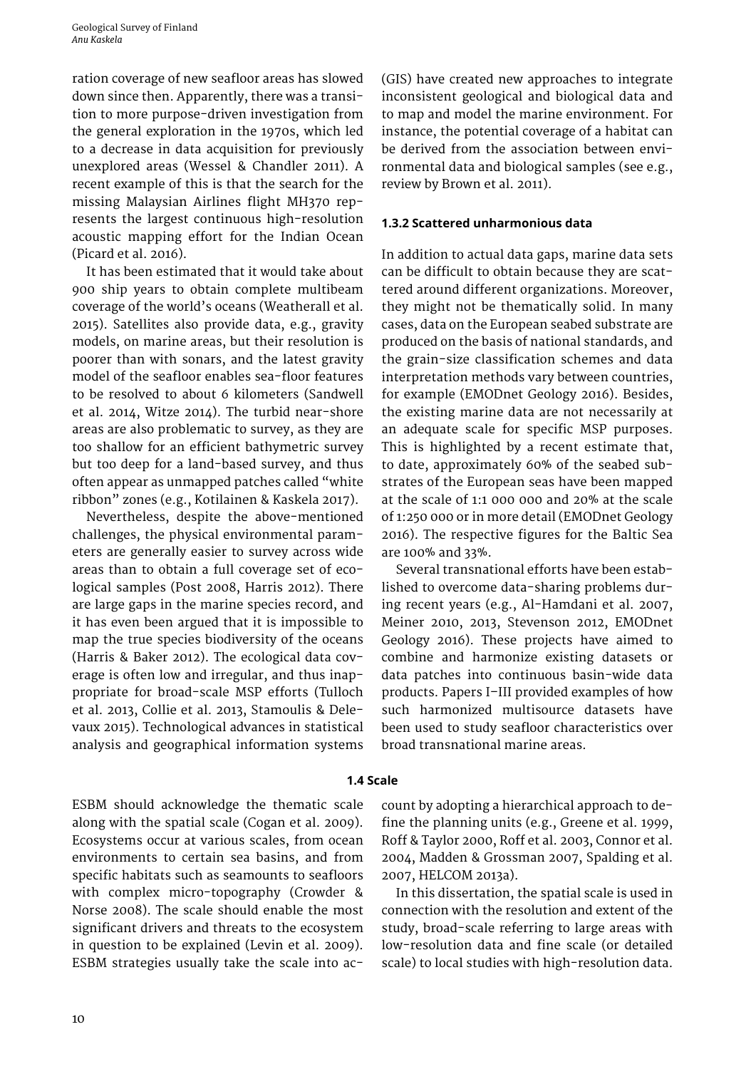ration coverage of new seafloor areas has slowed down since then. Apparently, there was a transition to more purpose-driven investigation from the general exploration in the 1970s, which led to a decrease in data acquisition for previously unexplored areas (Wessel & Chandler 2011). A recent example of this is that the search for the missing Malaysian Airlines flight MH370 represents the largest continuous high-resolution acoustic mapping effort for the Indian Ocean (Picard et al. 2016).

It has been estimated that it would take about 900 ship years to obtain complete multibeam coverage of the world's oceans (Weatherall et al. 2015). Satellites also provide data, e.g., gravity models, on marine areas, but their resolution is poorer than with sonars, and the latest gravity model of the seafloor enables sea-floor features to be resolved to about 6 kilometers (Sandwell et al. 2014, Witze 2014). The turbid near-shore areas are also problematic to survey, as they are too shallow for an efficient bathymetric survey but too deep for a land-based survey, and thus often appear as unmapped patches called "white ribbon" zones (e.g., Kotilainen & Kaskela 2017).

Nevertheless, despite the above-mentioned challenges, the physical environmental parameters are generally easier to survey across wide areas than to obtain a full coverage set of ecological samples (Post 2008, Harris 2012). There are large gaps in the marine species record, and it has even been argued that it is impossible to map the true species biodiversity of the oceans (Harris & Baker 2012). The ecological data coverage is often low and irregular, and thus inappropriate for broad-scale MSP efforts (Tulloch et al. 2013, Collie et al. 2013, Stamoulis & Delevaux 2015). Technological advances in statistical analysis and geographical information systems (GIS) have created new approaches to integrate inconsistent geological and biological data and to map and model the marine environment. For instance, the potential coverage of a habitat can be derived from the association between environmental data and biological samples (see e.g., review by Brown et al. 2011).

### 1.3.2 Scattered unharmonious data

In addition to actual data gaps, marine data sets can be difficult to obtain because they are scattered around different organizations. Moreover, they might not be thematically solid. In many cases, data on the European seabed substrate are produced on the basis of national standards, and the grain-size classification schemes and data interpretation methods vary between countries, for example (EMODnet Geology 2016). Besides, the existing marine data are not necessarily at an adequate scale for specific MSP purposes. This is highlighted by a recent estimate that, to date, approximately 60% of the seabed substrates of the European seas have been mapped at the scale of 1:1 000 000 and 20% at the scale of 1:250 000 or in more detail (EMODnet Geology 2016). The respective figures for the Baltic Sea are 100% and 33%.

Several transnational efforts have been established to overcome data-sharing problems during recent years (e.g., Al-Hamdani et al. 2007, Meiner 2010, 2013, Stevenson 2012, EMODnet Geology 2016). These projects have aimed to combine and harmonize existing datasets or data patches into continuous basin-wide data products. Papers I–III provided examples of how such harmonized multisource datasets have been used to study seafloor characteristics over broad transnational marine areas.

## 1.4 Scale

ESBM should acknowledge the thematic scale along with the spatial scale (Cogan et al. 2009). Ecosystems occur at various scales, from ocean environments to certain sea basins, and from specific habitats such as seamounts to seafloors with complex micro-topography (Crowder & Norse 2008). The scale should enable the most significant drivers and threats to the ecosystem in question to be explained (Levin et al. 2009). ESBM strategies usually take the scale into account by adopting a hierarchical approach to define the planning units (e.g., Greene et al. 1999, Roff & Taylor 2000, Roff et al. 2003, Connor et al. 2004, Madden & Grossman 2007, Spalding et al. 2007, HELCOM 2013a).

In this dissertation, the spatial scale is used in connection with the resolution and extent of the study, broad-scale referring to large areas with low-resolution data and fine scale (or detailed scale) to local studies with high-resolution data.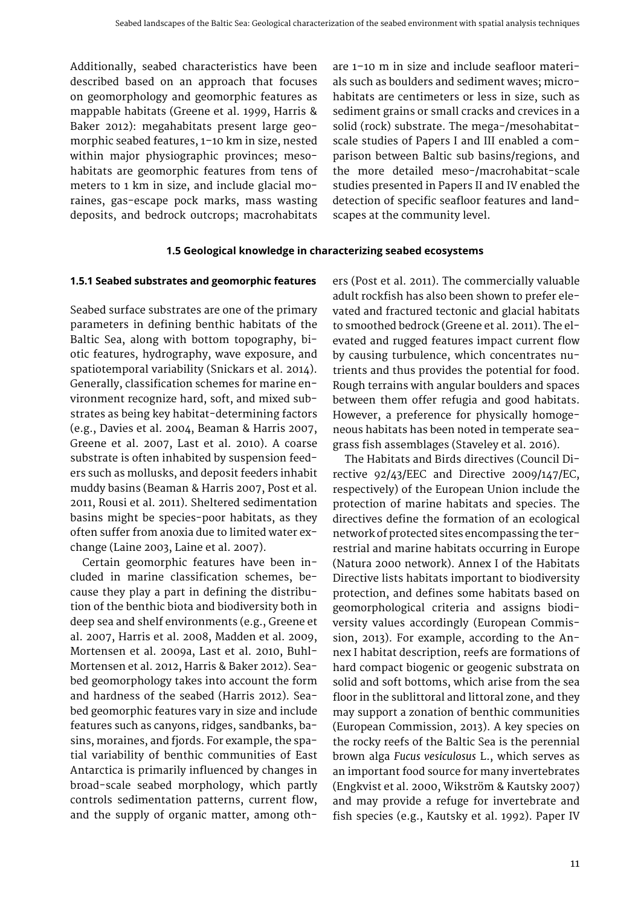Additionally, seabed characteristics have been described based on an approach that focuses on geomorphology and geomorphic features as mappable habitats (Greene et al. 1999, Harris & Baker 2012): megahabitats present large geomorphic seabed features, 1–10 km in size, nested within major physiographic provinces; mesohabitats are geomorphic features from tens of meters to 1 km in size, and include glacial moraines, gas-escape pock marks, mass wasting deposits, and bedrock outcrops; macrohabitats are 1–10 m in size and include seafloor materials such as boulders and sediment waves; microhabitats are centimeters or less in size, such as sediment grains or small cracks and crevices in a solid (rock) substrate. The mega-/mesohabitat-scale studies of Papers I and III enabled a comparison between Baltic sub basins/regions, and the more detailed meso-/macrohabitat-scale studies presented in Papers II and IV enabled the detection of specific seafloor features and landscapes at the community level.

## 1.5 Geological knowledge in characterizing seabed ecosystems

### 1.5.1 Seabed substrates and geomorphic features

Seabed surface substrates are one of the primary parameters in defining benthic habitats of the Baltic Sea, along with bottom topography, biotic features, hydrography, wave exposure, and spatiotemporal variability (Snickars et al. 2014). Generally, classification schemes for marine environment recognize hard, soft, and mixed substrates as being key habitat-determining factors (e.g., Davies et al. 2004, Beaman & Harris 2007, Greene et al. 2007, Last et al. 2010). A coarse substrate is often inhabited by suspension feeders such as mollusks, and deposit feeders inhabit muddy basins (Beaman & Harris 2007, Post et al. 2011, Rousi et al. 2011). Sheltered sedimentation basins might be species-poor habitats, as they often suffer from anoxia due to limited water exchange (Laine 2003, Laine et al. 2007).

Certain geomorphic features have been included in marine classification schemes, because they play a part in defining the distribution of the benthic biota and biodiversity both in deep sea and shelf environments (e.g., Greene et al. 2007, Harris et al. 2008, Madden et al. 2009, Mortensen et al. 2009a, Last et al. 2010, Buhl-Mortensen et al. 2012, Harris & Baker 2012). Seabed geomorphology takes into account the form and hardness of the seabed (Harris 2012). Seabed geomorphic features vary in size and include features such as canyons, ridges, sandbanks, basins, moraines, and fjords. For example, the spatial variability of benthic communities of East Antarctica is primarily influenced by changes in broad-scale seabed morphology, which partly controls sedimentation patterns, current flow, and the supply of organic matter, among others (Post et al. 2011). The commercially valuable adult rockfish has also been shown to prefer elevated and fractured tectonic and glacial habitats to smoothed bedrock (Greene et al. 2011). The elevated and rugged features impact current flow by causing turbulence, which concentrates nutrients and thus provides the potential for food. Rough terrains with angular boulders and spaces between them offer refugia and good habitats. However, a preference for physically homogeneous habitats has been noted in temperate seagrass fish assemblages (Staveley et al. 2016).

The Habitats and Birds directives (Council Directive 92/43/EEC and Directive 2009/147/EC, respectively) of the European Union include the protection of marine habitats and species. The directives define the formation of an ecological network of protected sites encompassing the terrestrial and marine habitats occurring in Europe (Natura 2000 network). Annex I of the Habitats Directive lists habitats important to biodiversity protection, and defines some habitats based on geomorphological criteria and assigns biodiversity values accordingly (European Commission, 2013). For example, according to the Annex I habitat description, reefs are formations of hard compact biogenic or geogenic substrata on solid and soft bottoms, which arise from the sea floor in the sublittoral and littoral zone, and they may support a zonation of benthic communities (European Commission, 2013). A key species on the rocky reefs of the Baltic Sea is the perennial brown alga *Fucus vesiculosus* L., which serves as an important food source for many invertebrates (Engkvist et al. 2000, Wikström & Kautsky 2007) and may provide a refuge for invertebrate and fish species (e.g., Kautsky et al. 1992). Paper IV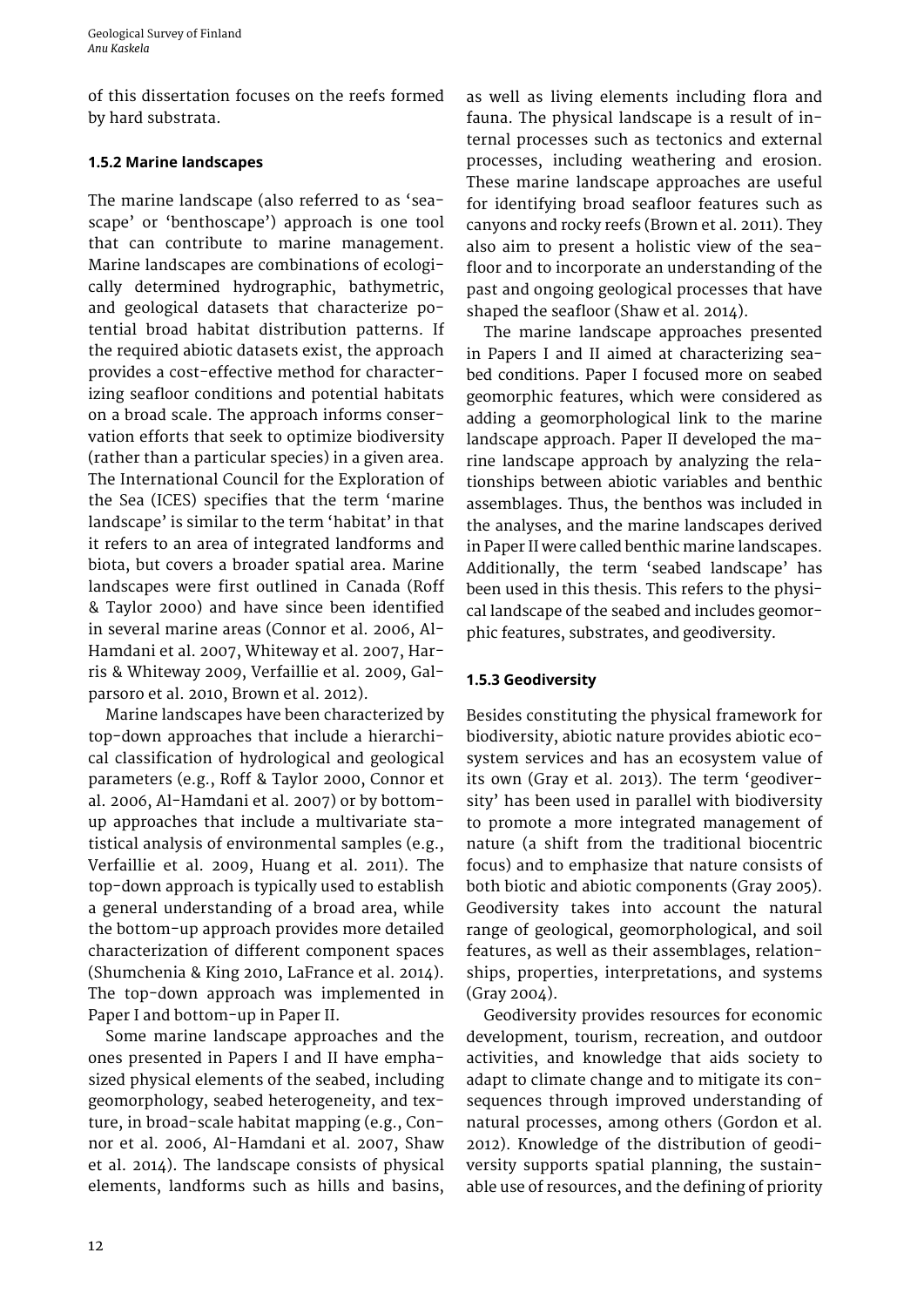of this dissertation focuses on the reefs formed by hard substrata.

### 1.5.2 Marine landscapes

The marine landscape (also referred to as 'seascape' or 'benthoscape') approach is one tool that can contribute to marine management. Marine landscapes are combinations of ecologically determined hydrographic, bathymetric, and geological datasets that characterize potential broad habitat distribution patterns. If the required abiotic datasets exist, the approach provides a cost-effective method for characterizing seafloor conditions and potential habitats on a broad scale. The approach informs conservation efforts that seek to optimize biodiversity (rather than a particular species) in a given area. The International Council for the Exploration of the Sea (ICES) specifies that the term 'marine landscape' is similar to the term 'habitat' in that it refers to an area of integrated landforms and biota, but covers a broader spatial area. Marine landscapes were first outlined in Canada (Roff & Taylor 2000) and have since been identified in several marine areas (Connor et al. 2006, Al-Hamdani et al. 2007, Whiteway et al. 2007, Harris & Whiteway 2009, Verfaillie et al. 2009, Galparsoro et al. 2010, Brown et al. 2012).

Marine landscapes have been characterized by top-down approaches that include a hierarchical classification of hydrological and geological parameters (e.g., Roff & Taylor 2000, Connor et al. 2006, Al-Hamdani et al. 2007) or by bottom-up approaches that include a multivariate statistical analysis of environmental samples (e.g., Verfaillie et al. 2009, Huang et al. 2011). The top-down approach is typically used to establish a general understanding of a broad area, while the bottom-up approach provides more detailed characterization of different component spaces (Shumchenia & King 2010, LaFrance et al. 2014). The top-down approach was implemented in Paper I and bottom-up in Paper II.

Some marine landscape approaches and the ones presented in Papers I and II have emphasized physical elements of the seabed, including geomorphology, seabed heterogeneity, and texture, in broad-scale habitat mapping (e.g., Connor et al. 2006, Al-Hamdani et al. 2007, Shaw et al. 2014). The landscape consists of physical elements, landforms such as hills and basins, as well as living elements including flora and fauna. The physical landscape is a result of internal processes such as tectonics and external processes, including weathering and erosion. These marine landscape approaches are useful for identifying broad seafloor features such as canyons and rocky reefs (Brown et al. 2011). They also aim to present a holistic view of the seafloor and to incorporate an understanding of the past and ongoing geological processes that have shaped the seafloor (Shaw et al. 2014).

The marine landscape approaches presented in Papers I and II aimed at characterizing seabed conditions. Paper I focused more on seabed geomorphic features, which were considered as adding a geomorphological link to the marine landscape approach. Paper II developed the marine landscape approach by analyzing the relationships between abiotic variables and benthic assemblages. Thus, the benthos was included in the analyses, and the marine landscapes derived in Paper II were called benthic marine landscapes. Additionally, the term 'seabed landscape' has been used in this thesis. This refers to the physical landscape of the seabed and includes geomorphic features, substrates, and geodiversity.

### 1.5.3 Geodiversity

Besides constituting the physical framework for biodiversity, abiotic nature provides abiotic ecosystem services and has an ecosystem value of its own (Gray et al. 2013). The term 'geodiversity' has been used in parallel with biodiversity to promote a more integrated management of nature (a shift from the traditional biocentric focus) and to emphasize that nature consists of both biotic and abiotic components (Gray 2005). Geodiversity takes into account the natural range of geological, geomorphological, and soil features, as well as their assemblages, relationships, properties, interpretations, and systems (Gray 2004).

Geodiversity provides resources for economic development, tourism, recreation, and outdoor activities, and knowledge that aids society to adapt to climate change and to mitigate its consequences through improved understanding of natural processes, among others (Gordon et al. 2012). Knowledge of the distribution of geodiversity supports spatial planning, the sustainable use of resources, and the defining of priority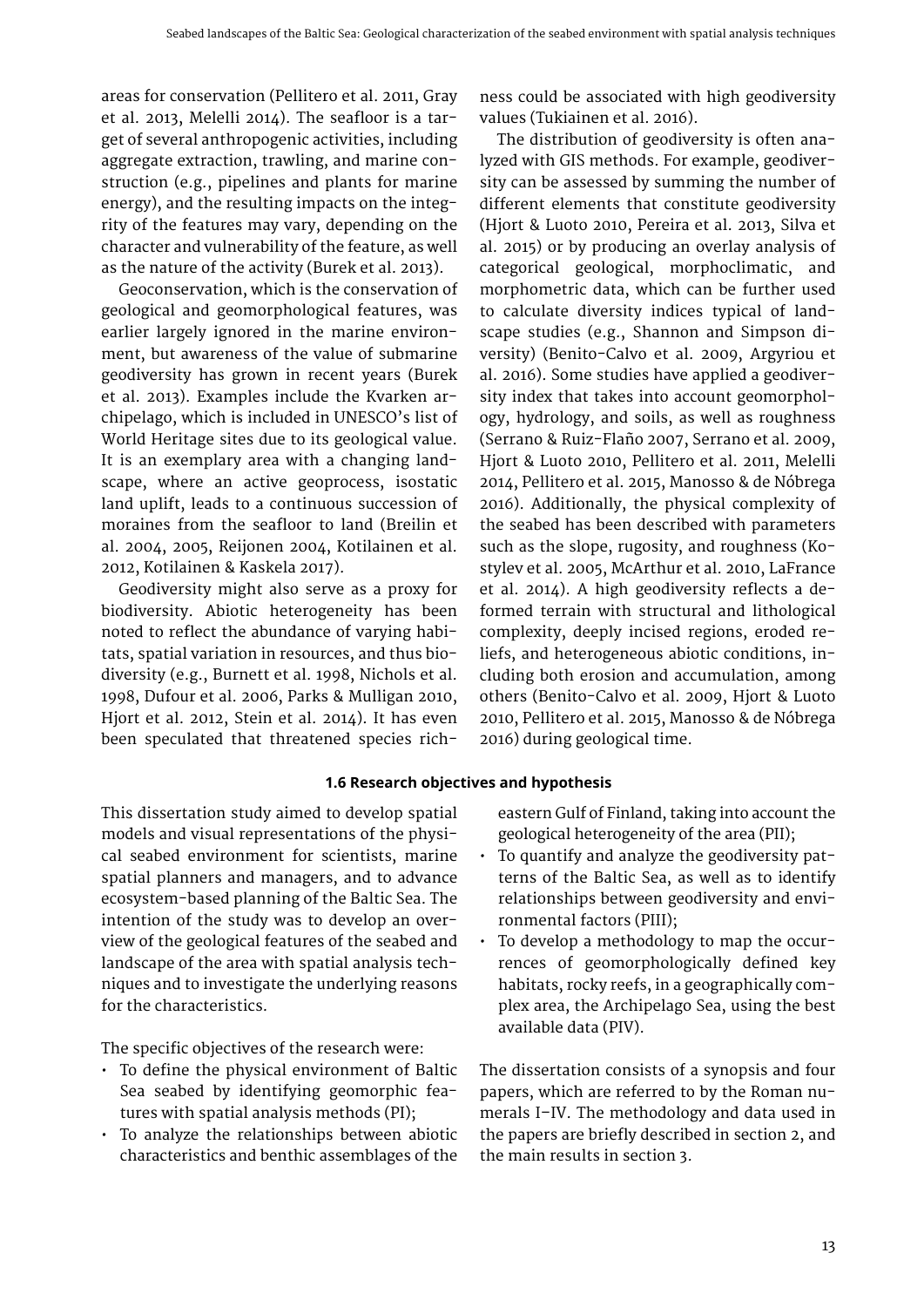areas for conservation (Pellitero et al. 2011, Gray et al. 2013, Melelli 2014). The seafloor is a target of several anthropogenic activities, including aggregate extraction, trawling, and marine construction (e.g., pipelines and plants for marine energy), and the resulting impacts on the integrity of the features may vary, depending on the character and vulnerability of the feature, as well as the nature of the activity (Burek et al. 2013).

Geoconservation, which is the conservation of geological and geomorphological features, was earlier largely ignored in the marine environment, but awareness of the value of submarine geodiversity has grown in recent years (Burek et al. 2013). Examples include the Kvarken archipelago, which is included in UNESCO's list of World Heritage sites due to its geological value. It is an exemplary area with a changing landscape, where an active geoprocess, isostatic land uplift, leads to a continuous succession of moraines from the seafloor to land (Breilin et al. 2004, 2005, Reijonen 2004, Kotilainen et al. 2012, Kotilainen & Kaskela 2017).

Geodiversity might also serve as a proxy for biodiversity. Abiotic heterogeneity has been noted to reflect the abundance of varying habitats, spatial variation in resources, and thus biodiversity (e.g., Burnett et al. 1998, Nichols et al. 1998, Dufour et al. 2006, Parks & Mulligan 2010, Hjort et al. 2012, Stein et al. 2014). It has even been speculated that threatened species richness could be associated with high geodiversity values (Tukiainen et al. 2016).

The distribution of geodiversity is often analyzed with GIS methods. For example, geodiversity can be assessed by summing the number of different elements that constitute geodiversity (Hjort & Luoto 2010, Pereira et al. 2013, Silva et al. 2015) or by producing an overlay analysis of categorical geological, morphoclimatic, and morphometric data, which can be further used to calculate diversity indices typical of landscape studies (e.g., Shannon and Simpson diversity) (Benito-Calvo et al. 2009, Argyriou et al. 2016). Some studies have applied a geodiversity index that takes into account geomorphology, hydrology, and soils, as well as roughness (Serrano & Ruiz-Flaño 2007, Serrano et al. 2009, Hjort & Luoto 2010, Pellitero et al. 2011, Melelli 2014, Pellitero et al. 2015, Manosso & de Nóbrega 2016). Additionally, the physical complexity of the seabed has been described with parameters such as the slope, rugosity, and roughness (Kostylev et al. 2005, McArthur et al. 2010, LaFrance et al. 2014). A high geodiversity reflects a deformed terrain with structural and lithological complexity, deeply incised regions, eroded reliefs, and heterogeneous abiotic conditions, including both erosion and accumulation, among others (Benito-Calvo et al. 2009, Hjort & Luoto 2010, Pellitero et al. 2015, Manosso & de Nóbrega 2016) during geological time.

### 1.6 Research objectives and hypothesis

This dissertation study aimed to develop spatial models and visual representations of the physical seabed environment for scientists, marine spatial planners and managers, and to advance ecosystem-based planning of the Baltic Sea. The intention of the study was to develop an overview of the geological features of the seabed and landscape of the area with spatial analysis techniques and to investigate the underlying reasons for the characteristics.

The specific objectives of the research were:

- To define the physical environment of Baltic Sea seabed by identifying geomorphic features with spatial analysis methods (PI);
- To analyze the relationships between abiotic characteristics and benthic assemblages of the eastern Gulf of Finland, taking into account the geological heterogeneity of the area (PII);
- To quantify and analyze the geodiversity patterns of the Baltic Sea, as well as to identify relationships between geodiversity and environmental factors (PIII);
- To develop a methodology to map the occurrences of geomorphologically defined key habitats, rocky reefs, in a geographically complex area, the Archipelago Sea, using the best available data (PIV).

The dissertation consists of a synopsis and four papers, which are referred to by the Roman numerals I–IV. The methodology and data used in the papers are briefly described in section 2, and the main results in section 3.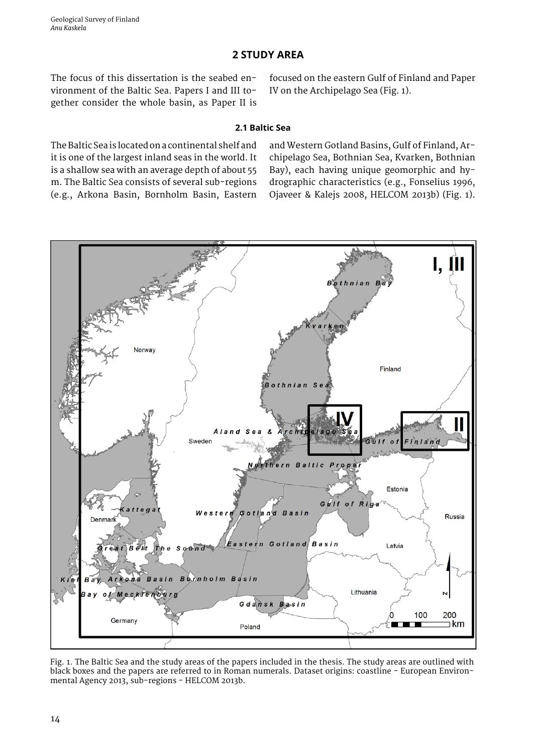## 2 STUDY AREA

The focus of this dissertation is the seabed environment of the Baltic Sea. Papers I and III together consider the whole basin, as Paper II is focused on the eastern Gulf of Finland and Paper IV on the Archipelago Sea (Fig. 1).

### 2.1 Baltic Sea

The Baltic Sea is located on a continental shelf and it is one of the largest inland seas in the world. It is a shallow sea with an average depth of about 55 m. The Baltic Sea consists of several sub-regions (e.g., Arkona Basin, Bornholm Basin, Eastern and Western Gotland Basins, Gulf of Finland, Archipelago Sea, Bothnian Sea, Kvarken, Bothnian Bay), each having unique geomorphic and hydrographic characteristics (e.g., Fonselius 1996, Ojaveer & Kalejs 2008, HELCOM 2013b) (Fig. 1).

Fig. 1. The Baltic Sea and the study areas of the papers included in the thesis. The study areas are outlined with black boxes and the papers are referred to in Roman numerals. Dataset origins: coastline - European Environmental Agency 2013, sub-regions - HELCOM 2013b.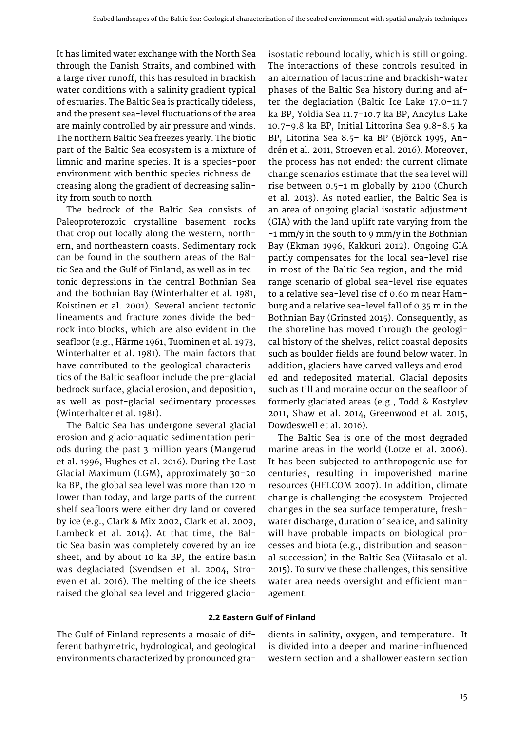It has limited water exchange with the North Sea through the Danish Straits, and combined with a large river runoff, this has resulted in brackish water conditions with a salinity gradient typical of estuaries. The Baltic Sea is practically tideless, and the present sea-level fluctuations of the area are mainly controlled by air pressure and winds. The northern Baltic Sea freezes yearly. The biotic part of the Baltic Sea ecosystem is a mixture of limnic and marine species. It is a species-poor environment with benthic species richness decreasing along the gradient of decreasing salinity from south to north.

The bedrock of the Baltic Sea consists of Paleoproterozoic crystalline basement rocks that crop out locally along the western, northern, and northeastern coasts. Sedimentary rock can be found in the southern areas of the Baltic Sea and the Gulf of Finland, as well as in tectonic depressions in the central Bothnian Sea and the Bothnian Bay (Winterhalter et al. 1981, Koistinen et al. 2001). Several ancient tectonic lineaments and fracture zones divide the bedrock into blocks, which are also evident in the seafloor (e.g., Härme 1961, Tuominen et al. 1973, Winterhalter et al. 1981). The main factors that have contributed to the geological characteristics of the Baltic seafloor include the pre-glacial bedrock surface, glacial erosion, and deposition, as well as post-glacial sedimentary processes (Winterhalter et al. 1981).

The Baltic Sea has undergone several glacial erosion and glacio-aquatic sedimentation periods during the past 3 million years (Mangerud et al. 1996, Hughes et al. 2016). During the Last Glacial Maximum (LGM), approximately 30–20 ka BP, the global sea level was more than 120 m lower than today, and large parts of the current shelf seafloors were either dry land or covered by ice (e.g., Clark & Mix 2002, Clark et al. 2009, Lambeck et al. 2014). At that time, the Baltic Sea basin was completely covered by an ice sheet, and by about 10 ka BP, the entire basin was deglaciated (Svendsen et al. 2004, Stroeven et al. 2016). The melting of the ice sheets raised the global sea level and triggered glacio-isostatic rebound locally, which is still ongoing. The interactions of these controls resulted in an alternation of lacustrine and brackish-water phases of the Baltic Sea history during and after the deglaciation (Baltic Ice Lake 17.0–11.7 ka BP, Yoldia Sea 11.7–10.7 ka BP, Ancylus Lake 10.7–9.8 ka BP, Initial Littorina Sea 9.8–8.5 ka BP, Litorina Sea 8.5– ka BP (Björck 1995, Andrén et al. 2011, Stroeven et al. 2016). Moreover, the process has not ended: the current climate change scenarios estimate that the sea level will rise between 0.5–1 m globally by 2100 (Church et al. 2013). As noted earlier, the Baltic Sea is an area of ongoing glacial isostatic adjustment (GIA) with the land uplift rate varying from the -1 mm/y in the south to 9 mm/y in the Bothnian Bay (Ekman 1996, Kakkuri 2012). Ongoing GIA partly compensates for the local sea-level rise in most of the Baltic Sea region, and the mid-range scenario of global sea-level rise equates to a relative sea-level rise of 0.60 m near Hamburg and a relative sea-level fall of 0.35 m in the Bothnian Bay (Grinsted 2015). Consequently, as the shoreline has moved through the geological history of the shelves, relict coastal deposits such as boulder fields are found below water. In addition, glaciers have carved valleys and eroded and redeposited material. Glacial deposits such as till and moraine occur on the seafloor of formerly glaciated areas (e.g., Todd & Kostylev 2011, Shaw et al. 2014, Greenwood et al. 2015, Dowdeswell et al. 2016).

The Baltic Sea is one of the most degraded marine areas in the world (Lotze et al. 2006). It has been subjected to anthropogenic use for centuries, resulting in impoverished marine resources (HELCOM 2007). In addition, climate change is challenging the ecosystem. Projected changes in the sea surface temperature, freshwater discharge, duration of sea ice, and salinity will have probable impacts on biological processes and biota (e.g., distribution and seasonal succession) in the Baltic Sea (Viitasalo et al. 2015). To survive these challenges, this sensitive water area needs oversight and efficient management.

### 2.2 Eastern Gulf of Finland

The Gulf of Finland represents a mosaic of different bathymetric, hydrological, and geological environments characterized by pronounced gradients in salinity, oxygen, and temperature. It is divided into a deeper and marine-influenced western section and a shallower eastern section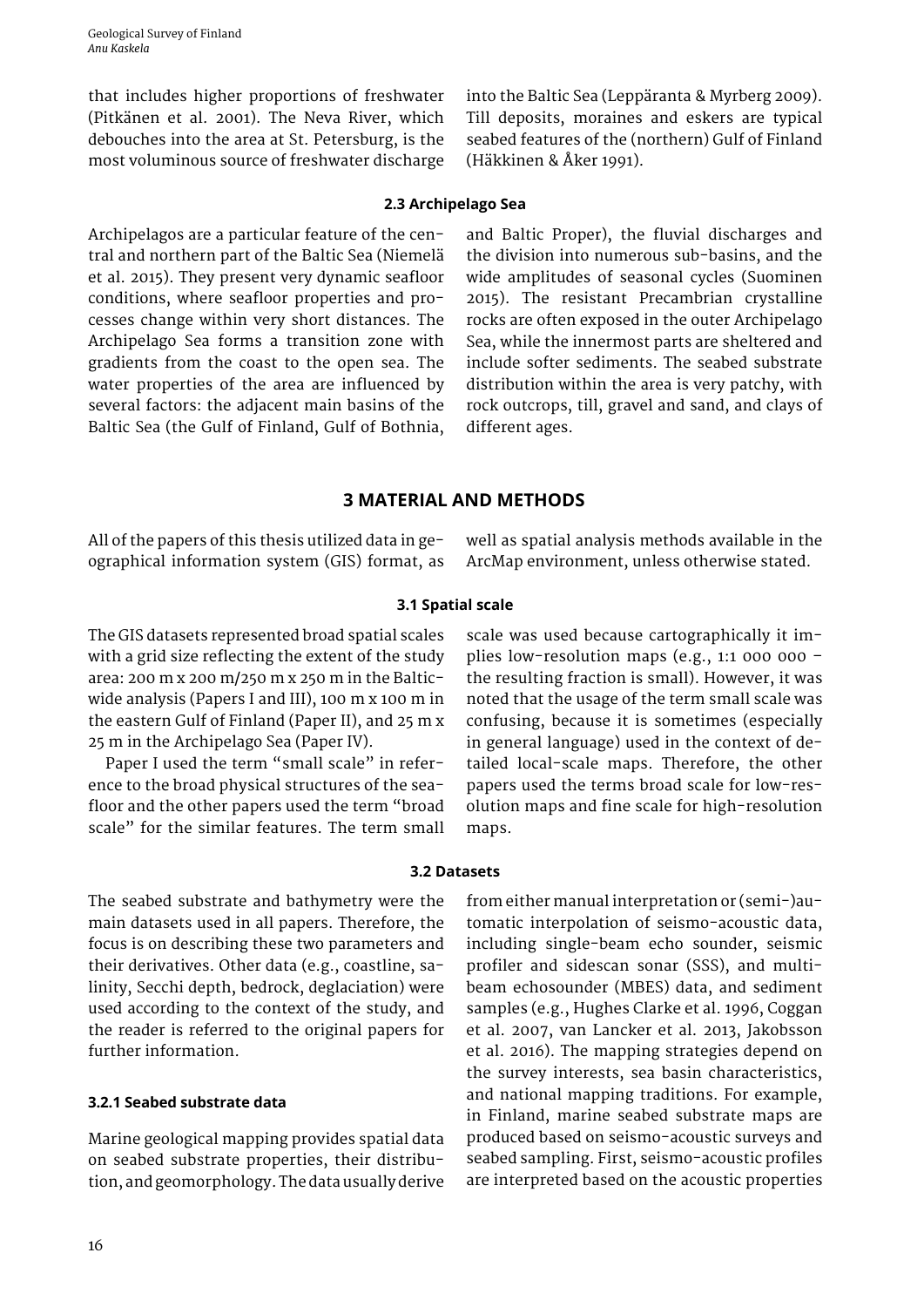that includes higher proportions of freshwater (Pitkänen et al. 2001). The Neva River, which debouches into the area at St. Petersburg, is the most voluminous source of freshwater discharge into the Baltic Sea (Leppäranta & Myrberg 2009). Till deposits, moraines and eskers are typical seabed features of the (northern) Gulf of Finland (Häkkinen & Åker 1991).

### 2.3 Archipelago Sea

Archipelagos are a particular feature of the central and northern part of the Baltic Sea (Niemelä et al. 2015). They present very dynamic seafloor conditions, where seafloor properties and processes change within very short distances. The Archipelago Sea forms a transition zone with gradients from the coast to the open sea. The water properties of the area are influenced by several factors: the adjacent main basins of the Baltic Sea (the Gulf of Finland, Gulf of Bothnia, and Baltic Proper), the fluvial discharges and the division into numerous sub-basins, and the wide amplitudes of seasonal cycles (Suominen 2015). The resistant Precambrian crystalline rocks are often exposed in the outer Archipelago Sea, while the innermost parts are sheltered and include softer sediments. The seabed substrate distribution within the area is very patchy, with rock outcrops, till, gravel and sand, and clays of different ages.

## 3 MATERIAL AND METHODS

All of the papers of this thesis utilized data in geographical information system (GIS) format, as well as spatial analysis methods available in the ArcMap environment, unless otherwise stated.

### 3.1 Spatial scale

The GIS datasets represented broad spatial scales with a grid size reflecting the extent of the study area: 200 m x 200 m/250 m x 250 m in the Baltic-wide analysis (Papers I and III), 100 m x 100 m in the eastern Gulf of Finland (Paper II), and 25 m x 25 m in the Archipelago Sea (Paper IV).

Paper I used the term "small scale" in reference to the broad physical structures of the seafloor and the other papers used the term "broad scale" for the similar features. The term small scale was used because cartographically it implies low-resolution maps (e.g., 1:1 000 000 – the resulting fraction is small). However, it was noted that the usage of the term small scale was confusing, because it is sometimes (especially in general language) used in the context of detailed local-scale maps. Therefore, the other papers used the terms broad scale for low-resolution maps and fine scale for high-resolution maps.

### 3.2 Datasets

The seabed substrate and bathymetry were the main datasets used in all papers. Therefore, the focus is on describing these two parameters and their derivatives. Other data (e.g., coastline, salinity, Secchi depth, bedrock, deglaciation) were used according to the context of the study, and the reader is referred to the original papers for further information.

#### 3.2.1 Seabed substrate data

Marine geological mapping provides spatial data on seabed substrate properties, their distribution, and geomorphology. The data usually derive from either manual interpretation or (semi-)automatic interpolation of seismo-acoustic data, including single-beam echo sounder, seismic profiler and sidescan sonar (SSS), and multibeam echosounder (MBES) data, and sediment samples (e.g., Hughes Clarke et al. 1996, Coggan et al. 2007, van Lancker et al. 2013, Jakobsson et al. 2016). The mapping strategies depend on the survey interests, sea basin characteristics, and national mapping traditions. For example, in Finland, marine seabed substrate maps are produced based on seismo-acoustic surveys and seabed sampling. First, seismo-acoustic profiles are interpreted based on the acoustic properties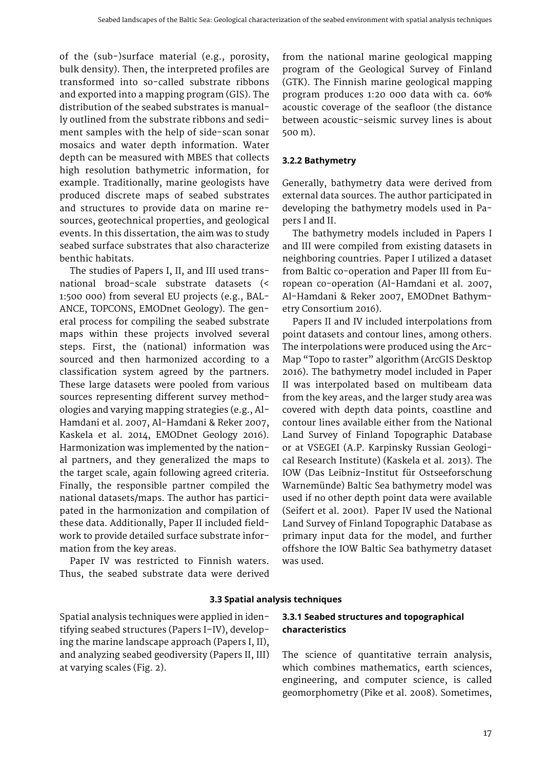of the (sub-)surface material (e.g., porosity, bulk density). Then, the interpreted profiles are transformed into so-called substrate ribbons and exported into a mapping program (GIS). The distribution of the seabed substrates is manually outlined from the substrate ribbons and sediment samples with the help of side-scan sonar mosaics and water depth information. Water depth can be measured with MBES that collects high resolution bathymetric information, for example. Traditionally, marine geologists have produced discrete maps of seabed substrates and structures to provide data on marine resources, geotechnical properties, and geological events. In this dissertation, the aim was to study seabed surface substrates that also characterize benthic habitats.

The studies of Papers I, II, and III used transnational broad-scale substrate datasets (< 1:500 000) from several EU projects (e.g., BALANCE, TOPCONS, EMODnet Geology). The general process for compiling the seabed substrate maps within these projects involved several steps. First, the (national) information was sourced and then harmonized according to a classification system agreed by the partners. These large datasets were pooled from various sources representing different survey methodologies and varying mapping strategies (e.g., Al-Hamdani et al. 2007, Al-Hamdani & Reker 2007, Kaskela et al. 2014, EMODnet Geology 2016). Harmonization was implemented by the national partners, and they generalized the maps to the target scale, again following agreed criteria. Finally, the responsible partner compiled the national datasets/maps. The author has participated in the harmonization and compilation of these data. Additionally, Paper II included fieldwork to provide detailed surface substrate information from the key areas.

Paper IV was restricted to Finnish waters. Thus, the seabed substrate data were derived from the national marine geological mapping program of the Geological Survey of Finland (GTK). The Finnish marine geological mapping program produces 1:20 000 data with ca. 60% acoustic coverage of the seafloor (the distance between acoustic-seismic survey lines is about 500 m).

### 3.2.2 Bathymetry

Generally, bathymetry data were derived from external data sources. The author participated in developing the bathymetry models used in Papers I and II.

The bathymetry models included in Papers I and III were compiled from existing datasets in neighboring countries. Paper I utilized a dataset from Baltic co-operation and Paper III from European co-operation (Al-Hamdani et al. 2007, Al-Hamdani & Reker 2007, EMODnet Bathymetry Consortium 2016).

Papers II and IV included interpolations from point datasets and contour lines, among others. The interpolations were produced using the ArcMap "Topo to raster" algorithm (ArcGIS Desktop 2016). The bathymetry model included in Paper II was interpolated based on multibeam data from the key areas, and the larger study area was covered with depth data points, coastline and contour lines available either from the National Land Survey of Finland Topographic Database or at VSEGEI (A.P. Karpinsky Russian Geological Research Institute) (Kaskela et al. 2013). The IOW (Das Leibniz-Institut für Ostseeforschung Warnemünde) Baltic Sea bathymetry model was used if no other depth point data were available (Seifert et al. 2001). Paper IV used the National Land Survey of Finland Topographic Database as primary input data for the model, and further offshore the IOW Baltic Sea bathymetry dataset was used.

## 3.3 Spatial analysis techniques

Spatial analysis techniques were applied in identifying seabed structures (Papers I–IV), developing the marine landscape approach (Papers I, II), and analyzing seabed geodiversity (Papers II, III) at varying scales (Fig. 2).

### 3.3.1 Seabed structures and topographical characteristics

The science of quantitative terrain analysis, which combines mathematics, earth sciences, engineering, and computer science, is called geomorphometry (Pike et al. 2008). Sometimes,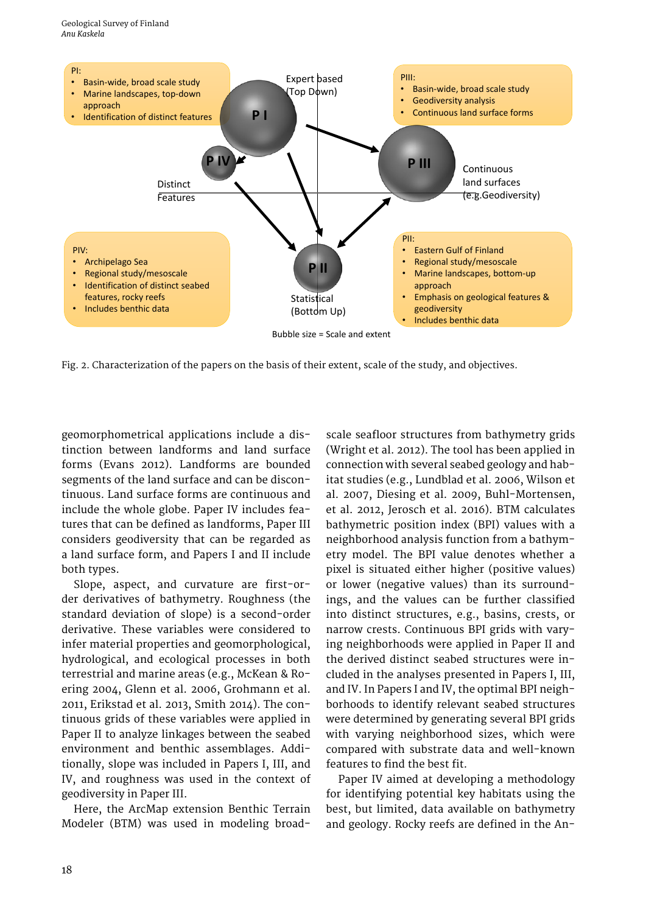PI:
- Basin-wide, broad scale study
- Marine landscapes, top-down approach
- Identification of distinct features

PIII:
- Basin-wide, broad scale study
- Geodiversity analysis
- Continuous land surface forms

Expert based (Top Down)

P I

P III

P IV

Continuous land surfaces (e.g.Geodiversity)

Distinct Features

P II

Statistical (Bottom Up)

PIV:
- Archipelago Sea
- Regional study/mesoscale
- Identification of distinct seabed features, rocky reefs
- Includes benthic data

PII:
- Eastern Gulf of Finland
- Regional study/mesoscale
- Marine landscapes, bottom-up approach
- Emphasis on geological features & geodiversity
- Includes benthic data

Bubble size = Scale and extent

Fig. 2. Characterization of the papers on the basis of their extent, scale of the study, and objectives.

geomorphometrical applications include a distinction between landforms and land surface forms (Evans 2012). Landforms are bounded segments of the land surface and can be discontinuous. Land surface forms are continuous and include the whole globe. Paper IV includes features that can be defined as landforms, Paper III considers geodiversity that can be regarded as a land surface form, and Papers I and II include both types.

Slope, aspect, and curvature are first-order derivatives of bathymetry. Roughness (the standard deviation of slope) is a second-order derivative. These variables were considered to infer material properties and geomorphological, hydrological, and ecological processes in both terrestrial and marine areas (e.g., McKean & Roering 2004, Glenn et al. 2006, Grohmann et al. 2011, Erikstad et al. 2013, Smith 2014). The continuous grids of these variables were applied in Paper II to analyze linkages between the seabed environment and benthic assemblages. Additionally, slope was included in Papers I, III, and IV, and roughness was used in the context of geodiversity in Paper III.

Here, the ArcMap extension Benthic Terrain Modeler (BTM) was used in modeling broad-scale seafloor structures from bathymetry grids (Wright et al. 2012). The tool has been applied in connection with several seabed geology and habitat studies (e.g., Lundblad et al. 2006, Wilson et al. 2007, Diesing et al. 2009, Buhl-Mortensen, et al. 2012, Jerosch et al. 2016). BTM calculates bathymetric position index (BPI) values with a neighborhood analysis function from a bathymetry model. The BPI value denotes whether a pixel is situated either higher (positive values) or lower (negative values) than its surroundings, and the values can be further classified into distinct structures, e.g., basins, crests, or narrow crests. Continuous BPI grids with varying neighborhoods were applied in Paper II and the derived distinct seabed structures were included in the analyses presented in Papers I, III, and IV. In Papers I and IV, the optimal BPI neighborhoods to identify relevant seabed structures were determined by generating several BPI grids with varying neighborhood sizes, which were compared with substrate data and well-known features to find the best fit.

Paper IV aimed at developing a methodology for identifying potential key habitats using the best, but limited, data available on bathymetry and geology. Rocky reefs are defined in the An-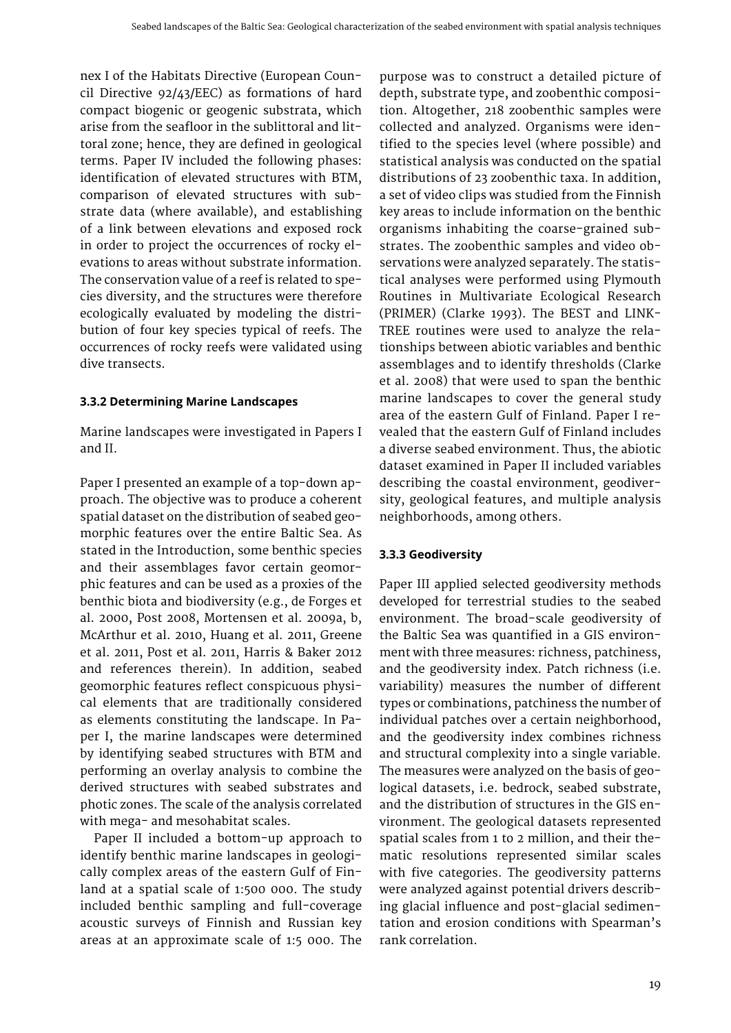nex I of the Habitats Directive (European Council Directive 92/43/EEC) as formations of hard compact biogenic or geogenic substrata, which arise from the seafloor in the sublittoral and littoral zone; hence, they are defined in geological terms. Paper IV included the following phases: identification of elevated structures with BTM, comparison of elevated structures with substrate data (where available), and establishing of a link between elevations and exposed rock in order to project the occurrences of rocky elevations to areas without substrate information. The conservation value of a reef is related to species diversity, and the structures were therefore ecologically evaluated by modeling the distribution of four key species typical of reefs. The occurrences of rocky reefs were validated using dive transects.

### 3.3.2 Determining Marine Landscapes

Marine landscapes were investigated in Papers I and II.

Paper I presented an example of a top-down approach. The objective was to produce a coherent spatial dataset on the distribution of seabed geomorphic features over the entire Baltic Sea. As stated in the Introduction, some benthic species and their assemblages favor certain geomorphic features and can be used as a proxies of the benthic biota and biodiversity (e.g., de Forges et al. 2000, Post 2008, Mortensen et al. 2009a, b, McArthur et al. 2010, Huang et al. 2011, Greene et al. 2011, Post et al. 2011, Harris & Baker 2012 and references therein). In addition, seabed geomorphic features reflect conspicuous physical elements that are traditionally considered as elements constituting the landscape. In Paper I, the marine landscapes were determined by identifying seabed structures with BTM and performing an overlay analysis to combine the derived structures with seabed substrates and photic zones. The scale of the analysis correlated with mega- and mesohabitat scales.

Paper II included a bottom-up approach to identify benthic marine landscapes in geologically complex areas of the eastern Gulf of Finland at a spatial scale of 1:500 000. The study included benthic sampling and full-coverage acoustic surveys of Finnish and Russian key areas at an approximate scale of 1:5 000. The purpose was to construct a detailed picture of depth, substrate type, and zoobenthic composition. Altogether, 218 zoobenthic samples were collected and analyzed. Organisms were identified to the species level (where possible) and statistical analysis was conducted on the spatial distributions of 23 zoobenthic taxa. In addition, a set of video clips was studied from the Finnish key areas to include information on the benthic organisms inhabiting the coarse-grained substrates. The zoobenthic samples and video observations were analyzed separately. The statistical analyses were performed using Plymouth Routines in Multivariate Ecological Research (PRIMER) (Clarke 1993). The BEST and LINKTREE routines were used to analyze the relationships between abiotic variables and benthic assemblages and to identify thresholds (Clarke et al. 2008) that were used to span the benthic marine landscapes to cover the general study area of the eastern Gulf of Finland. Paper I revealed that the eastern Gulf of Finland includes a diverse seabed environment. Thus, the abiotic dataset examined in Paper II included variables describing the coastal environment, geodiversity, geological features, and multiple analysis neighborhoods, among others.

### 3.3.3 Geodiversity

Paper III applied selected geodiversity methods developed for terrestrial studies to the seabed environment. The broad-scale geodiversity of the Baltic Sea was quantified in a GIS environment with three measures: richness, patchiness, and the geodiversity index. Patch richness (i.e. variability) measures the number of different types or combinations, patchiness the number of individual patches over a certain neighborhood, and the geodiversity index combines richness and structural complexity into a single variable. The measures were analyzed on the basis of geological datasets, i.e. bedrock, seabed substrate, and the distribution of structures in the GIS environment. The geological datasets represented spatial scales from 1 to 2 million, and their thematic resolutions represented similar scales with five categories. The geodiversity patterns were analyzed against potential drivers describing glacial influence and post-glacial sedimentation and erosion conditions with Spearman's rank correlation.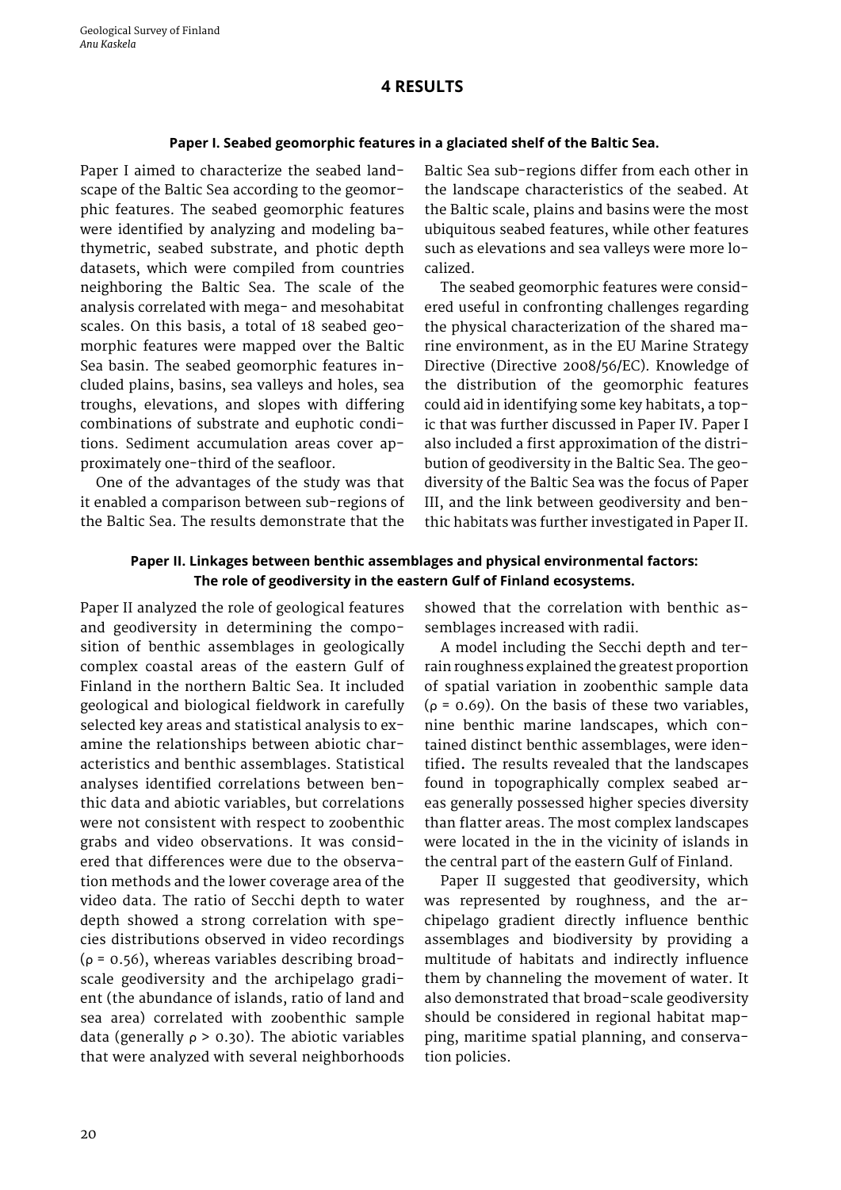# 4 RESULTS

### Paper I. Seabed geomorphic features in a glaciated shelf of the Baltic Sea.

Paper I aimed to characterize the seabed landscape of the Baltic Sea according to the geomorphic features. The seabed geomorphic features were identified by analyzing and modeling bathymetric, seabed substrate, and photic depth datasets, which were compiled from countries neighboring the Baltic Sea. The scale of the analysis correlated with mega- and mesohabitat scales. On this basis, a total of 18 seabed geomorphic features were mapped over the Baltic Sea basin. The seabed geomorphic features included plains, basins, sea valleys and holes, sea troughs, elevations, and slopes with differing combinations of substrate and euphotic conditions. Sediment accumulation areas cover approximately one-third of the seafloor.

One of the advantages of the study was that it enabled a comparison between sub-regions of the Baltic Sea. The results demonstrate that the Baltic Sea sub-regions differ from each other in the landscape characteristics of the seabed. At the Baltic scale, plains and basins were the most ubiquitous seabed features, while other features such as elevations and sea valleys were more localized.

The seabed geomorphic features were considered useful in confronting challenges regarding the physical characterization of the shared marine environment, as in the EU Marine Strategy Directive (Directive 2008/56/EC). Knowledge of the distribution of the geomorphic features could aid in identifying some key habitats, a topic that was further discussed in Paper IV. Paper I also included a first approximation of the distribution of geodiversity in the Baltic Sea. The geodiversity of the Baltic Sea was the focus of Paper III, and the link between geodiversity and benthic habitats was further investigated in Paper II.

### Paper II. Linkages between benthic assemblages and physical environmental factors: The role of geodiversity in the eastern Gulf of Finland ecosystems.

Paper II analyzed the role of geological features and geodiversity in determining the composition of benthic assemblages in geologically complex coastal areas of the eastern Gulf of Finland in the northern Baltic Sea. It included geological and biological fieldwork in carefully selected key areas and statistical analysis to examine the relationships between abiotic characteristics and benthic assemblages. Statistical analyses identified correlations between benthic data and abiotic variables, but correlations were not consistent with respect to zoobenthic grabs and video observations. It was considered that differences were due to the observation methods and the lower coverage area of the video data. The ratio of Secchi depth to water depth showed a strong correlation with species distributions observed in video recordings ($\rho = 0.56$), whereas variables describing broad-scale geodiversity and the archipelago gradient (the abundance of islands, ratio of land and sea area) correlated with zoobenthic sample data (generally $\rho > 0.30$). The abiotic variables that were analyzed with several neighborhoods showed that the correlation with benthic assemblages increased with radii.

A model including the Secchi depth and terrain roughness explained the greatest proportion of spatial variation in zoobenthic sample data ($\rho = 0.69$). On the basis of these two variables, nine benthic marine landscapes, which contained distinct benthic assemblages, were identified. The results revealed that the landscapes found in topographically complex seabed areas generally possessed higher species diversity than flatter areas. The most complex landscapes were located in the in the vicinity of islands in the central part of the eastern Gulf of Finland.

Paper II suggested that geodiversity, which was represented by roughness, and the archipelago gradient directly influence benthic assemblages and biodiversity by providing a multitude of habitats and indirectly influence them by channeling the movement of water. It also demonstrated that broad-scale geodiversity should be considered in regional habitat mapping, maritime spatial planning, and conservation policies.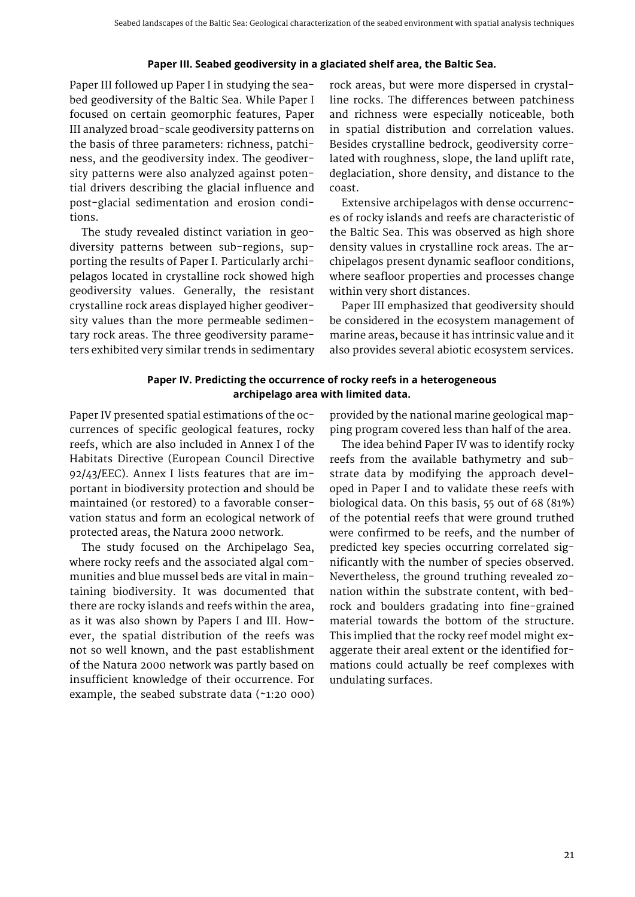### Paper III. Seabed geodiversity in a glaciated shelf area, the Baltic Sea.

Paper III followed up Paper I in studying the seabed geodiversity of the Baltic Sea. While Paper I focused on certain geomorphic features, Paper III analyzed broad-scale geodiversity patterns on the basis of three parameters: richness, patchiness, and the geodiversity index. The geodiversity patterns were also analyzed against potential drivers describing the glacial influence and post-glacial sedimentation and erosion conditions.

The study revealed distinct variation in geodiversity patterns between sub-regions, supporting the results of Paper I. Particularly archipelagos located in crystalline rock showed high geodiversity values. Generally, the resistant crystalline rock areas displayed higher geodiversity values than the more permeable sedimentary rock areas. The three geodiversity parameters exhibited very similar trends in sedimentary rock areas, but were more dispersed in crystalline rocks. The differences between patchiness and richness were especially noticeable, both in spatial distribution and correlation values. Besides crystalline bedrock, geodiversity correlated with roughness, slope, the land uplift rate, deglaciation, shore density, and distance to the coast.

Extensive archipelagos with dense occurrences of rocky islands and reefs are characteristic of the Baltic Sea. This was observed as high shore density values in crystalline rock areas. The archipelagos present dynamic seafloor conditions, where seafloor properties and processes change within very short distances.

Paper III emphasized that geodiversity should be considered in the ecosystem management of marine areas, because it has intrinsic value and it also provides several abiotic ecosystem services.

### Paper IV. Predicting the occurrence of rocky reefs in a heterogeneous archipelago area with limited data.

Paper IV presented spatial estimations of the occurrences of specific geological features, rocky reefs, which are also included in Annex I of the Habitats Directive (European Council Directive 92/43/EEC). Annex I lists features that are important in biodiversity protection and should be maintained (or restored) to a favorable conservation status and form an ecological network of protected areas, the Natura 2000 network.

The study focused on the Archipelago Sea, where rocky reefs and the associated algal communities and blue mussel beds are vital in maintaining biodiversity. It was documented that there are rocky islands and reefs within the area, as it was also shown by Papers I and III. However, the spatial distribution of the reefs was not so well known, and the past establishment of the Natura 2000 network was partly based on insufficient knowledge of their occurrence. For example, the seabed substrate data (~1:20 000) provided by the national marine geological mapping program covered less than half of the area.

The idea behind Paper IV was to identify rocky reefs from the available bathymetry and substrate data by modifying the approach developed in Paper I and to validate these reefs with biological data. On this basis, 55 out of 68 (81%) of the potential reefs that were ground truthed were confirmed to be reefs, and the number of predicted key species occurring correlated significantly with the number of species observed. Nevertheless, the ground truthing revealed zonation within the substrate content, with bedrock and boulders gradating into fine-grained material towards the bottom of the structure. This implied that the rocky reef model might exaggerate their areal extent or the identified formations could actually be reef complexes with undulating surfaces.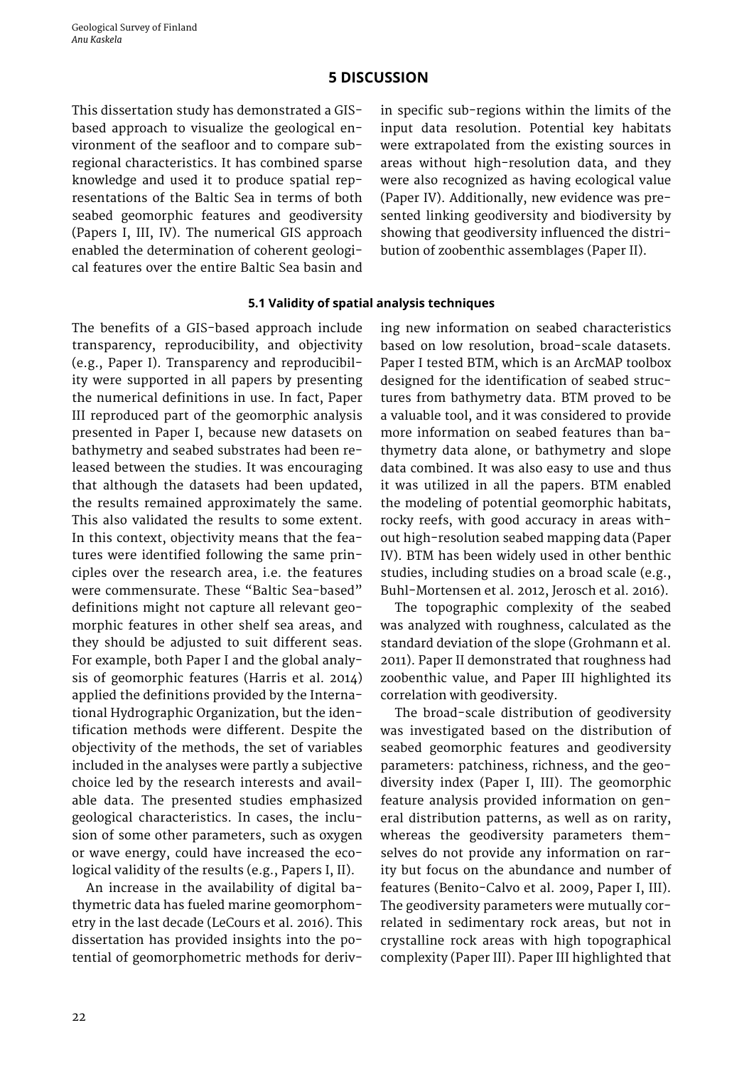# 5 DISCUSSION

This dissertation study has demonstrated a GIS-based approach to visualize the geological environment of the seafloor and to compare sub-regional characteristics. It has combined sparse knowledge and used it to produce spatial representations of the Baltic Sea in terms of both seabed geomorphic features and geodiversity (Papers I, III, IV). The numerical GIS approach enabled the determination of coherent geological features over the entire Baltic Sea basin and in specific sub-regions within the limits of the input data resolution. Potential key habitats were extrapolated from the existing sources in areas without high-resolution data, and they were also recognized as having ecological value (Paper IV). Additionally, new evidence was presented linking geodiversity and biodiversity by showing that geodiversity influenced the distribution of zoobenthic assemblages (Paper II).

## 5.1 Validity of spatial analysis techniques

The benefits of a GIS-based approach include transparency, reproducibility, and objectivity (e.g., Paper I). Transparency and reproducibility were supported in all papers by presenting the numerical definitions in use. In fact, Paper III reproduced part of the geomorphic analysis presented in Paper I, because new datasets on bathymetry and seabed substrates had been released between the studies. It was encouraging that although the datasets had been updated, the results remained approximately the same. This also validated the results to some extent. In this context, objectivity means that the features were identified following the same principles over the research area, i.e. the features were commensurate. These "Baltic Sea-based" definitions might not capture all relevant geomorphic features in other shelf sea areas, and they should be adjusted to suit different seas. For example, both Paper I and the global analysis of geomorphic features (Harris et al. 2014) applied the definitions provided by the International Hydrographic Organization, but the identification methods were different. Despite the objectivity of the methods, the set of variables included in the analyses were partly a subjective choice led by the research interests and available data. The presented studies emphasized geological characteristics. In cases, the inclusion of some other parameters, such as oxygen or wave energy, could have increased the ecological validity of the results (e.g., Papers I, II).

An increase in the availability of digital bathymetric data has fueled marine geomorphometry in the last decade (LeCours et al. 2016). This dissertation has provided insights into the potential of geomorphometric methods for deriving new information on seabed characteristics based on low resolution, broad-scale datasets. Paper I tested BTM, which is an ArcMAP toolbox designed for the identification of seabed structures from bathymetry data. BTM proved to be a valuable tool, and it was considered to provide more information on seabed features than bathymetry data alone, or bathymetry and slope data combined. It was also easy to use and thus it was utilized in all the papers. BTM enabled the modeling of potential geomorphic habitats, rocky reefs, with good accuracy in areas without high-resolution seabed mapping data (Paper IV). BTM has been widely used in other benthic studies, including studies on a broad scale (e.g., Buhl-Mortensen et al. 2012, Jerosch et al. 2016).

The topographic complexity of the seabed was analyzed with roughness, calculated as the standard deviation of the slope (Grohmann et al. 2011). Paper II demonstrated that roughness had zoobenthic value, and Paper III highlighted its correlation with geodiversity.

The broad-scale distribution of geodiversity was investigated based on the distribution of seabed geomorphic features and geodiversity parameters: patchiness, richness, and the geodiversity index (Paper I, III). The geomorphic feature analysis provided information on general distribution patterns, as well as on rarity, whereas the geodiversity parameters themselves do not provide any information on rarity but focus on the abundance and number of features (Benito-Calvo et al. 2009, Paper I, III). The geodiversity parameters were mutually correlated in sedimentary rock areas, but not in crystalline rock areas with high topographical complexity (Paper III). Paper III highlighted that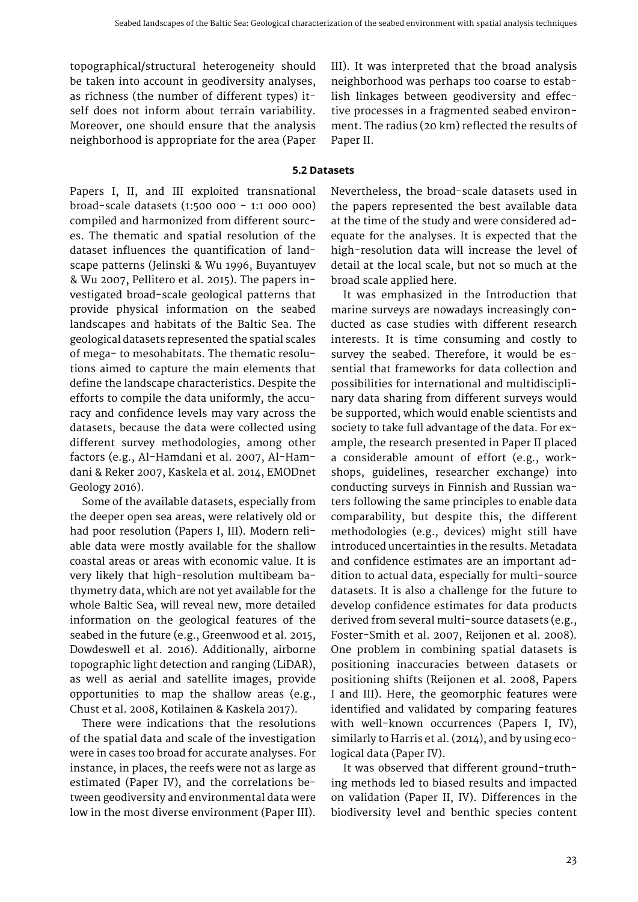topographical/structural heterogeneity should be taken into account in geodiversity analyses, as richness (the number of different types) itself does not inform about terrain variability. Moreover, one should ensure that the analysis neighborhood is appropriate for the area (Paper III). It was interpreted that the broad analysis neighborhood was perhaps too coarse to establish linkages between geodiversity and effective processes in a fragmented seabed environment. The radius (20 km) reflected the results of Paper II.

### 5.2 Datasets

Papers I, II, and III exploited transnational broad-scale datasets (1:500 000 - 1:1 000 000) compiled and harmonized from different sources. The thematic and spatial resolution of the dataset influences the quantification of landscape patterns (Jelinski & Wu 1996, Buyantuyev & Wu 2007, Pellitero et al. 2015). The papers investigated broad-scale geological patterns that provide physical information on the seabed landscapes and habitats of the Baltic Sea. The geological datasets represented the spatial scales of mega- to mesohabitats. The thematic resolutions aimed to capture the main elements that define the landscape characteristics. Despite the efforts to compile the data uniformly, the accuracy and confidence levels may vary across the datasets, because the data were collected using different survey methodologies, among other factors (e.g., Al-Hamdani et al. 2007, Al-Hamdani & Reker 2007, Kaskela et al. 2014, EMODnet Geology 2016).

Some of the available datasets, especially from the deeper open sea areas, were relatively old or had poor resolution (Papers I, III). Modern reliable data were mostly available for the shallow coastal areas or areas with economic value. It is very likely that high-resolution multibeam bathymetry data, which are not yet available for the whole Baltic Sea, will reveal new, more detailed information on the geological features of the seabed in the future (e.g., Greenwood et al. 2015, Dowdeswell et al. 2016). Additionally, airborne topographic light detection and ranging (LiDAR), as well as aerial and satellite images, provide opportunities to map the shallow areas (e.g., Chust et al. 2008, Kotilainen & Kaskela 2017).

There were indications that the resolutions of the spatial data and scale of the investigation were in cases too broad for accurate analyses. For instance, in places, the reefs were not as large as estimated (Paper IV), and the correlations between geodiversity and environmental data were low in the most diverse environment (Paper III). Nevertheless, the broad-scale datasets used in the papers represented the best available data at the time of the study and were considered adequate for the analyses. It is expected that the high-resolution data will increase the level of detail at the local scale, but not so much at the broad scale applied here.

It was emphasized in the Introduction that marine surveys are nowadays increasingly conducted as case studies with different research interests. It is time consuming and costly to survey the seabed. Therefore, it would be essential that frameworks for data collection and possibilities for international and multidisciplinary data sharing from different surveys would be supported, which would enable scientists and society to take full advantage of the data. For example, the research presented in Paper II placed a considerable amount of effort (e.g., workshops, guidelines, researcher exchange) into conducting surveys in Finnish and Russian waters following the same principles to enable data comparability, but despite this, the different methodologies (e.g., devices) might still have introduced uncertainties in the results. Metadata and confidence estimates are an important addition to actual data, especially for multi-source datasets. It is also a challenge for the future to develop confidence estimates for data products derived from several multi-source datasets (e.g., Foster-Smith et al. 2007, Reijonen et al. 2008). One problem in combining spatial datasets is positioning inaccuracies between datasets or positioning shifts (Reijonen et al. 2008, Papers I and III). Here, the geomorphic features were identified and validated by comparing features with well-known occurrences (Papers I, IV), similarly to Harris et al. (2014), and by using ecological data (Paper IV).

It was observed that different ground-truthing methods led to biased results and impacted on validation (Paper II, IV). Differences in the biodiversity level and benthic species content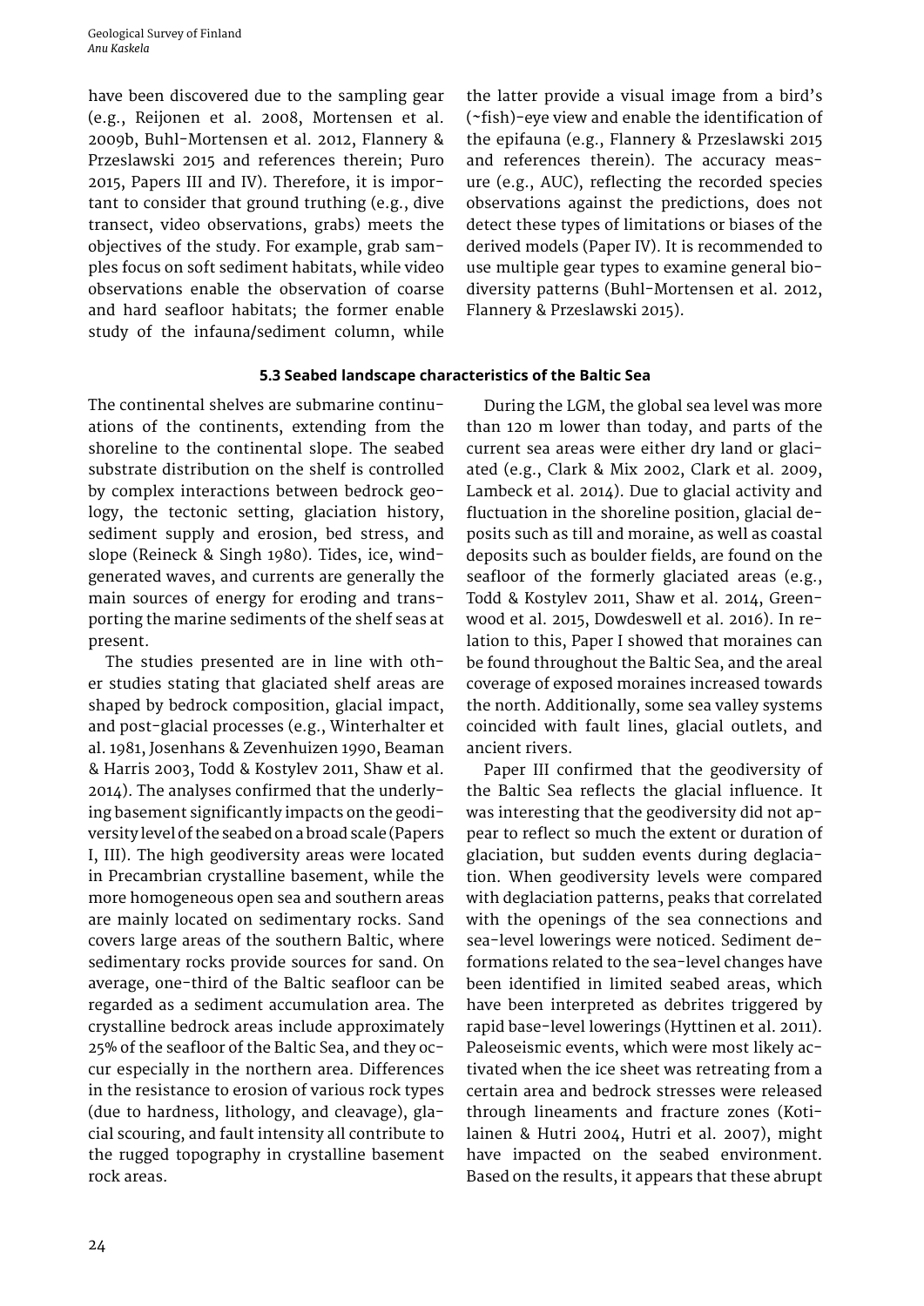have been discovered due to the sampling gear (e.g., Reijonen et al. 2008, Mortensen et al. 2009b, Buhl-Mortensen et al. 2012, Flannery & Przeslawski 2015 and references therein; Puro 2015, Papers III and IV). Therefore, it is important to consider that ground truthing (e.g., dive transect, video observations, grabs) meets the objectives of the study. For example, grab samples focus on soft sediment habitats, while video observations enable the observation of coarse and hard seafloor habitats; the former enable study of the infauna/sediment column, while the latter provide a visual image from a bird's (~fish)-eye view and enable the identification of the epifauna (e.g., Flannery & Przeslawski 2015 and references therein). The accuracy measure (e.g., AUC), reflecting the recorded species observations against the predictions, does not detect these types of limitations or biases of the derived models (Paper IV). It is recommended to use multiple gear types to examine general biodiversity patterns (Buhl-Mortensen et al. 2012, Flannery & Przeslawski 2015).

### 5.3 Seabed landscape characteristics of the Baltic Sea

The continental shelves are submarine continuations of the continents, extending from the shoreline to the continental slope. The seabed substrate distribution on the shelf is controlled by complex interactions between bedrock geology, the tectonic setting, glaciation history, sediment supply and erosion, bed stress, and slope (Reineck & Singh 1980). Tides, ice, wind-generated waves, and currents are generally the main sources of energy for eroding and transporting the marine sediments of the shelf seas at present.

The studies presented are in line with other studies stating that glaciated shelf areas are shaped by bedrock composition, glacial impact, and post-glacial processes (e.g., Winterhalter et al. 1981, Josenhans & Zevenhuizen 1990, Beaman & Harris 2003, Todd & Kostylev 2011, Shaw et al. 2014). The analyses confirmed that the underlying basement significantly impacts on the geodiversity level of the seabed on a broad scale (Papers I, III). The high geodiversity areas were located in Precambrian crystalline basement, while the more homogeneous open sea and southern areas are mainly located on sedimentary rocks. Sand covers large areas of the southern Baltic, where sedimentary rocks provide sources for sand. On average, one-third of the Baltic seafloor can be regarded as a sediment accumulation area. The crystalline bedrock areas include approximately 25% of the seafloor of the Baltic Sea, and they occur especially in the northern area. Differences in the resistance to erosion of various rock types (due to hardness, lithology, and cleavage), glacial scouring, and fault intensity all contribute to the rugged topography in crystalline basement rock areas.

During the LGM, the global sea level was more than 120 m lower than today, and parts of the current sea areas were either dry land or glaciated (e.g., Clark & Mix 2002, Clark et al. 2009, Lambeck et al. 2014). Due to glacial activity and fluctuation in the shoreline position, glacial deposits such as till and moraine, as well as coastal deposits such as boulder fields, are found on the seafloor of the formerly glaciated areas (e.g., Todd & Kostylev 2011, Shaw et al. 2014, Greenwood et al. 2015, Dowdeswell et al. 2016). In relation to this, Paper I showed that moraines can be found throughout the Baltic Sea, and the areal coverage of exposed moraines increased towards the north. Additionally, some sea valley systems coincided with fault lines, glacial outlets, and ancient rivers.

Paper III confirmed that the geodiversity of the Baltic Sea reflects the glacial influence. It was interesting that the geodiversity did not appear to reflect so much the extent or duration of glaciation, but sudden events during deglaciation. When geodiversity levels were compared with deglaciation patterns, peaks that correlated with the openings of the sea connections and sea-level lowerings were noticed. Sediment deformations related to the sea-level changes have been identified in limited seabed areas, which have been interpreted as debrites triggered by rapid base-level lowerings (Hyttinen et al. 2011). Paleoseismic events, which were most likely activated when the ice sheet was retreating from a certain area and bedrock stresses were released through lineaments and fracture zones (Kotilainen & Hutri 2004, Hutri et al. 2007), might have impacted on the seabed environment. Based on the results, it appears that these abrupt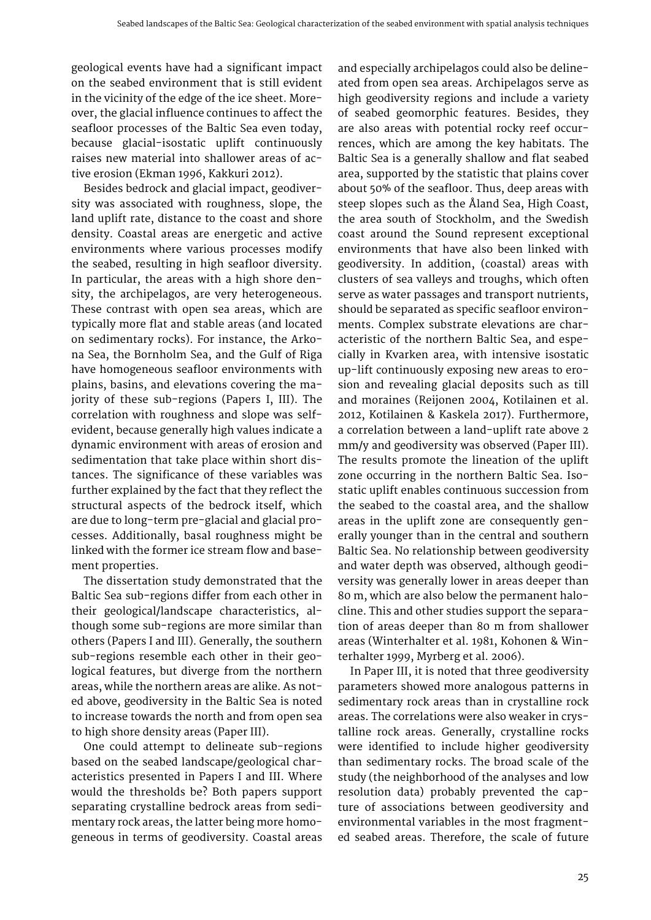geological events have had a significant impact on the seabed environment that is still evident in the vicinity of the edge of the ice sheet. Moreover, the glacial influence continues to affect the seafloor processes of the Baltic Sea even today, because glacial-isostatic uplift continuously raises new material into shallower areas of active erosion (Ekman 1996, Kakkuri 2012).

Besides bedrock and glacial impact, geodiversity was associated with roughness, slope, the land uplift rate, distance to the coast and shore density. Coastal areas are energetic and active environments where various processes modify the seabed, resulting in high seafloor diversity. In particular, the areas with a high shore density, the archipelagos, are very heterogeneous. These contrast with open sea areas, which are typically more flat and stable areas (and located on sedimentary rocks). For instance, the Arkona Sea, the Bornholm Sea, and the Gulf of Riga have homogeneous seafloor environments with plains, basins, and elevations covering the majority of these sub-regions (Papers I, III). The correlation with roughness and slope was self-evident, because generally high values indicate a dynamic environment with areas of erosion and sedimentation that take place within short distances. The significance of these variables was further explained by the fact that they reflect the structural aspects of the bedrock itself, which are due to long-term pre-glacial and glacial processes. Additionally, basal roughness might be linked with the former ice stream flow and basement properties.

The dissertation study demonstrated that the Baltic Sea sub-regions differ from each other in their geological/landscape characteristics, although some sub-regions are more similar than others (Papers I and III). Generally, the southern sub-regions resemble each other in their geological features, but diverge from the northern areas, while the northern areas are alike. As noted above, geodiversity in the Baltic Sea is noted to increase towards the north and from open sea to high shore density areas (Paper III).

One could attempt to delineate sub-regions based on the seabed landscape/geological characteristics presented in Papers I and III. Where would the thresholds be? Both papers support separating crystalline bedrock areas from sedimentary rock areas, the latter being more homogeneous in terms of geodiversity. Coastal areas and especially archipelagos could also be delineated from open sea areas. Archipelagos serve as high geodiversity regions and include a variety of seabed geomorphic features. Besides, they are also areas with potential rocky reef occurrences, which are among the key habitats. The Baltic Sea is a generally shallow and flat seabed area, supported by the statistic that plains cover about 50% of the seafloor. Thus, deep areas with steep slopes such as the Åland Sea, High Coast, the area south of Stockholm, and the Swedish coast around the Sound represent exceptional environments that have also been linked with geodiversity. In addition, (coastal) areas with clusters of sea valleys and troughs, which often serve as water passages and transport nutrients, should be separated as specific seafloor environments. Complex substrate elevations are characteristic of the northern Baltic Sea, and especially in Kvarken area, with intensive isostatic up-lift continuously exposing new areas to erosion and revealing glacial deposits such as till and moraines (Reijonen 2004, Kotilainen et al. 2012, Kotilainen & Kaskela 2017). Furthermore, a correlation between a land-uplift rate above 2 mm/y and geodiversity was observed (Paper III). The results promote the lineation of the uplift zone occurring in the northern Baltic Sea. Isostatic uplift enables continuous succession from the seabed to the coastal area, and the shallow areas in the uplift zone are consequently generally younger than in the central and southern Baltic Sea. No relationship between geodiversity and water depth was observed, although geodiversity was generally lower in areas deeper than 80 m, which are also below the permanent halocline. This and other studies support the separation of areas deeper than 80 m from shallower areas (Winterhalter et al. 1981, Kohonen & Winterhalter 1999, Myrberg et al. 2006).

In Paper III, it is noted that three geodiversity parameters showed more analogous patterns in sedimentary rock areas than in crystalline rock areas. The correlations were also weaker in crystalline rock areas. Generally, crystalline rocks were identified to include higher geodiversity than sedimentary rocks. The broad scale of the study (the neighborhood of the analyses and low resolution data) probably prevented the capture of associations between geodiversity and environmental variables in the most fragmented seabed areas. Therefore, the scale of future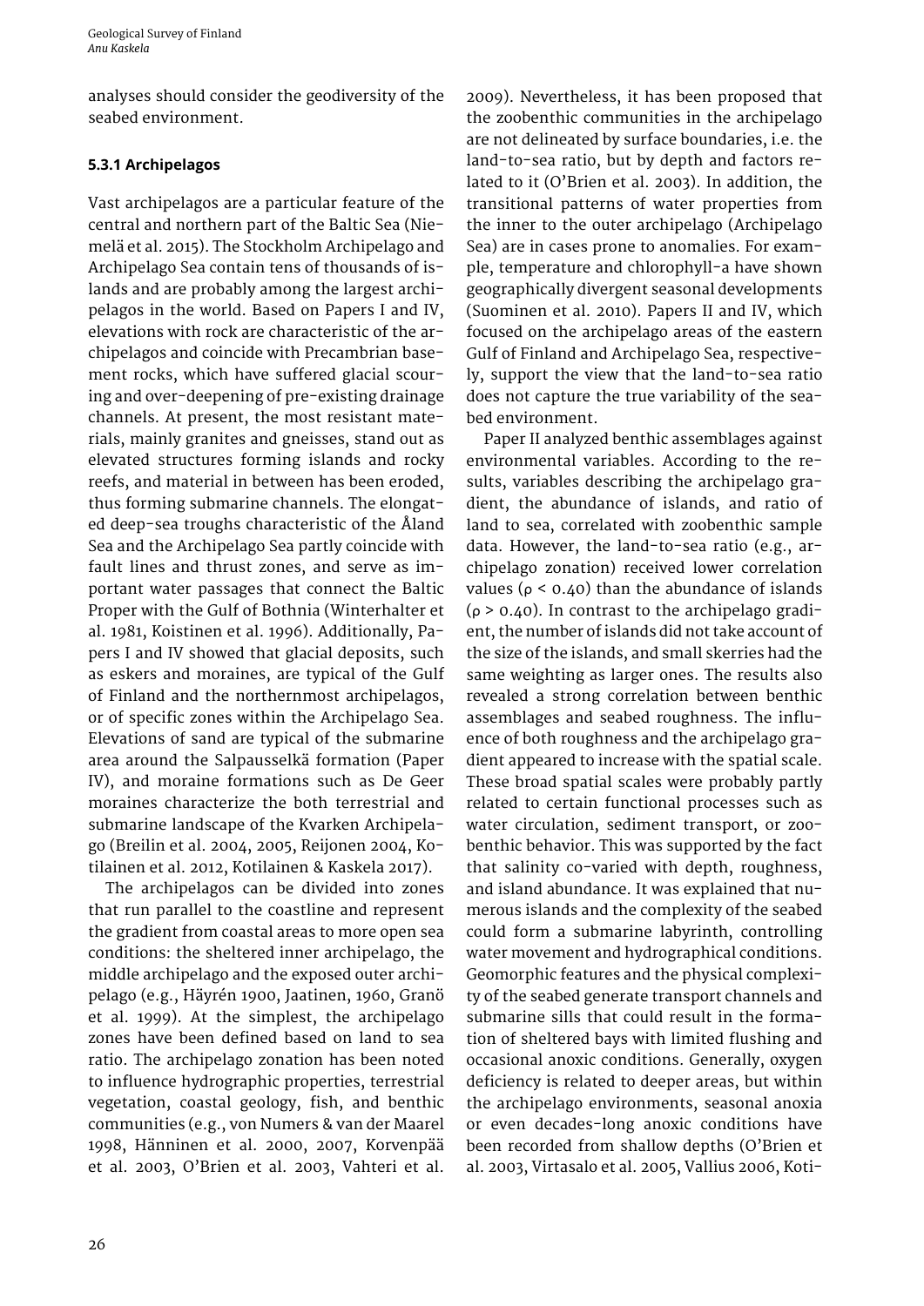analyses should consider the geodiversity of the seabed environment.

### 5.3.1 Archipelagos

Vast archipelagos are a particular feature of the central and northern part of the Baltic Sea (Niemelä et al. 2015). The Stockholm Archipelago and Archipelago Sea contain tens of thousands of islands and are probably among the largest archipelagos in the world. Based on Papers I and IV, elevations with rock are characteristic of the archipelagos and coincide with Precambrian basement rocks, which have suffered glacial scouring and over-deepening of pre-existing drainage channels. At present, the most resistant materials, mainly granites and gneisses, stand out as elevated structures forming islands and rocky reefs, and material in between has been eroded, thus forming submarine channels. The elongated deep-sea troughs characteristic of the Åland Sea and the Archipelago Sea partly coincide with fault lines and thrust zones, and serve as important water passages that connect the Baltic Proper with the Gulf of Bothnia (Winterhalter et al. 1981, Koistinen et al. 1996). Additionally, Papers I and IV showed that glacial deposits, such as eskers and moraines, are typical of the Gulf of Finland and the northernmost archipelagos, or of specific zones within the Archipelago Sea. Elevations of sand are typical of the submarine area around the Salpausselkä formation (Paper IV), and moraine formations such as De Geer moraines characterize the both terrestrial and submarine landscape of the Kvarken Archipelago (Breilin et al. 2004, 2005, Reijonen 2004, Kotilainen et al. 2012, Kotilainen & Kaskela 2017).

The archipelagos can be divided into zones that run parallel to the coastline and represent the gradient from coastal areas to more open sea conditions: the sheltered inner archipelago, the middle archipelago and the exposed outer archipelago (e.g., Häyrén 1900, Jaatinen, 1960, Granö et al. 1999). At the simplest, the archipelago zones have been defined based on land to sea ratio. The archipelago zonation has been noted to influence hydrographic properties, terrestrial vegetation, coastal geology, fish, and benthic communities (e.g., von Numers & van der Maarel 1998, Hänninen et al. 2000, 2007, Korvenpää et al. 2003, O'Brien et al. 2003, Vahteri et al. 2009). Nevertheless, it has been proposed that the zoobenthic communities in the archipelago are not delineated by surface boundaries, i.e. the land-to-sea ratio, but by depth and factors related to it (O'Brien et al. 2003). In addition, the transitional patterns of water properties from the inner to the outer archipelago (Archipelago Sea) are in cases prone to anomalies. For example, temperature and chlorophyll-a have shown geographically divergent seasonal developments (Suominen et al. 2010). Papers II and IV, which focused on the archipelago areas of the eastern Gulf of Finland and Archipelago Sea, respectively, support the view that the land-to-sea ratio does not capture the true variability of the seabed environment.

Paper II analyzed benthic assemblages against environmental variables. According to the results, variables describing the archipelago gradient, the abundance of islands, and ratio of land to sea, correlated with zoobenthic sample data. However, the land-to-sea ratio (e.g., archipelago zonation) received lower correlation values ($\rho < 0.40$) than the abundance of islands ($\rho > 0.40$). In contrast to the archipelago gradient, the number of islands did not take account of the size of the islands, and small skerries had the same weighting as larger ones. The results also revealed a strong correlation between benthic assemblages and seabed roughness. The influence of both roughness and the archipelago gradient appeared to increase with the spatial scale. These broad spatial scales were probably partly related to certain functional processes such as water circulation, sediment transport, or zoobenthic behavior. This was supported by the fact that salinity co-varied with depth, roughness, and island abundance. It was explained that numerous islands and the complexity of the seabed could form a submarine labyrinth, controlling water movement and hydrographical conditions. Geomorphic features and the physical complexity of the seabed generate transport channels and submarine sills that could result in the formation of sheltered bays with limited flushing and occasional anoxic conditions. Generally, oxygen deficiency is related to deeper areas, but within the archipelago environments, seasonal anoxia or even decades-long anoxic conditions have been recorded from shallow depths (O'Brien et al. 2003, Virtasalo et al. 2005, Vallius 2006, Koti-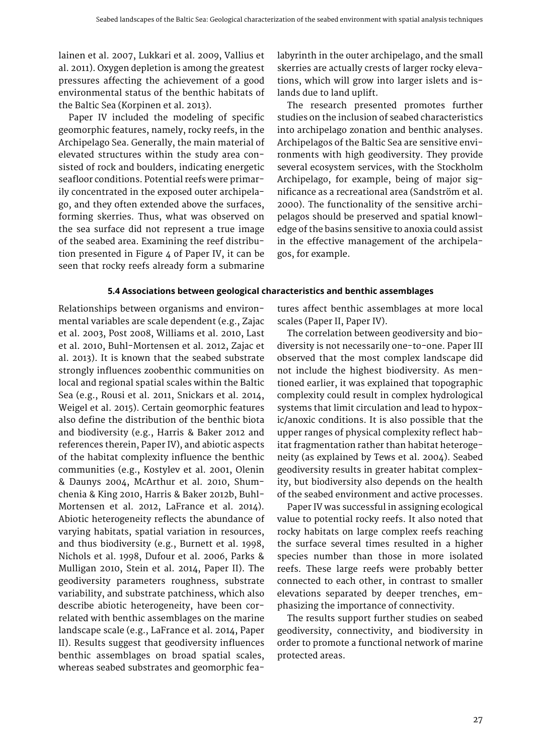lainen et al. 2007, Lukkari et al. 2009, Vallius et al. 2011). Oxygen depletion is among the greatest pressures affecting the achievement of a good environmental status of the benthic habitats of the Baltic Sea (Korpinen et al. 2013).

Paper IV included the modeling of specific geomorphic features, namely, rocky reefs, in the Archipelago Sea. Generally, the main material of elevated structures within the study area consisted of rock and boulders, indicating energetic seafloor conditions. Potential reefs were primarily concentrated in the exposed outer archipelago, and they often extended above the surfaces, forming skerries. Thus, what was observed on the sea surface did not represent a true image of the seabed area. Examining the reef distribution presented in Figure 4 of Paper IV, it can be seen that rocky reefs already form a submarine labyrinth in the outer archipelago, and the small skerries are actually crests of larger rocky elevations, which will grow into larger islets and islands due to land uplift.

The research presented promotes further studies on the inclusion of seabed characteristics into archipelago zonation and benthic analyses. Archipelagos of the Baltic Sea are sensitive environments with high geodiversity. They provide several ecosystem services, with the Stockholm Archipelago, for example, being of major significance as a recreational area (Sandström et al. 2000). The functionality of the sensitive archipelagos should be preserved and spatial knowledge of the basins sensitive to anoxia could assist in the effective management of the archipelagos, for example.

### 5.4 Associations between geological characteristics and benthic assemblages

Relationships between organisms and environmental variables are scale dependent (e.g., Zajac et al. 2003, Post 2008, Williams et al. 2010, Last et al. 2010, Buhl-Mortensen et al. 2012, Zajac et al. 2013). It is known that the seabed substrate strongly influences zoobenthic communities on local and regional spatial scales within the Baltic Sea (e.g., Rousi et al. 2011, Snickars et al. 2014, Weigel et al. 2015). Certain geomorphic features also define the distribution of the benthic biota and biodiversity (e.g., Harris & Baker 2012 and references therein, Paper IV), and abiotic aspects of the habitat complexity influence the benthic communities (e.g., Kostylev et al. 2001, Olenin & Daunys 2004, McArthur et al. 2010, Shumchenia & King 2010, Harris & Baker 2012b, Buhl-Mortensen et al. 2012, LaFrance et al. 2014). Abiotic heterogeneity reflects the abundance of varying habitats, spatial variation in resources, and thus biodiversity (e.g., Burnett et al. 1998, Nichols et al. 1998, Dufour et al. 2006, Parks & Mulligan 2010, Stein et al. 2014, Paper II). The geodiversity parameters roughness, substrate variability, and substrate patchiness, which also describe abiotic heterogeneity, have been correlated with benthic assemblages on the marine landscape scale (e.g., LaFrance et al. 2014, Paper II). Results suggest that geodiversity influences benthic assemblages on broad spatial scales, whereas seabed substrates and geomorphic features affect benthic assemblages at more local scales (Paper II, Paper IV).

The correlation between geodiversity and biodiversity is not necessarily one-to-one. Paper III observed that the most complex landscape did not include the highest biodiversity. As mentioned earlier, it was explained that topographic complexity could result in complex hydrological systems that limit circulation and lead to hypoxic/anoxic conditions. It is also possible that the upper ranges of physical complexity reflect habitat fragmentation rather than habitat heterogeneity (as explained by Tews et al. 2004). Seabed geodiversity results in greater habitat complexity, but biodiversity also depends on the health of the seabed environment and active processes.

Paper IV was successful in assigning ecological value to potential rocky reefs. It also noted that rocky habitats on large complex reefs reaching the surface several times resulted in a higher species number than those in more isolated reefs. These large reefs were probably better connected to each other, in contrast to smaller elevations separated by deeper trenches, emphasizing the importance of connectivity.

The results support further studies on seabed geodiversity, connectivity, and biodiversity in order to promote a functional network of marine protected areas.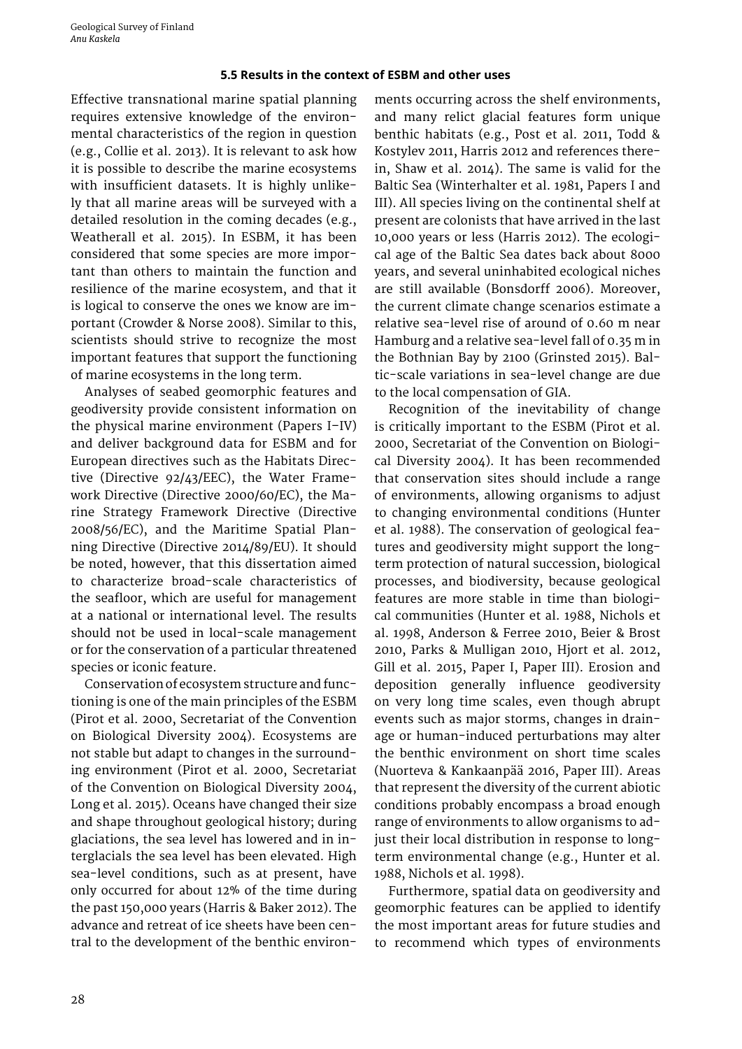### 5.5 Results in the context of ESBM and other uses

Effective transnational marine spatial planning requires extensive knowledge of the environmental characteristics of the region in question (e.g., Collie et al. 2013). It is relevant to ask how it is possible to describe the marine ecosystems with insufficient datasets. It is highly unlikely that all marine areas will be surveyed with a detailed resolution in the coming decades (e.g., Weatherall et al. 2015). In ESBM, it has been considered that some species are more important than others to maintain the function and resilience of the marine ecosystem, and that it is logical to conserve the ones we know are important (Crowder & Norse 2008). Similar to this, scientists should strive to recognize the most important features that support the functioning of marine ecosystems in the long term.

Analyses of seabed geomorphic features and geodiversity provide consistent information on the physical marine environment (Papers I–IV) and deliver background data for ESBM and for European directives such as the Habitats Directive (Directive 92/43/EEC), the Water Framework Directive (Directive 2000/60/EC), the Marine Strategy Framework Directive (Directive 2008/56/EC), and the Maritime Spatial Planning Directive (Directive 2014/89/EU). It should be noted, however, that this dissertation aimed to characterize broad-scale characteristics of the seafloor, which are useful for management at a national or international level. The results should not be used in local-scale management or for the conservation of a particular threatened species or iconic feature.

Conservation of ecosystem structure and functioning is one of the main principles of the ESBM (Pirot et al. 2000, Secretariat of the Convention on Biological Diversity 2004). Ecosystems are not stable but adapt to changes in the surrounding environment (Pirot et al. 2000, Secretariat of the Convention on Biological Diversity 2004, Long et al. 2015). Oceans have changed their size and shape throughout geological history; during glaciations, the sea level has lowered and in interglacials the sea level has been elevated. High sea-level conditions, such as at present, have only occurred for about 12% of the time during the past 150,000 years (Harris & Baker 2012). The advance and retreat of ice sheets have been central to the development of the benthic environments occurring across the shelf environments, and many relict glacial features form unique benthic habitats (e.g., Post et al. 2011, Todd & Kostylev 2011, Harris 2012 and references therein, Shaw et al. 2014). The same is valid for the Baltic Sea (Winterhalter et al. 1981, Papers I and III). All species living on the continental shelf at present are colonists that have arrived in the last 10,000 years or less (Harris 2012). The ecological age of the Baltic Sea dates back about 8000 years, and several uninhabited ecological niches are still available (Bonsdorff 2006). Moreover, the current climate change scenarios estimate a relative sea-level rise of around of 0.60 m near Hamburg and a relative sea-level fall of 0.35 m in the Bothnian Bay by 2100 (Grinsted 2015). Baltic-scale variations in sea-level change are due to the local compensation of GIA.

Recognition of the inevitability of change is critically important to the ESBM (Pirot et al. 2000, Secretariat of the Convention on Biological Diversity 2004). It has been recommended that conservation sites should include a range of environments, allowing organisms to adjust to changing environmental conditions (Hunter et al. 1988). The conservation of geological features and geodiversity might support the long-term protection of natural succession, biological processes, and biodiversity, because geological features are more stable in time than biological communities (Hunter et al. 1988, Nichols et al. 1998, Anderson & Ferree 2010, Beier & Brost 2010, Parks & Mulligan 2010, Hjort et al. 2012, Gill et al. 2015, Paper I, Paper III). Erosion and deposition generally influence geodiversity on very long time scales, even though abrupt events such as major storms, changes in drainage or human-induced perturbations may alter the benthic environment on short time scales (Nuorteva & Kankaanpää 2016, Paper III). Areas that represent the diversity of the current abiotic conditions probably encompass a broad enough range of environments to allow organisms to adjust their local distribution in response to long-term environmental change (e.g., Hunter et al. 1988, Nichols et al. 1998).

Furthermore, spatial data on geodiversity and geomorphic features can be applied to identify the most important areas for future studies and to recommend which types of environments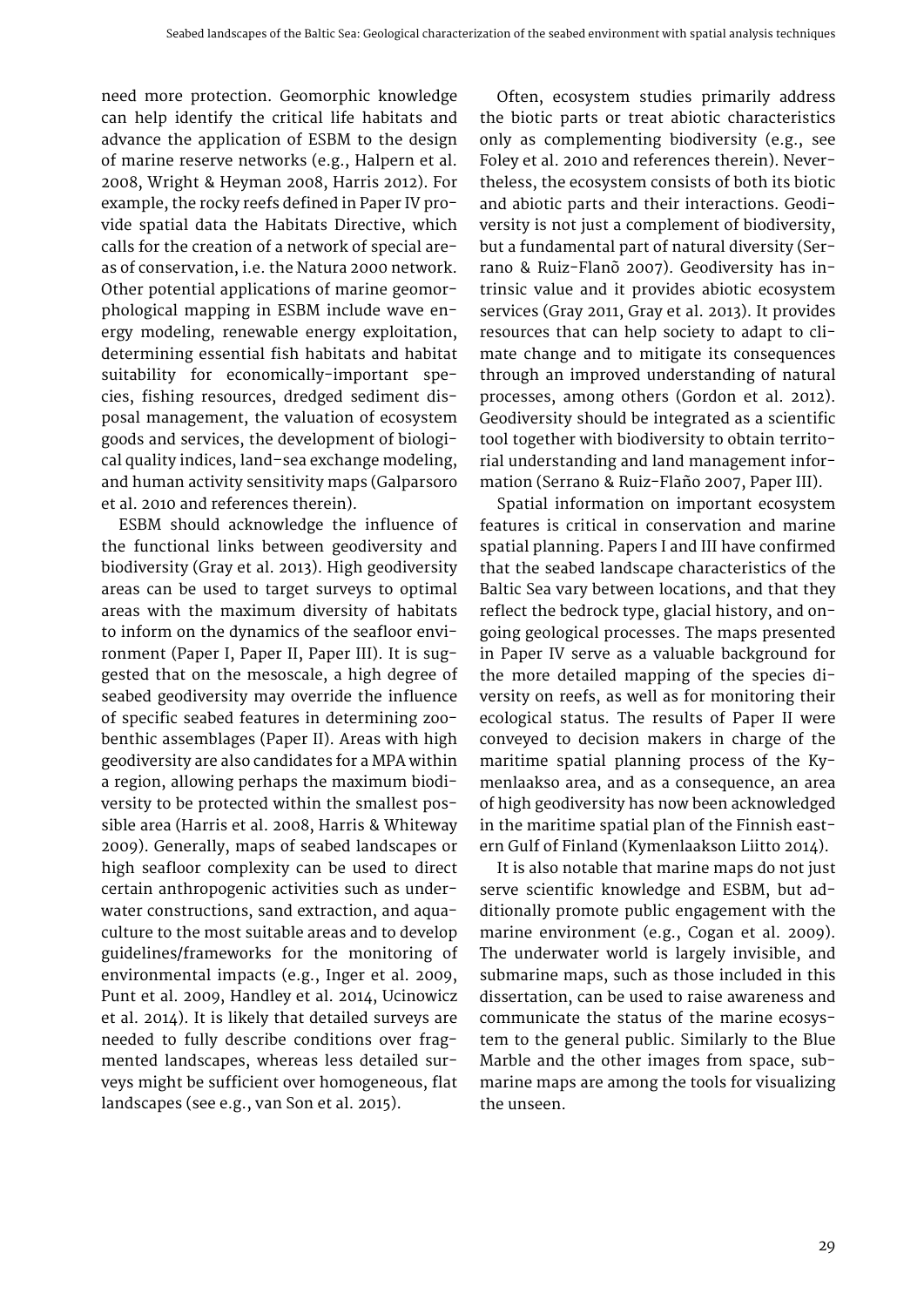need more protection. Geomorphic knowledge can help identify the critical life habitats and advance the application of ESBM to the design of marine reserve networks (e.g., Halpern et al. 2008, Wright & Heyman 2008, Harris 2012). For example, the rocky reefs defined in Paper IV provide spatial data the Habitats Directive, which calls for the creation of a network of special areas of conservation, i.e. the Natura 2000 network. Other potential applications of marine geomorphological mapping in ESBM include wave energy modeling, renewable energy exploitation, determining essential fish habitats and habitat suitability for economically-important species, fishing resources, dredged sediment disposal management, the valuation of ecosystem goods and services, the development of biological quality indices, land–sea exchange modeling, and human activity sensitivity maps (Galparsoro et al. 2010 and references therein).

ESBM should acknowledge the influence of the functional links between geodiversity and biodiversity (Gray et al. 2013). High geodiversity areas can be used to target surveys to optimal areas with the maximum diversity of habitats to inform on the dynamics of the seafloor environment (Paper I, Paper II, Paper III). It is suggested that on the mesoscale, a high degree of seabed geodiversity may override the influence of specific seabed features in determining zoobenthic assemblages (Paper II). Areas with high geodiversity are also candidates for a MPA within a region, allowing perhaps the maximum biodiversity to be protected within the smallest possible area (Harris et al. 2008, Harris & Whiteway 2009). Generally, maps of seabed landscapes or high seafloor complexity can be used to direct certain anthropogenic activities such as underwater constructions, sand extraction, and aquaculture to the most suitable areas and to develop guidelines/frameworks for the monitoring of environmental impacts (e.g., Inger et al. 2009, Punt et al. 2009, Handley et al. 2014, Ucinowicz et al. 2014). It is likely that detailed surveys are needed to fully describe conditions over fragmented landscapes, whereas less detailed surveys might be sufficient over homogeneous, flat landscapes (see e.g., van Son et al. 2015).

Often, ecosystem studies primarily address the biotic parts or treat abiotic characteristics only as complementing biodiversity (e.g., see Foley et al. 2010 and references therein). Nevertheless, the ecosystem consists of both its biotic and abiotic parts and their interactions. Geodiversity is not just a complement of biodiversity, but a fundamental part of natural diversity (Serrano & Ruiz-Flanõ 2007). Geodiversity has intrinsic value and it provides abiotic ecosystem services (Gray 2011, Gray et al. 2013). It provides resources that can help society to adapt to climate change and to mitigate its consequences through an improved understanding of natural processes, among others (Gordon et al. 2012). Geodiversity should be integrated as a scientific tool together with biodiversity to obtain territorial understanding and land management information (Serrano & Ruiz-Flaño 2007, Paper III).

Spatial information on important ecosystem features is critical in conservation and marine spatial planning. Papers I and III have confirmed that the seabed landscape characteristics of the Baltic Sea vary between locations, and that they reflect the bedrock type, glacial history, and ongoing geological processes. The maps presented in Paper IV serve as a valuable background for the more detailed mapping of the species diversity on reefs, as well as for monitoring their ecological status. The results of Paper II were conveyed to decision makers in charge of the maritime spatial planning process of the Kymenlaakso area, and as a consequence, an area of high geodiversity has now been acknowledged in the maritime spatial plan of the Finnish eastern Gulf of Finland (Kymenlaakson Liitto 2014).

It is also notable that marine maps do not just serve scientific knowledge and ESBM, but additionally promote public engagement with the marine environment (e.g., Cogan et al. 2009). The underwater world is largely invisible, and submarine maps, such as those included in this dissertation, can be used to raise awareness and communicate the status of the marine ecosystem to the general public. Similarly to the Blue Marble and the other images from space, submarine maps are among the tools for visualizing the unseen.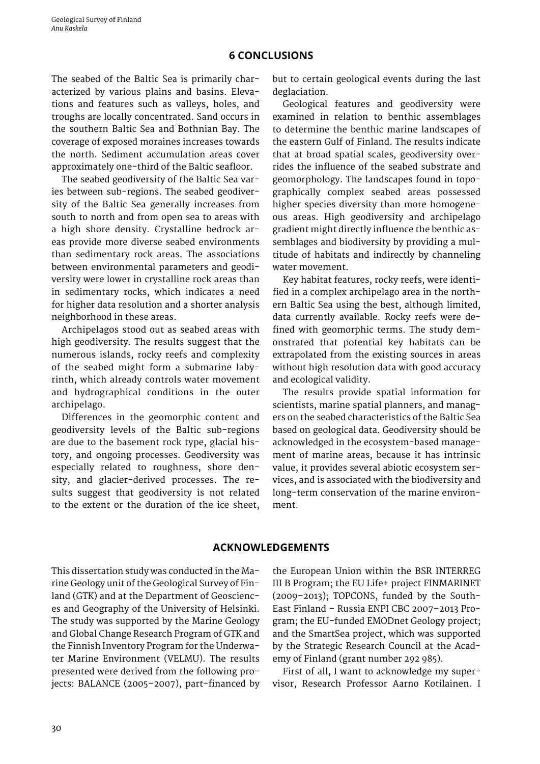# 6 CONCLUSIONS

The seabed of the Baltic Sea is primarily characterized by various plains and basins. Elevations and features such as valleys, holes, and troughs are locally concentrated. Sand occurs in the southern Baltic Sea and Bothnian Bay. The coverage of exposed moraines increases towards the north. Sediment accumulation areas cover approximately one-third of the Baltic seafloor.

The seabed geodiversity of the Baltic Sea varies between sub-regions. The seabed geodiversity of the Baltic Sea generally increases from south to north and from open sea to areas with a high shore density. Crystalline bedrock areas provide more diverse seabed environments than sedimentary rock areas. The associations between environmental parameters and geodiversity were lower in crystalline rock areas than in sedimentary rocks, which indicates a need for higher data resolution and a shorter analysis neighborhood in these areas.

Archipelagos stood out as seabed areas with high geodiversity. The results suggest that the numerous islands, rocky reefs and complexity of the seabed might form a submarine labyrinth, which already controls water movement and hydrographical conditions in the outer archipelago.

Differences in the geomorphic content and geodiversity levels of the Baltic sub-regions are due to the basement rock type, glacial history, and ongoing processes. Geodiversity was especially related to roughness, shore density, and glacier-derived processes. The results suggest that geodiversity is not related to the extent or the duration of the ice sheet, but to certain geological events during the last deglaciation.

Geological features and geodiversity were examined in relation to benthic assemblages to determine the benthic marine landscapes of the eastern Gulf of Finland. The results indicate that at broad spatial scales, geodiversity overrides the influence of the seabed substrate and geomorphology. The landscapes found in topographically complex seabed areas possessed higher species diversity than more homogeneous areas. High geodiversity and archipelago gradient might directly influence the benthic assemblages and biodiversity by providing a multitude of habitats and indirectly by channeling water movement.

Key habitat features, rocky reefs, were identified in a complex archipelago area in the northern Baltic Sea using the best, although limited, data currently available. Rocky reefs were defined with geomorphic terms. The study demonstrated that potential key habitats can be extrapolated from the existing sources in areas without high resolution data with good accuracy and ecological validity.

The results provide spatial information for scientists, marine spatial planners, and managers on the seabed characteristics of the Baltic Sea based on geological data. Geodiversity should be acknowledged in the ecosystem-based management of marine areas, because it has intrinsic value, it provides several abiotic ecosystem services, and is associated with the biodiversity and long-term conservation of the marine environment.

# ACKNOWLEDGEMENTS

This dissertation study was conducted in the Marine Geology unit of the Geological Survey of Finland (GTK) and at the Department of Geosciences and Geography of the University of Helsinki. The study was supported by the Marine Geology and Global Change Research Program of GTK and the Finnish Inventory Program for the Underwater Marine Environment (VELMU). The results presented were derived from the following projects: BALANCE (2005–2007), part-financed by the European Union within the BSR INTERREG III B Program; the EU Life+ project FINMARINET (2009–2013); TOPCONS, funded by the South-East Finland – Russia ENPI CBC 2007–2013 Program; the EU-funded EMODnet Geology project; and the SmartSea project, which was supported by the Strategic Research Council at the Academy of Finland (grant number 292 985).

First of all, I want to acknowledge my supervisor, Research Professor Aarno Kotilainen. I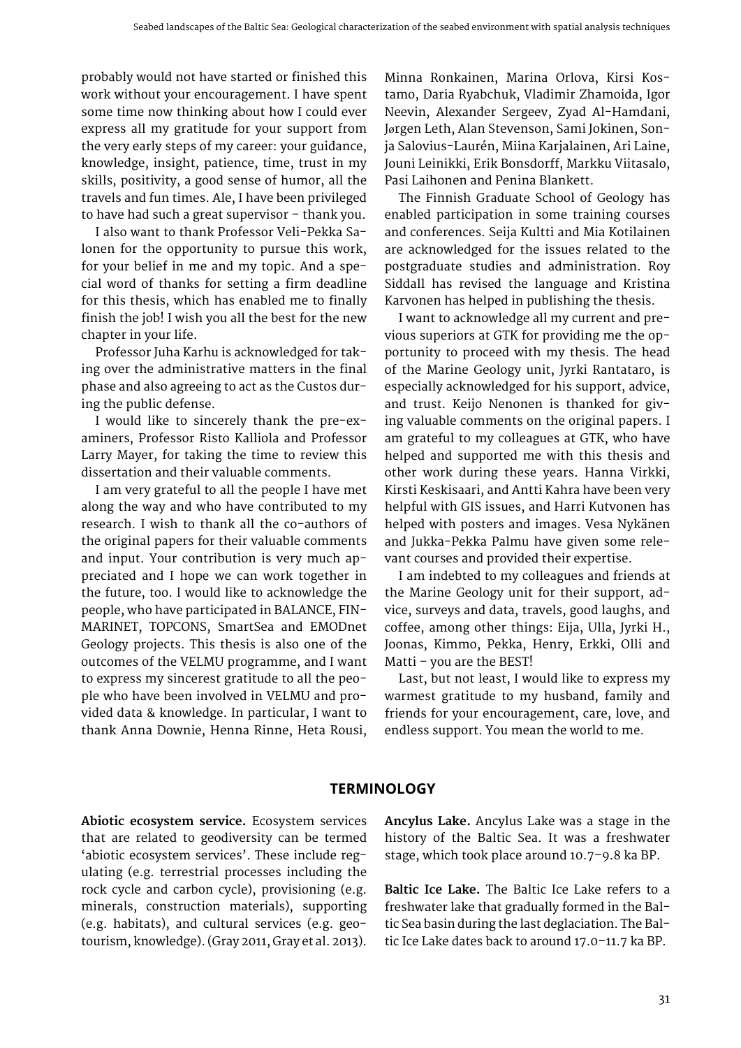probably would not have started or finished this work without your encouragement. I have spent some time now thinking about how I could ever express all my gratitude for your support from the very early steps of my career: your guidance, knowledge, insight, patience, time, trust in my skills, positivity, a good sense of humor, all the travels and fun times. Ale, I have been privileged to have had such a great supervisor – thank you.

I also want to thank Professor Veli-Pekka Salonen for the opportunity to pursue this work, for your belief in me and my topic. And a special word of thanks for setting a firm deadline for this thesis, which has enabled me to finally finish the job! I wish you all the best for the new chapter in your life.

Professor Juha Karhu is acknowledged for taking over the administrative matters in the final phase and also agreeing to act as the Custos during the public defense.

I would like to sincerely thank the pre-examiners, Professor Risto Kalliola and Professor Larry Mayer, for taking the time to review this dissertation and their valuable comments.

I am very grateful to all the people I have met along the way and who have contributed to my research. I wish to thank all the co-authors of the original papers for their valuable comments and input. Your contribution is very much appreciated and I hope we can work together in the future, too. I would like to acknowledge the people, who have participated in BALANCE, FINMARINET, TOPCONS, SmartSea and EMODnet Geology projects. This thesis is also one of the outcomes of the VELMU programme, and I want to express my sincerest gratitude to all the people who have been involved in VELMU and provided data & knowledge. In particular, I want to thank Anna Downie, Henna Rinne, Heta Rousi, Minna Ronkainen, Marina Orlova, Kirsi Kostamo, Daria Ryabchuk, Vladimir Zhamoida, Igor Neevin, Alexander Sergeev, Zyad Al-Hamdani, Jørgen Leth, Alan Stevenson, Sami Jokinen, Sonja Salovius-Laurén, Miina Karjalainen, Ari Laine, Jouni Leinikki, Erik Bonsdorff, Markku Viitasalo, Pasi Laihonen and Penina Blankett.

The Finnish Graduate School of Geology has enabled participation in some training courses and conferences. Seija Kultti and Mia Kotilainen are acknowledged for the issues related to the postgraduate studies and administration. Roy Siddall has revised the language and Kristina Karvonen has helped in publishing the thesis.

I want to acknowledge all my current and previous superiors at GTK for providing me the opportunity to proceed with my thesis. The head of the Marine Geology unit, Jyrki Rantataro, is especially acknowledged for his support, advice, and trust. Keijo Nenonen is thanked for giving valuable comments on the original papers. I am grateful to my colleagues at GTK, who have helped and supported me with this thesis and other work during these years. Hanna Virkki, Kirsti Keskisaari, and Antti Kahra have been very helpful with GIS issues, and Harri Kutvonen has helped with posters and images. Vesa Nykänen and Jukka-Pekka Palmu have given some relevant courses and provided their expertise.

I am indebted to my colleagues and friends at the Marine Geology unit for their support, advice, surveys and data, travels, good laughs, and coffee, among other things: Eija, Ulla, Jyrki H., Joonas, Kimmo, Pekka, Henry, Erkki, Olli and Matti – you are the BEST!

Last, but not least, I would like to express my warmest gratitude to my husband, family and friends for your encouragement, care, love, and endless support. You mean the world to me.

## TERMINOLOGY

**Abiotic ecosystem service.** Ecosystem services that are related to geodiversity can be termed 'abiotic ecosystem services'. These include regulating (e.g. terrestrial processes including the rock cycle and carbon cycle), provisioning (e.g. minerals, construction materials), supporting (e.g. habitats), and cultural services (e.g. geotourism, knowledge). (Gray 2011, Gray et al. 2013).

**Ancylus Lake.** Ancylus Lake was a stage in the history of the Baltic Sea. It was a freshwater stage, which took place around 10.7–9.8 ka BP.

**Baltic Ice Lake.** The Baltic Ice Lake refers to a freshwater lake that gradually formed in the Baltic Sea basin during the last deglaciation. The Baltic Ice Lake dates back to around 17.0–11.7 ka BP.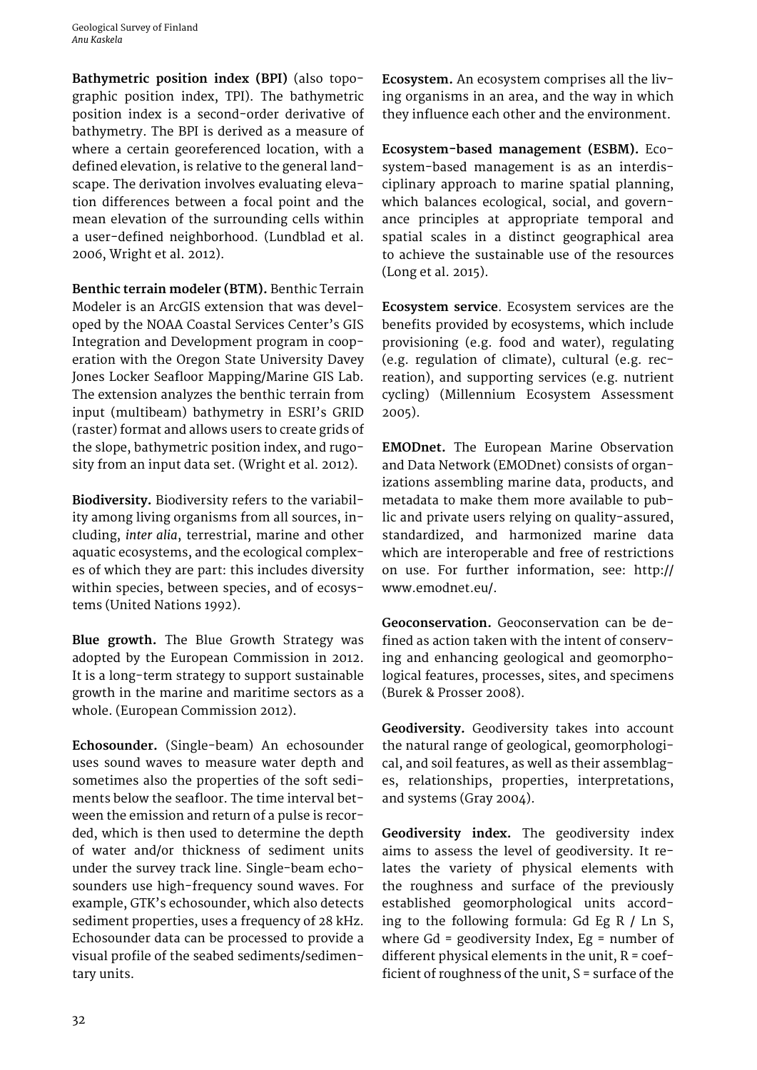**Bathymetric position index (BPI)** (also topographic position index, TPI). The bathymetric position index is a second-order derivative of bathymetry. The BPI is derived as a measure of where a certain georeferenced location, with a defined elevation, is relative to the general landscape. The derivation involves evaluating elevation differences between a focal point and the mean elevation of the surrounding cells within a user-defined neighborhood. (Lundblad et al. 2006, Wright et al. 2012).

**Benthic terrain modeler (BTM).** Benthic Terrain Modeler is an ArcGIS extension that was developed by the NOAA Coastal Services Center's GIS Integration and Development program in cooperation with the Oregon State University Davey Jones Locker Seafloor Mapping/Marine GIS Lab. The extension analyzes the benthic terrain from input (multibeam) bathymetry in ESRI's GRID (raster) format and allows users to create grids of the slope, bathymetric position index, and rugosity from an input data set. (Wright et al. 2012).

**Biodiversity.** Biodiversity refers to the variability among living organisms from all sources, including, *inter alia*, terrestrial, marine and other aquatic ecosystems, and the ecological complexes of which they are part: this includes diversity within species, between species, and of ecosystems (United Nations 1992).

**Blue growth.** The Blue Growth Strategy was adopted by the European Commission in 2012. It is a long-term strategy to support sustainable growth in the marine and maritime sectors as a whole. (European Commission 2012).

**Echosounder.** (Single-beam) An echosounder uses sound waves to measure water depth and sometimes also the properties of the soft sediments below the seafloor. The time interval between the emission and return of a pulse is recorded, which is then used to determine the depth of water and/or thickness of sediment units under the survey track line. Single-beam echosounders use high-frequency sound waves. For example, GTK's echosounder, which also detects sediment properties, uses a frequency of 28 kHz. Echosounder data can be processed to provide a visual profile of the seabed sediments/sedimentary units.

**Ecosystem.** An ecosystem comprises all the living organisms in an area, and the way in which they influence each other and the environment.

**Ecosystem-based management (ESBM).** Ecosystem-based management is as an interdisciplinary approach to marine spatial planning, which balances ecological, social, and governance principles at appropriate temporal and spatial scales in a distinct geographical area to achieve the sustainable use of the resources (Long et al. 2015).

**Ecosystem service**. Ecosystem services are the benefits provided by ecosystems, which include provisioning (e.g. food and water), regulating (e.g. regulation of climate), cultural (e.g. recreation), and supporting services (e.g. nutrient cycling) (Millennium Ecosystem Assessment 2005).

**EMODnet.** The European Marine Observation and Data Network (EMODnet) consists of organizations assembling marine data, products, and metadata to make them more available to public and private users relying on quality-assured, standardized, and harmonized marine data which are interoperable and free of restrictions on use. For further information, see: http://www.emodnet.eu/.

**Geoconservation.** Geoconservation can be defined as action taken with the intent of conserving and enhancing geological and geomorphological features, processes, sites, and specimens (Burek & Prosser 2008).

**Geodiversity.** Geodiversity takes into account the natural range of geological, geomorphological, and soil features, as well as their assemblages, relationships, properties, interpretations, and systems (Gray 2004).

**Geodiversity index.** The geodiversity index aims to assess the level of geodiversity. It relates the variety of physical elements with the roughness and surface of the previously established geomorphological units according to the following formula: Gd Eg R / Ln S, where Gd = geodiversity Index, Eg = number of different physical elements in the unit, R = coefficient of roughness of the unit, S = surface of the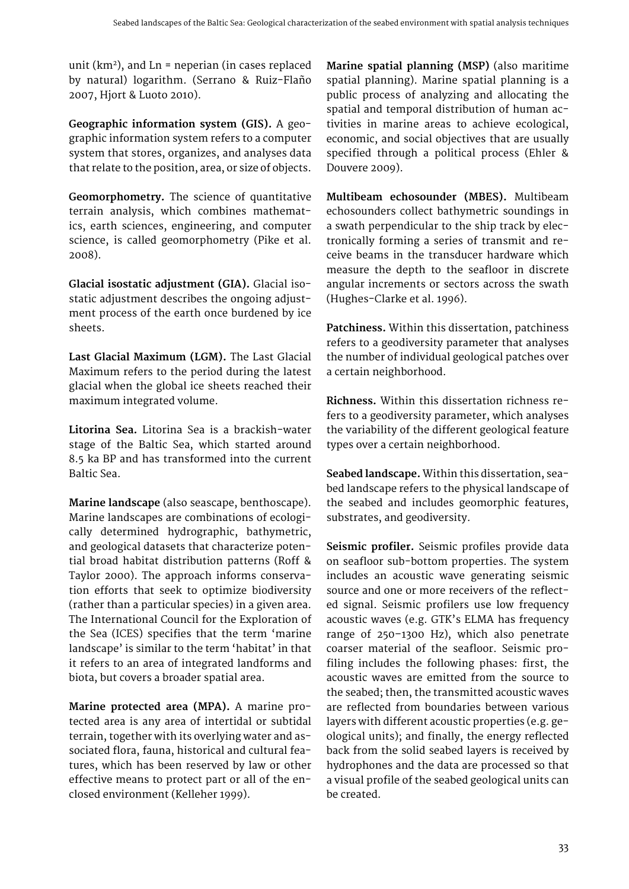unit ($km^2$), and Ln = neperian (in cases replaced by natural) logarithm. (Serrano & Ruiz-Flaño 2007, Hjort & Luoto 2010).

**Geographic information system (GIS).** A geographic information system refers to a computer system that stores, organizes, and analyses data that relate to the position, area, or size of objects.

**Geomorphometry.** The science of quantitative terrain analysis, which combines mathematics, earth sciences, engineering, and computer science, is called geomorphometry (Pike et al. 2008).

**Glacial isostatic adjustment (GIA).** Glacial isostatic adjustment describes the ongoing adjustment process of the earth once burdened by ice sheets.

**Last Glacial Maximum (LGM).** The Last Glacial Maximum refers to the period during the latest glacial when the global ice sheets reached their maximum integrated volume.

**Litorina Sea.** Litorina Sea is a brackish-water stage of the Baltic Sea, which started around 8.5 ka BP and has transformed into the current Baltic Sea.

**Marine landscape** (also seascape, benthoscape). Marine landscapes are combinations of ecologically determined hydrographic, bathymetric, and geological datasets that characterize potential broad habitat distribution patterns (Roff & Taylor 2000). The approach informs conservation efforts that seek to optimize biodiversity (rather than a particular species) in a given area. The International Council for the Exploration of the Sea (ICES) specifies that the term 'marine landscape' is similar to the term 'habitat' in that it refers to an area of integrated landforms and biota, but covers a broader spatial area.

**Marine protected area (MPA).** A marine protected area is any area of intertidal or subtidal terrain, together with its overlying water and associated flora, fauna, historical and cultural features, which has been reserved by law or other effective means to protect part or all of the enclosed environment (Kelleher 1999).

**Marine spatial planning (MSP)** (also maritime spatial planning). Marine spatial planning is a public process of analyzing and allocating the spatial and temporal distribution of human activities in marine areas to achieve ecological, economic, and social objectives that are usually specified through a political process (Ehler & Douvere 2009).

**Multibeam echosounder (MBES).** Multibeam echosounders collect bathymetric soundings in a swath perpendicular to the ship track by electronically forming a series of transmit and receive beams in the transducer hardware which measure the depth to the seafloor in discrete angular increments or sectors across the swath (Hughes-Clarke et al. 1996).

**Patchiness.** Within this dissertation, patchiness refers to a geodiversity parameter that analyses the number of individual geological patches over a certain neighborhood.

**Richness.** Within this dissertation richness refers to a geodiversity parameter, which analyses the variability of the different geological feature types over a certain neighborhood.

**Seabed landscape.** Within this dissertation, seabed landscape refers to the physical landscape of the seabed and includes geomorphic features, substrates, and geodiversity.

**Seismic profiler.** Seismic profiles provide data on seafloor sub-bottom properties. The system includes an acoustic wave generating seismic source and one or more receivers of the reflected signal. Seismic profilers use low frequency acoustic waves (e.g. GTK's ELMA has frequency range of 250–1300 Hz), which also penetrate coarser material of the seafloor. Seismic profiling includes the following phases: first, the acoustic waves are emitted from the source to the seabed; then, the transmitted acoustic waves are reflected from boundaries between various layers with different acoustic properties (e.g. geological units); and finally, the energy reflected back from the solid seabed layers is received by hydrophones and the data are processed so that a visual profile of the seabed geological units can be created.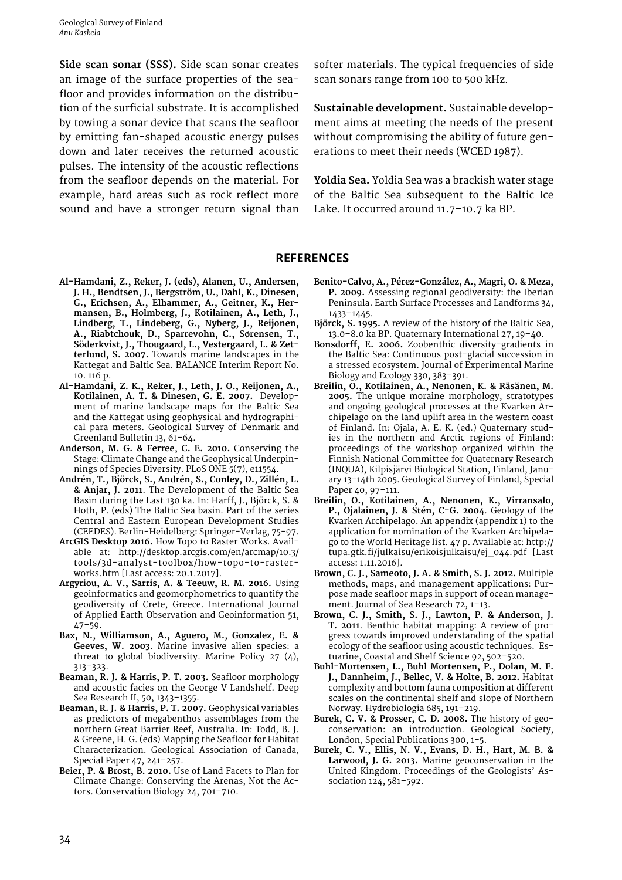**Side scan sonar (SSS).** Side scan sonar creates an image of the surface properties of the seafloor and provides information on the distribution of the surficial substrate. It is accomplished by towing a sonar device that scans the seafloor by emitting fan-shaped acoustic energy pulses down and later receives the returned acoustic pulses. The intensity of the acoustic reflections from the seafloor depends on the material. For example, hard areas such as rock reflect more sound and have a stronger return signal than softer materials. The typical frequencies of side scan sonars range from 100 to 500 kHz.

**Sustainable development.** Sustainable development aims at meeting the needs of the present without compromising the ability of future generations to meet their needs (WCED 1987).

**Yoldia Sea.** Yoldia Sea was a brackish water stage of the Baltic Sea subsequent to the Baltic Ice Lake. It occurred around 11.7–10.7 ka BP.

## REFERENCES

**Al-Hamdani, Z., Reker, J. (eds), Alanen, U., Andersen, J. H., Bendtsen, J., Bergström, U., Dahl, K., Dinesen, G., Erichsen, A., Elhammer, A., Geitner, K., Hermansen, B., Holmberg, J., Kotilainen, A., Leth, J., Lindberg, T., Lindeberg, G., Nyberg, J., Reijonen, A., Riabtchouk, D., Sparrevohn, C., Sørensen, T., Söderkvist, J., Thougaard, L., Vestergaard, L. & Zetterlund, S. 2007.** Towards marine landscapes in the Kattegat and Baltic Sea. BALANCE Interim Report No. 10. 116 p.

**Al-Hamdani, Z. K., Reker, J., Leth, J. O., Reijonen, A., Kotilainen, A. T. & Dinesen, G. E. 2007.** Development of marine landscape maps for the Baltic Sea and the Kattegat using geophysical and hydrographical para meters. Geological Survey of Denmark and Greenland Bulletin 13, 61–64.

**Anderson, M. G. & Ferree, C. E. 2010.** Conserving the Stage: Climate Change and the Geophysical Underpinnings of Species Diversity. PLoS ONE 5(7), e11554.

**Andrén, T., Björck, S., Andrén, S., Conley, D., Zillén, L. & Anjar, J. 2011**. The Development of the Baltic Sea Basin during the Last 130 ka. In: Harff, J., Björck, S. & Hoth, P. (eds) The Baltic Sea basin. Part of the series Central and Eastern European Development Studies (CEEDES). Berlin-Heidelberg: Springer-Verlag, 75–97.

**ArcGIS Desktop 2016.** How Topo to Raster Works. Available at: http://desktop.arcgis.com/en/arcmap/10.3/tools/3d-analyst-toolbox/how-topo-to-raster-works.htm [Last access: 20.1.2017].

**Argyriou, A. V., Sarris, A. & Teeuw, R. M. 2016.** Using geoinformatics and geomorphometrics to quantify the geodiversity of Crete, Greece. International Journal of Applied Earth Observation and Geoinformation 51, 47–59.

**Bax, N., Williamson, A., Aguero, M., Gonzalez, E. & Geeves, W. 2003**. Marine invasive alien species: a threat to global biodiversity. Marine Policy 27 (4), 313–323.

**Beaman, R. J. & Harris, P. T. 2003.** Seafloor morphology and acoustic facies on the George V Landshelf. Deep Sea Research II, 50, 1343–1355.

**Beaman, R. J. & Harris, P. T. 2007.** Geophysical variables as predictors of megabenthos assemblages from the northern Great Barrier Reef, Australia. In: Todd, B. J. & Greene, H. G. (eds) Mapping the Seafloor for Habitat Characterization. Geological Association of Canada, Special Paper 47, 241–257.

**Beier, P. & Brost, B. 2010.** Use of Land Facets to Plan for Climate Change: Conserving the Arenas, Not the Actors. Conservation Biology 24, 701–710.

**Benito-Calvo, A., Pérez-González, A., Magri, O. & Meza, P. 2009.** Assessing regional geodiversity: the Iberian Peninsula. Earth Surface Processes and Landforms 34, 1433–1445.

**Björck, S. 1995.** A review of the history of the Baltic Sea, 13.0–8.0 ka BP. Quaternary International 27, 19–40.

**Bonsdorff, E. 2006.** Zoobenthic diversity-gradients in the Baltic Sea: Continuous post-glacial succession in a stressed ecosystem. Journal of Experimental Marine Biology and Ecology 330, 383–391.

**Breilin, O., Kotilainen, A., Nenonen, K. & Räsänen, M. 2005.** The unique moraine morphology, stratotypes and ongoing geological processes at the Kvarken Archipelago on the land uplift area in the western coast of Finland. In: Ojala, A. E. K. (ed.) Quaternary studies in the northern and Arctic regions of Finland: proceedings of the workshop organized within the Finnish National Committee for Quaternary Research (INQUA), Kilpisjärvi Biological Station, Finland, January 13–14th 2005. Geological Survey of Finland, Special Paper 40, 97–111.

**Breilin, O., Kotilainen, A., Nenonen, K., Virransalo, P., Ojalainen, J. & Stén, C-G. 2004**. Geology of the Kvarken Archipelago. An appendix (appendix 1) to the application for nomination of the Kvarken Archipelago to the World Heritage list. 47 p. Available at: http://tupa.gtk.fi/julkaisu/erikoisjulkaisu/ej_044.pdf [Last access: 1.11.2016].

**Brown, C. J., Sameoto, J. A. & Smith, S. J. 2012.** Multiple methods, maps, and management applications: Purpose made seafloor maps in support of ocean management. Journal of Sea Research 72, 1–13.

**Brown, C. J., Smith, S. J., Lawton, P. & Anderson, J. T. 2011**. Benthic habitat mapping: A review of progress towards improved understanding of the spatial ecology of the seafloor using acoustic techniques. Estuarine, Coastal and Shelf Science 92, 502–520.

**Buhl-Mortensen, L., Buhl Mortensen, P., Dolan, M. F. J., Dannheim, J., Bellec, V. & Holte, B. 2012.** Habitat complexity and bottom fauna composition at different scales on the continental shelf and slope of Northern Norway. Hydrobiologia 685, 191–219.

**Burek, C. V. & Prosser, C. D. 2008.** The history of geoconservation: an introduction. Geological Society, London, Special Publications 300, 1–5.

**Burek, C. V., Ellis, N. V., Evans, D. H., Hart, M. B. & Larwood, J. G. 2013.** Marine geoconservation in the United Kingdom. Proceedings of the Geologists' Association 124, 581–592.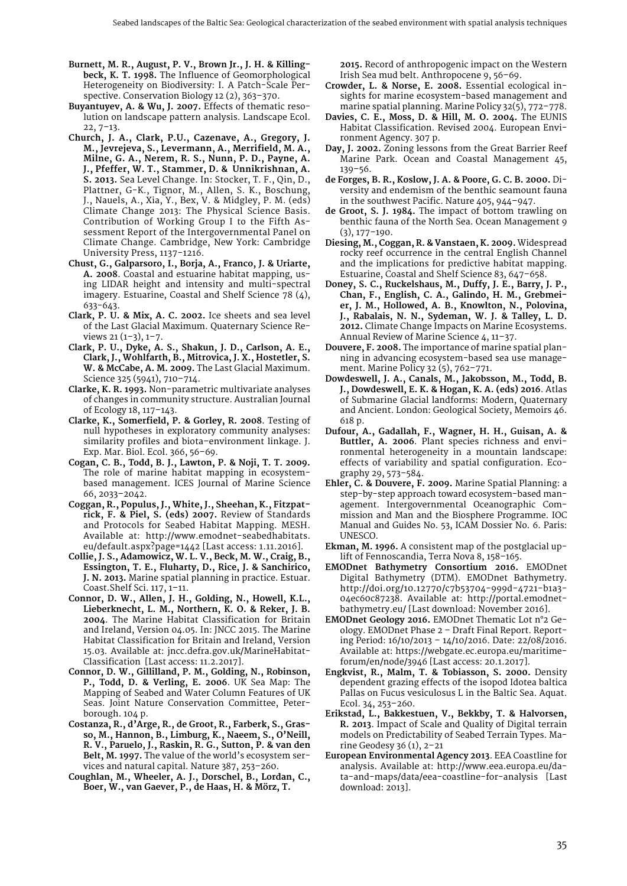**Burnett, M. R., August, P. V., Brown Jr., J. H. & Killingbeck, K. T. 1998.** The Influence of Geomorphological Heterogeneity on Biodiversity: I. A Patch-Scale Perspective. Conservation Biology 12 (2), 363–370.

**Buyantuyev, A. & Wu, J. 2007.** Effects of thematic resolution on landscape pattern analysis. Landscape Ecol. 22, 7–13.

**Church, J. A., Clark, P.U., Cazenave, A., Gregory, J. M., Jevrejeva, S., Levermann, A., Merrifield, M. A., Milne, G. A., Nerem, R. S., Nunn, P. D., Payne, A. J., Pfeffer, W. T., Stammer, D. & Unnikrishnan, A. S. 2013.** Sea Level Change. In: Stocker, T. F., Qin, D., Plattner, G-K., Tignor, M., Allen, S. K., Boschung, J., Nauels, A., Xia, Y., Bex, V. & Midgley, P. M. (eds) Climate Change 2013: The Physical Science Basis. Contribution of Working Group I to the Fifth Assessment Report of the Intergovernmental Panel on Climate Change. Cambridge, New York: Cambridge University Press, 1137–1216.

**Chust, G., Galparsoro, I., Borja, A., Franco, J. & Uriarte, A. 2008**. Coastal and estuarine habitat mapping, using LIDAR height and intensity and multi-spectral imagery. Estuarine, Coastal and Shelf Science 78 (4), 633–643.

**Clark, P. U. & Mix, A. C. 2002.** Ice sheets and sea level of the Last Glacial Maximum. Quaternary Science Reviews 21 (1–3), 1–7.

**Clark, P. U., Dyke, A. S., Shakun, J. D., Carlson, A. E., Clark, J., Wohlfarth, B., Mitrovica, J. X., Hostetler, S. W. & McCabe, A. M. 2009.** The Last Glacial Maximum. Science 325 (5941), 710–714.

**Clarke, K. R. 1993.** Non-parametric multivariate analyses of changes in community structure. Australian Journal of Ecology 18, 117–143.

**Clarke, K., Somerfield, P. & Gorley, R. 2008**. Testing of null hypotheses in exploratory community analyses: similarity profiles and biota-environment linkage. J. Exp. Mar. Biol. Ecol. 366, 56–69.

**Cogan, C. B., Todd, B. J., Lawton, P. & Noji, T. T. 2009.** The role of marine habitat mapping in ecosystem-based management. ICES Journal of Marine Science 66, 2033–2042.

**Coggan, R., Populus, J., White, J., Sheehan, K., Fitzpatrick, F. & Piel, S. (eds) 2007.** Review of Standards and Protocols for Seabed Habitat Mapping. MESH. Available at: http://www.emodnet-seabedhabitats.eu/default.aspx?page=1442 [Last access: 1.11.2016].

**Collie, J. S., Adamowicz, W. L. V., Beck, M. W., Craig, B., Essington, T. E., Fluharty, D., Rice, J. & Sanchirico, J. N. 2013.** Marine spatial planning in practice. Estuar. Coast.Shelf Sci. 117, 1–11.

**Connor, D. W., Allen, J. H., Golding, N., Howell, K.L., Lieberknecht, L. M., Northern, K. O. & Reker, J. B. 2004**. The Marine Habitat Classification for Britain and Ireland, Version 04.05. In: JNCC 2015. The Marine Habitat Classification for Britain and Ireland, Version 15.03. Available at: jncc.defra.gov.uk/MarineHabitatClassification [Last access: 11.2.2017].

**Connor, D. W., Gillilland, P. M., Golding, N., Robinson, P., Todd, D. & Verling, E. 2006**. UK Sea Map: The Mapping of Seabed and Water Column Features of UK Seas. Joint Nature Conservation Committee, Peterborough. 104 p.

**Costanza, R., d'Arge, R., de Groot, R., Farberk, S., Grasso, M., Hannon, B., Limburg, K., Naeem, S., O'Neill, R. V., Paruelo, J., Raskin, R. G., Sutton, P. & van den Belt, M. 1997.** The value of the world's ecosystem services and natural capital. Nature 387, 253–260.

**Coughlan, M., Wheeler, A. J., Dorschel, B., Lordan, C., Boer, W., van Gaever, P., de Haas, H. & Mörz, T. 2015.** Record of anthropogenic impact on the Western Irish Sea mud belt. Anthropocene 9, 56–69.

**Crowder, L. & Norse, E. 2008.** Essential ecological insights for marine ecosystem-based management and marine spatial planning. Marine Policy 32(5), 772–778.

**Davies, C. E., Moss, D. & Hill, M. O. 2004.** The EUNIS Habitat Classification. Revised 2004. European Environment Agency. 307 p.

**Day, J. 2002.** Zoning lessons from the Great Barrier Reef Marine Park. Ocean and Coastal Management 45, 139–56.

**de Forges, B. R., Koslow, J. A. & Poore, G. C. B. 2000.** Diversity and endemism of the benthic seamount fauna in the southwest Pacific. Nature 405, 944–947.

**de Groot, S. J. 1984.** The impact of bottom trawling on benthic fauna of the North Sea. Ocean Management 9 (3), 177–190.

**Diesing, M., Coggan, R. & Vanstaen, K. 2009.** Widespread rocky reef occurrence in the central English Channel and the implications for predictive habitat mapping. Estuarine, Coastal and Shelf Science 83, 647–658.

**Doney, S. C., Ruckelshaus, M., Duffy, J. E., Barry, J. P., Chan, F., English, C. A., Galindo, H. M., Grebmeier, J. M., Hollowed, A. B., Knowlton, N., Polovina, J., Rabalais, N. N., Sydeman, W. J. & Talley, L. D. 2012.** Climate Change Impacts on Marine Ecosystems. Annual Review of Marine Science 4, 11–37.

**Douvere, F. 2008.** The importance of marine spatial planning in advancing ecosystem-based sea use management. Marine Policy 32 (5), 762–771.

**Dowdeswell, J. A., Canals, M., Jakobsson, M., Todd, B. J., Dowdeswell, E. K. & Hogan, K. A. (eds) 2016**. Atlas of Submarine Glacial landforms: Modern, Quaternary and Ancient. London: Geological Society, Memoirs 46. 618 p.

**Dufour, A., Gadallah, F., Wagner, H. H., Guisan, A. & Buttler, A. 2006**. Plant species richness and environmental heterogeneity in a mountain landscape: effects of variability and spatial configuration. Ecography 29, 573–584.

**Ehler, C. & Douvere, F. 2009.** Marine Spatial Planning: a step-by-step approach toward ecosystem-based management. Intergovernmental Oceanographic Commission and Man and the Biosphere Programme. IOC Manual and Guides No. 53, ICAM Dossier No. 6. Paris: UNESCO.

**Ekman, M. 1996.** A consistent map of the postglacial uplift of Fennoscandia, Terra Nova 8, 158–165.

**EMODnet Bathymetry Consortium 2016.** EMODnet Digital Bathymetry (DTM). EMODnet Bathymetry. http://doi.org/10.12770/c7b53704-999d-4721-b1a3-04ec60c87238. Available at: http://portal.emodnet-bathymetry.eu/ [Last download: November 2016].

**EMODnet Geology 2016.** EMODnet Thematic Lot n°2 Geology. EMODnet Phase 2 – Draft Final Report. Reporting Period: 16/10/2013 – 14/10/2016. Date: 22/08/2016. Available at: https://webgate.ec.europa.eu/maritimeforum/en/node/3946 [Last access: 20.1.2017].

**Engkvist, R., Malm, T. & Tobiasson, S. 2000.** Density dependent grazing effects of the isopod Idotea baltica Pallas on Fucus vesiculosus L in the Baltic Sea. Aquat. Ecol. 34, 253–260.

**Erikstad, L., Bakkestuen, V., Bekkby, T. & Halvorsen, R. 2013**. Impact of Scale and Quality of Digital terrain models on Predictability of Seabed Terrain Types. Marine Geodesy 36 (1), 2–21

**European Environmental Agency 2013**. EEA Coastline for analysis. Available at: http://www.eea.europa.eu/data-and-maps/data/eea-coastline-for-analysis [Last download: 2013].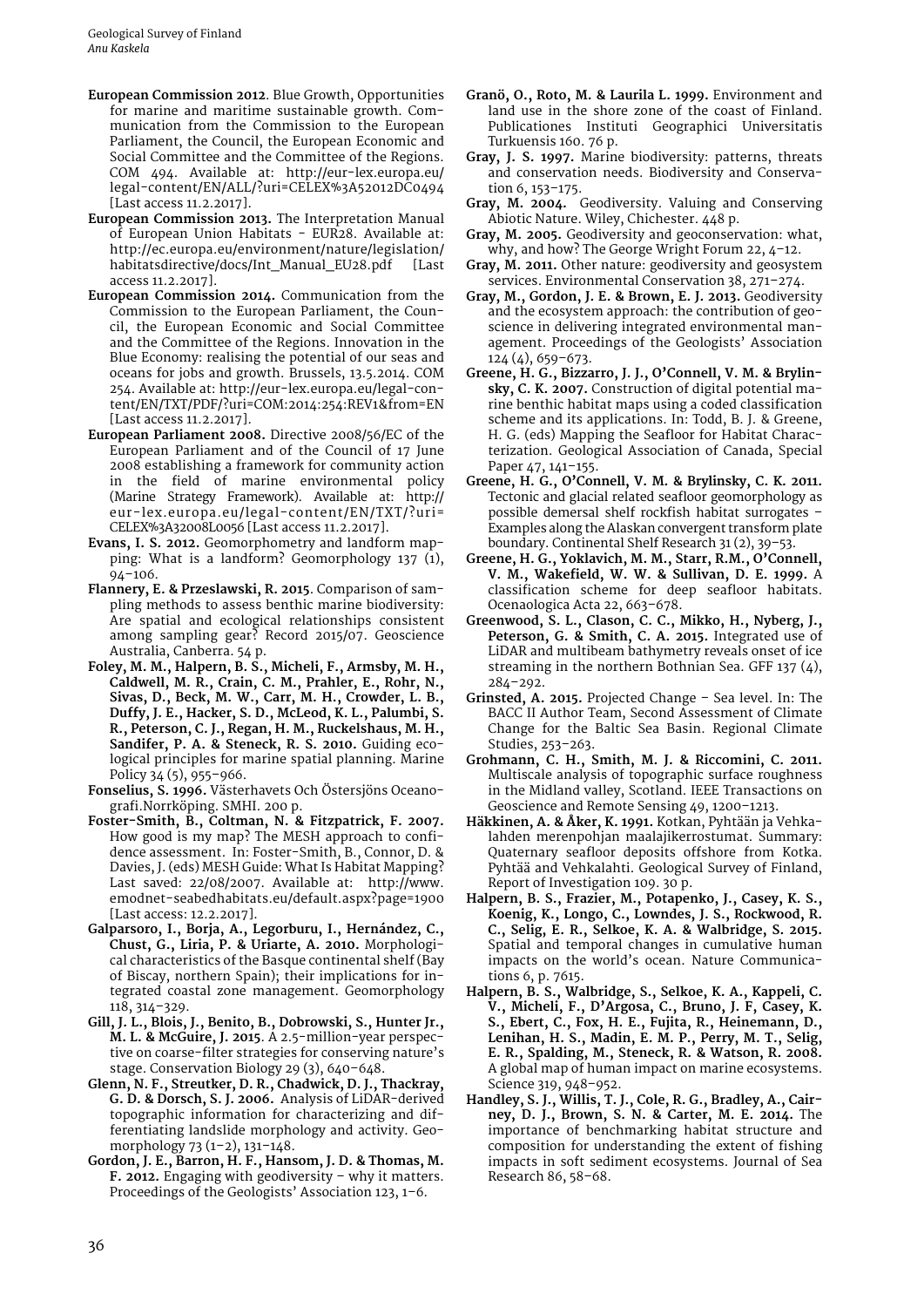**European Commission 2012**. Blue Growth, Opportunities for marine and maritime sustainable growth. Communication from the Commission to the European Parliament, the Council, the European Economic and Social Committee and the Committee of the Regions. COM 494. Available at: http://eur-lex.europa.eu/legal-content/EN/ALL/?uri=CELEX%3A52012DC0494 [Last access 11.2.2017].

**European Commission 2013.** The Interpretation Manual of European Union Habitats - EUR28. Available at: http://ec.europa.eu/environment/nature/legislation/habitatsdirective/docs/Int_Manual_EU28.pdf [Last access 11.2.2017].

**European Commission 2014.** Communication from the Commission to the European Parliament, the Council, the European Economic and Social Committee and the Committee of the Regions. Innovation in the Blue Economy: realising the potential of our seas and oceans for jobs and growth. Brussels, 13.5.2014. COM 254. Available at: http://eur-lex.europa.eu/legal-content/EN/TXT/PDF/?uri=COM:2014:254:REV1&from=EN [Last access 11.2.2017].

**European Parliament 2008.** Directive 2008/56/EC of the European Parliament and of the Council of 17 June 2008 establishing a framework for community action in the field of marine environmental policy (Marine Strategy Framework). Available at: http://eur-lex.europa.eu/legal-content/EN/TXT/?uri=CELEX%3A32008L0056 [Last access 11.2.2017].

**Evans, I. S. 2012.** Geomorphometry and landform mapping: What is a landform? Geomorphology 137 (1), 94–106.

**Flannery, E. & Przeslawski, R. 2015**. Comparison of sampling methods to assess benthic marine biodiversity: Are spatial and ecological relationships consistent among sampling gear? Record 2015/07. Geoscience Australia, Canberra. 54 p.

**Foley, M. M., Halpern, B. S., Micheli, F., Armsby, M. H., Caldwell, M. R., Crain, C. M., Prahler, E., Rohr, N., Sivas, D., Beck, M. W., Carr, M. H., Crowder, L. B., Duffy, J. E., Hacker, S. D., McLeod, K. L., Palumbi, S. R., Peterson, C. J., Regan, H. M., Ruckelshaus, M. H., Sandifer, P. A. & Steneck, R. S. 2010.** Guiding ecological principles for marine spatial planning. Marine Policy 34 (5), 955–966.

**Fonselius, S. 1996.** Västerhavets Och Östersjöns Oceanografi.Norrköping. SMHI. 200 p.

**Foster-Smith, B., Coltman, N. & Fitzpatrick, F. 2007.** How good is my map? The MESH approach to confidence assessment. In: Foster-Smith, B., Connor, D. & Davies, J. (eds) MESH Guide: What Is Habitat Mapping? Last saved: 22/08/2007. Available at: http://www.emodnet-seabedhabitats.eu/default.aspx?page=1900 [Last access: 12.2.2017].

**Galparsoro, I., Borja, A., Legorburu, I., Hernández, C., Chust, G., Liria, P. & Uriarte, A. 2010.** Morphological characteristics of the Basque continental shelf (Bay of Biscay, northern Spain); their implications for integrated coastal zone management. Geomorphology 118, 314–329.

**Gill, J. L., Blois, J., Benito, B., Dobrowski, S., Hunter Jr., M. L. & McGuire, J. 2015**. A 2.5-million-year perspective on coarse-filter strategies for conserving nature's stage. Conservation Biology 29 (3), 640–648.

**Glenn, N. F., Streutker, D. R., Chadwick, D. J., Thackray, G. D. & Dorsch, S. J. 2006.** Analysis of LiDAR-derived topographic information for characterizing and differentiating landslide morphology and activity. Geomorphology 73 (1–2), 131–148.

**Gordon, J. E., Barron, H. F., Hansom, J. D. & Thomas, M. F. 2012.** Engaging with geodiversity – why it matters. Proceedings of the Geologists' Association 123, 1–6.

**Granö, O., Roto, M. & Laurila L. 1999.** Environment and land use in the shore zone of the coast of Finland. Publicationes Instituti Geographici Universitatis Turkuensis 160. 76 p.

**Gray, J. S. 1997.** Marine biodiversity: patterns, threats and conservation needs. Biodiversity and Conservation 6, 153–175.

**Gray, M. 2004.** Geodiversity. Valuing and Conserving Abiotic Nature. Wiley, Chichester. 448 p.

**Gray, M. 2005.** Geodiversity and geoconservation: what, why, and how? The George Wright Forum 22, 4–12.

**Gray, M. 2011.** Other nature: geodiversity and geosystem services. Environmental Conservation 38, 271–274.

**Gray, M., Gordon, J. E. & Brown, E. J. 2013.** Geodiversity and the ecosystem approach: the contribution of geoscience in delivering integrated environmental management. Proceedings of the Geologists' Association 124 (4), 659–673.

**Greene, H. G., Bizzarro, J. J., O'Connell, V. M. & Brylinsky, C. K. 2007.** Construction of digital potential marine benthic habitat maps using a coded classification scheme and its applications. In: Todd, B. J. & Greene, H. G. (eds) Mapping the Seafloor for Habitat Characterization. Geological Association of Canada, Special Paper 47, 141–155.

**Greene, H. G., O'Connell, V. M. & Brylinsky, C. K. 2011.** Tectonic and glacial related seafloor geomorphology as possible demersal shelf rockfish habitat surrogates – Examples along the Alaskan convergent transform plate boundary. Continental Shelf Research 31 (2), 39–53.

**Greene, H. G., Yoklavich, M. M., Starr, R.M., O'Connell, V. M., Wakefield, W. W. & Sullivan, D. E. 1999.** A classification scheme for deep seafloor habitats. Ocenaologica Acta 22, 663–678.

**Greenwood, S. L., Clason, C. C., Mikko, H., Nyberg, J., Peterson, G. & Smith, C. A. 2015.** Integrated use of LiDAR and multibeam bathymetry reveals onset of ice streaming in the northern Bothnian Sea. GFF 137 (4), 284–292.

**Grinsted, A. 2015.** Projected Change – Sea level. In: The BACC II Author Team, Second Assessment of Climate Change for the Baltic Sea Basin. Regional Climate Studies, 253–263.

**Grohmann, C. H., Smith, M. J. & Riccomini, C. 2011.** Multiscale analysis of topographic surface roughness in the Midland valley, Scotland. IEEE Transactions on Geoscience and Remote Sensing 49, 1200–1213.

**Häkkinen, A. & Åker, K. 1991.** Kotkan, Pyhtään ja Vehkalahden merenpohjan maalajikerrostumat. Summary: Quaternary seafloor deposits offshore from Kotka. Pyhtää and Vehkalahti. Geological Survey of Finland, Report of Investigation 109. 30 p.

**Halpern, B. S., Frazier, M., Potapenko, J., Casey, K. S., Koenig, K., Longo, C., Lowndes, J. S., Rockwood, R. C., Selig, E. R., Selkoe, K. A. & Walbridge, S. 2015.** Spatial and temporal changes in cumulative human impacts on the world's ocean. Nature Communications 6, p. 7615.

**Halpern, B. S., Walbridge, S., Selkoe, K. A., Kappeli, C. V., Micheli, F., D'Argosa, C., Bruno, J. F, Casey, K. S., Ebert, C., Fox, H. E., Fujita, R., Heinemann, D., Lenihan, H. S., Madin, E. M. P., Perry, M. T., Selig, E. R., Spalding, M., Steneck, R. & Watson, R. 2008.** A global map of human impact on marine ecosystems. Science 319, 948–952.

**Handley, S. J., Willis, T. J., Cole, R. G., Bradley, A., Cairney, D. J., Brown, S. N. & Carter, M. E. 2014.** The importance of benchmarking habitat structure and composition for understanding the extent of fishing impacts in soft sediment ecosystems. Journal of Sea Research 86, 58–68.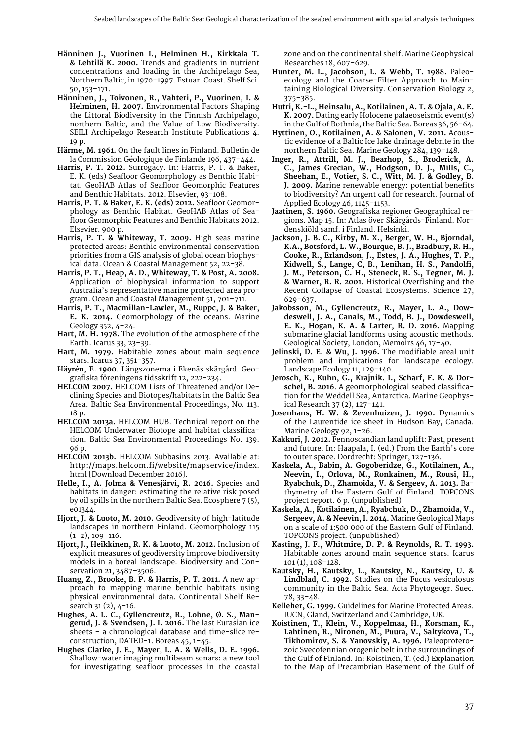**Hänninen J., Vuorinen I., Helminen H., Kirkkala T. & Lehtilä K. 2000.** Trends and gradients in nutrient concentrations and loading in the Archipelago Sea, Northern Baltic, in 1970–1997. Estuar. Coast. Shelf Sci. 50, 153–171.

**Hänninen, J., Toivonen, R., Vahteri, P., Vuorinen, I. & Helminen, H. 2007.** Environmental Factors Shaping the Littoral Biodiversity in the Finnish Archipelago, northern Baltic, and the Value of Low Biodiversity. SEILI Archipelago Research Institute Publications 4. 19 p.

**Härme, M. 1961.** On the fault lines in Finland. Bulletin de la Commission Géologique de Finlande 196, 437–444.

**Harris, P. T. 2012.** Surrogacy. In: Harris, P. T. & Baker, E. K. (eds) Seafloor Geomorphology as Benthic Habitat. GeoHAB Atlas of Seafloor Geomorphic Features and Benthic Habitats. 2012. Elsevier, 93–108.

**Harris, P. T. & Baker, E. K. (eds) 2012.** Seafloor Geomorphology as Benthic Habitat. GeoHAB Atlas of Seafloor Geomorphic Features and Benthic Habitats 2012. Elsevier. 900 p.

**Harris, P. T. & Whiteway, T. 2009.** High seas marine protected areas: Benthic environmental conservation priorities from a GIS analysis of global ocean biophysical data. Ocean & Coastal Management 52, 22–38.

**Harris, P. T., Heap, A. D., Whiteway, T. & Post, A. 2008.** Application of biophysical information to support Australia's representative marine protected area program. Ocean and Coastal Management 51, 701–711.

**Harris, P. T., Macmillan-Lawler, M., Ruppc, J. & Baker, E. K. 2014.** Geomorphology of the oceans. Marine Geology 352, 4–24.

**Hart, M. H. 1978.** The evolution of the atmosphere of the Earth. Icarus 33, 23–39.

**Hart, M. 1979.** Habitable zones about main sequence stars. Icarus 37, 351–357.

**Häyrén, E. 1900.** Längszonerna i Ekenäs skärgård. Geografiska föreningens tidsskrift 12, 222–234.

**HELCOM 2007.** HELCOM Lists of Threatened and/or Declining Species and Biotopes/habitats in the Baltic Sea Area. Baltic Sea Environmental Proceedings, No. 113. 18 p.

**HELCOM 2013a.** HELCOM HUB. Technical report on the HELCOM Underwater Biotope and habitat classification. Baltic Sea Environmental Proceedings No. 139. 96 p.

**HELCOM 2013b.** HELCOM Subbasins 2013. Available at: http://maps.helcom.fi/website/mapservice/index.html [Download December 2016].

**Helle, I., A. Jolma & Venesjärvi, R. 2016.** Species and habitats in danger: estimating the relative risk posed by oil spills in the northern Baltic Sea. Ecosphere 7 (5), e01344.

**Hjort, J. & Luoto, M. 2010.** Geodiversity of high-latitude landscapes in northern Finland. Geomorphology 115 (1–2), 109–116.

**Hjort, J., Heikkinen, R. K. & Luoto, M. 2012.** Inclusion of explicit measures of geodiversity improve biodiversity models in a boreal landscape. Biodiversity and Conservation 21, 3487–3506.

**Huang, Z., Brooke, B. P. & Harris, P. T. 2011.** A new approach to mapping marine benthic habitats using physical environmental data. Continental Shelf Research 31 (2), 4–16.

**Hughes, A. L. C., Gyllencreutz, R., Lohne, Ø. S., Mangerud, J. & Svendsen, J. I. 2016.** The last Eurasian ice sheets – a chronological database and time-slice reconstruction, DATED-1. Boreas 45, 1–45.

**Hughes Clarke, J. E., Mayer, L. A. & Wells, D. E. 1996.** Shallow-water imaging multibeam sonars: a new tool for investigating seafloor processes in the coastal zone and on the continental shelf. Marine Geophysical Researches 18, 607–629.

**Hunter, M. L., Jacobson, L. & Webb, T. 1988.** Paleoecology and the Coarse-Filter Approach to Maintaining Biological Diversity. Conservation Biology 2, 375–385.

**Hutri, K.-L., Heinsalu, A., Kotilainen, A. T. & Ojala, A. E. K. 2007.** Dating early Holocene palaeoseismic event(s) in the Gulf of Bothnia, the Baltic Sea. Boreas 36, 56–64.

**Hyttinen, O., Kotilainen, A. & Salonen, V. 2011.** Acoustic evidence of a Baltic Ice lake drainage debrite in the northern Baltic Sea. Marine Geology 284, 139–148.

**Inger, R., Attrill, M. J., Bearhop, S., Broderick, A. C., James Grecian, W., Hodgson, D. J., Mills, C., Sheehan, E., Votier, S. C., Witt, M. J. & Godley, B. J. 2009.** Marine renewable energy: potential benefits to biodiversity? An urgent call for research. Journal of Applied Ecology 46, 1145–1153.

**Jaatinen, S. 1960.** Geografiska regioner Geographical regions. Map 15. In: Atlas över Skärgårds-Finland. Nordenskiöld samf. i Finland. Helsinki.

**Jackson, J. B. C., Kirby, M. X., Berger, W. H., Bjorndal, K.A., Botsford, L. W., Bourque, B. J., Bradbury, R. H., Cooke, R., Erlandson, J., Estes, J. A., Hughes, T. P., Kidwell, S., Lange, C, B., Lenihan, H. S., Pandolfi, J. M., Peterson, C. H., Steneck, R. S., Tegner, M. J. & Warner, R. R. 2001.** Historical Overfishing and the Recent Collapse of Coastal Ecosystems. Science 27, 629–637.

**Jakobsson, M., Gyllencreutz, R., Mayer, L. A., Dowdeswell, J. A., Canals, M., Todd, B. J., Dowdeswell, E. K., Hogan, K. A. & Larter, R. D. 2016.** Mapping submarine glacial landforms using acoustic methods. Geological Society, London, Memoirs 46, 17–40.

**Jelinski, D. E. & Wu, J. 1996.** The modifiable areal unit problem and implications for landscape ecology. Landscape Ecology 11, 129–140.

**Jerosch, K., Kuhn, G., Krajnik. I., Scharf, F. K. & Dorschel, B. 2016**. A geomorphological seabed classification for the Weddell Sea, Antarctica. Marine Geophysical Research 37 (2), 127–141.

**Josenhans, H. W. & Zevenhuizen, J. 1990.** Dynamics of the Laurentide ice sheet in Hudson Bay, Canada. Marine Geology 92, 1–26.

**Kakkuri, J. 2012.** Fennoscandian land uplift: Past, present and future. In: Haapala, I. (ed.) From the Earth's core to outer space. Dordrecht: Springer, 127–136.

**Kaskela, A., Babin, A. Gogoberidze, G., Kotilainen, A., Neevin, I., Orlova, M., Ronkainen, M., Rousi, H., Ryabchuk, D., Zhamoida, V. & Sergeev, A. 2013.** Bathymetry of the Eastern Gulf of Finland. TOPCONS project report. 6 p. (unpublished)

**Kaskela, A., Kotilainen, A., Ryabchuk, D., Zhamoida, V., Sergeev, A. & Neevin, I. 2014.** Marine Geological Maps on a scale of 1:500 000 of the Eastern Gulf of Finland. TOPCONS project. (unpublished)

**Kasting, J. F., Whitmire, D. P. & Reynolds, R. T. 1993.** Habitable zones around main sequence stars. Icarus 101 (1), 108–128.

**Kautsky, H., Kautsky, L., Kautsky, N., Kautsky, U. & Lindblad, C. 1992.** Studies on the Fucus vesiculosus community in the Baltic Sea. Acta Phytogeogr. Suec. 78, 33–48.

**Kelleher, G. 1999.** Guidelines for Marine Protected Areas. IUCN, Gland, Switzerland and Cambridge, UK.

**Koistinen, T., Klein, V., Koppelmaa, H., Korsman, K., Lahtinen, R., Nironen, M., Puura, V., Saltykova, T., Tikhomirov, S. & Yanovskiy, A. 1996.** Paleoproterozoic Svecofennian orogenic belt in the surroundings of the Gulf of Finland. In: Koistinen, T. (ed.) Explanation to the Map of Precambrian Basement of the Gulf of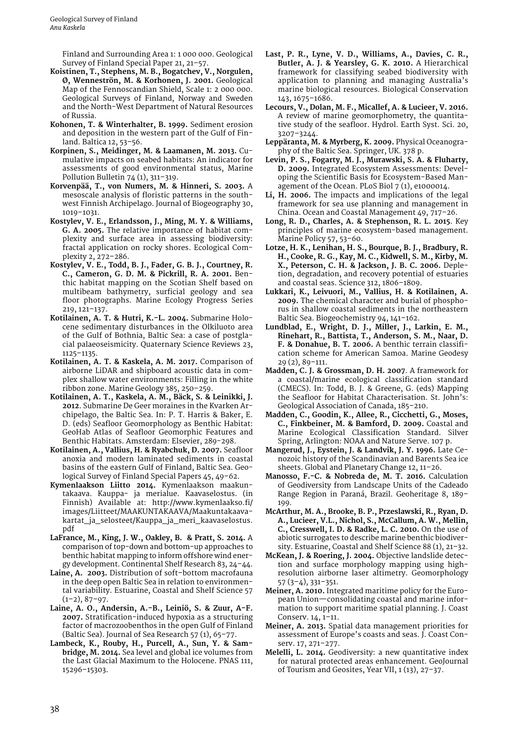Finland and Surrounding Area 1: 1 000 000. Geological Survey of Finland Special Paper 21, 21–57.

**Koistinen, T., Stephens, M. B., Bogatchev, V., Norgulen, Ø, Wenneströn, M. & Korhonen, J. 2001.** Geological Map of the Fennoscandian Shield, Scale 1: 2 000 000. Geological Surveys of Finland, Norway and Sweden and the North-West Department of Natural Resources of Russia.

**Kohonen, T. & Winterhalter, B. 1999.** Sediment erosion and deposition in the western part of the Gulf of Finland. Baltica 12, 53–56.

**Korpinen, S., Meidinger, M. & Laamanen, M. 2013.** Cumulative impacts on seabed habitats: An indicator for assessments of good environmental status, Marine Pollution Bulletin 74 (1), 311–319.

**Korvenpää, T., von Numers, M. & Hinneri, S. 2003.** A mesoscale analysis of floristic patterns in the southwest Finnish Archipelago. Journal of Biogeography 30, 1019–1031.

**Kostylev, V. E., Erlandsson, J., Ming, M. Y. & Williams, G. A. 2005.** The relative importance of habitat complexity and surface area in assessing biodiversity: fractal application on rocky shores. Ecological Complexity 2, 272–286.

**Kostylev, V. E., Todd, B. J., Fader, G. B. J., Courtney, R. C., Cameron, G. D. M. & Pickrill, R. A. 2001.** Benthic habitat mapping on the Scotian Shelf based on multibeam bathymetry, surficial geology and sea floor photographs. Marine Ecology Progress Series 219, 121–137.

**Kotilainen, A. T. & Hutri, K.-L. 2004.** Submarine Holocene sedimentary disturbances in the Olkiluoto area of the Gulf of Bothnia, Baltic Sea: a case of postglacial palaeoseismicity. Quaternary Science Reviews 23, 1125–1135.

**Kotilainen, A. T. & Kaskela, A. M. 2017.** Comparison of airborne LiDAR and shipboard acoustic data in complex shallow water environments: Filling in the white ribbon zone. Marine Geology 385, 250–259.

**Kotilainen, A. T., Kaskela, A. M., Bäck, S. & Leinikki, J. 2012**. Submarine De Geer moraines in the Kvarken Archipelago, the Baltic Sea. In: P. T. Harris & Baker, E. D. (eds) Seafloor Geomorphology as Benthic Habitat: GeoHab Atlas of Seafloor Geomorphic Features and Benthic Habitats. Amsterdam: Elsevier, 289–298.

**Kotilainen, A., Vallius, H. & Ryabchuk, D. 2007.** Seafloor anoxia and modern laminated sediments in coastal basins of the eastern Gulf of Finland, Baltic Sea. Geological Survey of Finland Special Papers 45, 49–62.

**Kymenlaakson Liitto 2014.** Kymenlaakson maakuntakaava. Kauppa- ja merialue. Kaavaselostus. (in Finnish) Available at: http://www.kymenlaakso.fi/images/Liitteet/MAAKUNTAKAAVA/Maakuntakaavakartat_ja_selosteet/Kauppa_ja_meri_kaavaselostus.pdf

**LaFrance, M., King, J. W., Oakley, B. & Pratt, S. 2014.** A comparison of top-down and bottom-up approaches to benthic habitat mapping to inform offshore wind energy development. Continental Shelf Research 83, 24–44.

**Laine, A. 2003.** Distribution of soft-bottom macrofauna in the deep open Baltic Sea in relation to environmental variability. Estuarine, Coastal and Shelf Science 57 (1–2), 87–97.

**Laine, A. O., Andersin, A.-B., Leiniö, S. & Zuur, A-F. 2007.** Stratification-induced hypoxia as a structuring factor of macrozoobenthos in the open Gulf of Finland (Baltic Sea). Journal of Sea Research 57 (1), 65–77.

**Lambeck, K., Rouby, H., Purcell, A., Sun, Y. & Sambridge, M. 2014.** Sea level and global ice volumes from the Last Glacial Maximum to the Holocene. PNAS 111, 15296–15303.

**Last, P. R., Lyne, V. D., Williams, A., Davies, C. R., Butler, A. J. & Yearsley, G. K. 2010.** A Hierarchical framework for classifying seabed biodiversity with application to planning and managing Australia's marine biological resources. Biological Conservation 143, 1675–1686.

**Lecours, V., Dolan, M. F., Micallef, A. & Lucieer, V. 2016.** A review of marine geomorphometry, the quantitative study of the seafloor. Hydrol. Earth Syst. Sci. 20, 3207–3244.

**Leppäranta, M. & Myrberg, K. 2009.** Physical Oceanography of the Baltic Sea. Springer, UK. 378 p.

**Levin, P. S., Fogarty, M. J., Murawski, S. A. & Fluharty, D. 2009.** Integrated Ecosystem Assessments: Developing the Scientific Basis for Ecosystem-Based Management of the Ocean. PLoS Biol 7 (1), e1000014.

**Li, H. 2006.** The impacts and implications of the legal framework for sea use planning and management in China. Ocean and Coastal Management 49, 717–726.

**Long, R. D., Charles, A. & Stephenson, R. L. 2015**. Key principles of marine ecosystem-based management. Marine Policy 57, 53–60.

**Lotze, H. K., Lenihan, H. S., Bourque, B. J., Bradbury, R. H., Cooke, R. G., Kay, M. C., Kidwell, S. M., Kirby, M. X., Peterson, C. H. & Jackson, J. B. C. 2006.** Depletion, degradation, and recovery potential of estuaries and coastal seas. Science 312, 1806–1809.

**Lukkari, K., Leivuori, M., Vallius, H. & Kotilainen, A. 2009.** The chemical character and burial of phosphorus in shallow coastal sediments in the northeastern Baltic Sea. Biogeochemistry 94, 141–162.

**Lundblad, E., Wright, D. J., Miller, J., Larkin, E. M., Rinehart, R., Battista, T., Anderson, S. M., Naar, D. F. & Donahue, B. T. 2006.** A benthic terrain classification scheme for American Samoa. Marine Geodesy 29 (2), 89–111.

**Madden, C. J. & Grossman, D. H. 2007**. A framework for a coastal/marine ecological classification standard (CMECS). In: Todd, B. J. & Greene, G. (eds) Mapping the Seafloor for Habitat Characterisation. St. John's: Geological Association of Canada, 185–210.

**Madden, C., Goodin, K., Allee, R., Cicchetti, G., Moses, C., Finkbeiner, M. & Bamford, D. 2009.** Coastal and Marine Ecological Classification Standard. Silver Spring, Arlington: NOAA and Nature Serve. 107 p.

**Mangerud, J., Eystein, J. & Landvik, J. Y. 1996.** Late Cenozoic history of the Scandinavian and Barents Sea ice sheets. Global and Planetary Change 12, 11–26.

**Manosso, F.-C. & Nobreda de, M. T. 2016.** Calculation of Geodiversity from Landscape Units of the Cadeado Range Region in Paraná, Brazil. Geoheritage 8, 189–199.

**McArthur, M. A., Brooke, B. P., Przeslawski, R., Ryan, D. A., Lucieer, V.L., Nichol, S., McCallum, A. W., Mellin, C., Cresswell, I. D. & Radke, L. C. 2010.** On the use of abiotic surrogates to describe marine benthic biodiversity. Estuarine, Coastal and Shelf Science 88 (1), 21–32.

**McKean, J. & Roering, J. 2004.** Objective landslide detection and surface morphology mapping using high-resolution airborne laser altimetry. Geomorphology 57 (3–4), 331–351.

**Meiner, A. 2010.** Integrated maritime policy for the European Union—consolidating coastal and marine information to support maritime spatial planning. J. Coast Conserv. 14, 1–11.

**Meiner, A. 2013.** Spatial data management priorities for assessment of Europe's coasts and seas. J. Coast Conserv. 17, 271–277.

**Melelli, L. 2014.** Geodiversity: a new quantitative index for natural protected areas enhancement. GeoJournal of Tourism and Geosites, Year VII, 1 (13), 27–37.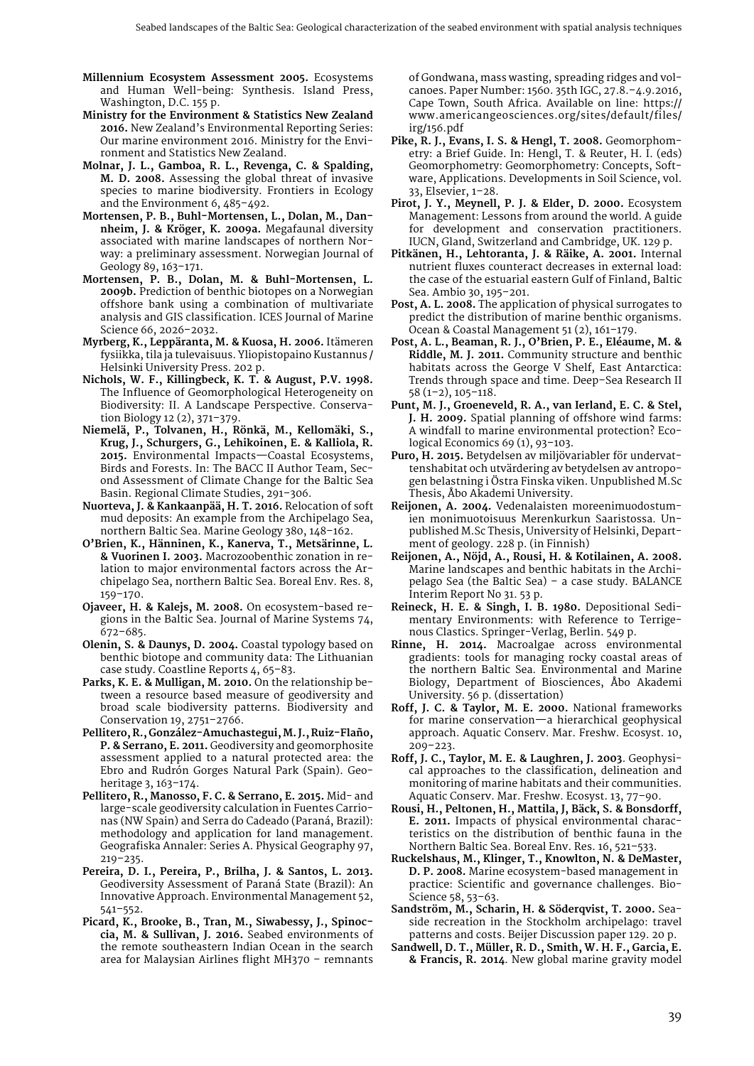**Millennium Ecosystem Assessment 2005.** Ecosystems and Human Well-being: Synthesis. Island Press, Washington, D.C. 155 p.

**Ministry for the Environment & Statistics New Zealand 2016.** New Zealand's Environmental Reporting Series: Our marine environment 2016. Ministry for the Environment and Statistics New Zealand.

**Molnar, J. L., Gamboa, R. L., Revenga, C. & Spalding, M. D. 2008.** Assessing the global threat of invasive species to marine biodiversity. Frontiers in Ecology and the Environment 6, 485–492.

**Mortensen, P. B., Buhl-Mortensen, L., Dolan, M., Dannheim, J. & Kröger, K. 2009a.** Megafaunal diversity associated with marine landscapes of northern Norway: a preliminary assessment. Norwegian Journal of Geology 89, 163–171.

**Mortensen, P. B., Dolan, M. & Buhl-Mortensen, L. 2009b.** Prediction of benthic biotopes on a Norwegian offshore bank using a combination of multivariate analysis and GIS classification. ICES Journal of Marine Science 66, 2026–2032.

**Myrberg, K., Leppäranta, M. & Kuosa, H. 2006.** Itämeren fysiikka, tila ja tulevaisuus. Yliopistopaino Kustannus / Helsinki University Press. 202 p.

**Nichols, W. F., Killingbeck, K. T. & August, P.V. 1998.** The Influence of Geomorphological Heterogeneity on Biodiversity: II. A Landscape Perspective. Conservation Biology 12 (2), 371–379.

**Niemelä, P., Tolvanen, H., Rönkä, M., Kellomäki, S., Krug, J., Schurgers, G., Lehikoinen, E. & Kalliola, R. 2015.** Environmental Impacts—Coastal Ecosystems, Birds and Forests. In: The BACC II Author Team, Second Assessment of Climate Change for the Baltic Sea Basin. Regional Climate Studies, 291–306.

**Nuorteva, J. & Kankaanpää, H. T. 2016.** Relocation of soft mud deposits: An example from the Archipelago Sea, northern Baltic Sea. Marine Geology 380, 148–162.

**O'Brien, K., Hänninen, K., Kanerva, T., Metsärinne, L. & Vuorinen I. 2003.** Macrozoobenthic zonation in relation to major environmental factors across the Archipelago Sea, northern Baltic Sea. Boreal Env. Res. 8, 159–170.

**Ojaveer, H. & Kalejs, M. 2008.** On ecosystem-based regions in the Baltic Sea. Journal of Marine Systems 74, 672–685.

**Olenin, S. & Daunys, D. 2004.** Coastal typology based on benthic biotope and community data: The Lithuanian case study. Coastline Reports 4, 65–83.

**Parks, K. E. & Mulligan, M. 2010.** On the relationship between a resource based measure of geodiversity and broad scale biodiversity patterns. Biodiversity and Conservation 19, 2751–2766.

**Pellitero, R., González-Amuchastegui, M. J., Ruiz-Flaño, P. & Serrano, E. 2011.** Geodiversity and geomorphosite assessment applied to a natural protected area: the Ebro and Rudrón Gorges Natural Park (Spain). Geoheritage 3, 163–174.

**Pellitero, R., Manosso, F. C. & Serrano, E. 2015.** Mid- and large-scale geodiversity calculation in Fuentes Carrionas (NW Spain) and Serra do Cadeado (Paraná, Brazil): methodology and application for land management. Geografiska Annaler: Series A. Physical Geography 97, 219–235.

**Pereira, D. I., Pereira, P., Brilha, J. & Santos, L. 2013.** Geodiversity Assessment of Paraná State (Brazil): An Innovative Approach. Environmental Management 52, 541–552.

**Picard, K., Brooke, B., Tran, M., Siwabessy, J., Spinoccia, M. & Sullivan, J. 2016.** Seabed environments of the remote southeastern Indian Ocean in the search area for Malaysian Airlines flight MH370 – remnants of Gondwana, mass wasting, spreading ridges and volcanoes. Paper Number: 1560. 35th IGC, 27.8.–4.9.2016, Cape Town, South Africa. Available on line: https://www.americangeosciences.org/sites/default/files/irg/156.pdf

**Pike, R. J., Evans, I. S. & Hengl, T. 2008.** Geomorphometry: a Brief Guide. In: Hengl, T. & Reuter, H. I. (eds) Geomorphometry: Geomorphometry: Concepts, Software, Applications. Developments in Soil Science, vol. 33, Elsevier, 1–28.

**Pirot, J. Y., Meynell, P. J. & Elder, D. 2000.** Ecosystem Management: Lessons from around the world. A guide for development and conservation practitioners. IUCN, Gland, Switzerland and Cambridge, UK. 129 p.

**Pitkänen, H., Lehtoranta, J. & Räike, A. 2001.** Internal nutrient fluxes counteract decreases in external load: the case of the estuarial eastern Gulf of Finland, Baltic Sea. Ambio 30, 195–201.

**Post, A. L. 2008.** The application of physical surrogates to predict the distribution of marine benthic organisms. Ocean & Coastal Management 51 (2), 161–179.

**Post, A. L., Beaman, R. J., O'Brien, P. E., Eléaume, M. & Riddle, M. J. 2011.** Community structure and benthic habitats across the George V Shelf, East Antarctica: Trends through space and time. Deep-Sea Research II 58 (1–2), 105–118.

**Punt, M. J., Groeneveld, R. A., van Ierland, E. C. & Stel, J. H. 2009.** Spatial planning of offshore wind farms: A windfall to marine environmental protection? Ecological Economics 69 (1), 93–103.

**Puro, H. 2015.** Betydelsen av miljövariabler för undervattenshabitat och utvärdering av betydelsen av antropogen belastning i Östra Finska viken. Unpublished M.Sc Thesis, Åbo Akademi University.

**Reijonen, A. 2004.** Vedenalaisten moreenimuodostumien monimuotoisuus Merenkurkun Saaristossa. Unpublished M.Sc Thesis, University of Helsinki, Department of geology. 228 p. (in Finnish)

**Reijonen, A., Nöjd, A., Rousi, H. & Kotilainen, A. 2008.** Marine landscapes and benthic habitats in the Archipelago Sea (the Baltic Sea) – a case study. BALANCE Interim Report No 31. 53 p.

**Reineck, H. E. & Singh, I. B. 1980.** Depositional Sedimentary Environments: with Reference to Terrigenous Clastics. Springer-Verlag, Berlin. 549 p.

**Rinne, H. 2014.** Macroalgae across environmental gradients: tools for managing rocky coastal areas of the northern Baltic Sea. Environmental and Marine Biology, Department of Biosciences, Åbo Akademi University. 56 p. (dissertation)

**Roff, J. C. & Taylor, M. E. 2000.** National frameworks for marine conservation—a hierarchical geophysical approach. Aquatic Conserv. Mar. Freshw. Ecosyst. 10, 209–223.

**Roff, J. C., Taylor, M. E. & Laughren, J. 2003**. Geophysical approaches to the classification, delineation and monitoring of marine habitats and their communities. Aquatic Conserv. Mar. Freshw. Ecosyst. 13, 77–90.

**Rousi, H., Peltonen, H., Mattila, J, Bäck, S. & Bonsdorff, E. 2011.** Impacts of physical environmental characteristics on the distribution of benthic fauna in the Northern Baltic Sea. Boreal Env. Res. 16, 521–533.

**Ruckelshaus, M., Klinger, T., Knowlton, N. & DeMaster, D. P. 2008.** Marine ecosystem-based management in practice: Scientific and governance challenges. BioScience 58, 53–63.

**Sandström, M., Scharin, H. & Söderqvist, T. 2000.** Seaside recreation in the Stockholm archipelago: travel patterns and costs. Beijer Discussion paper 129. 20 p.

**Sandwell, D. T., Müller, R. D., Smith, W. H. F., Garcia, E. & Francis, R. 2014**. New global marine gravity model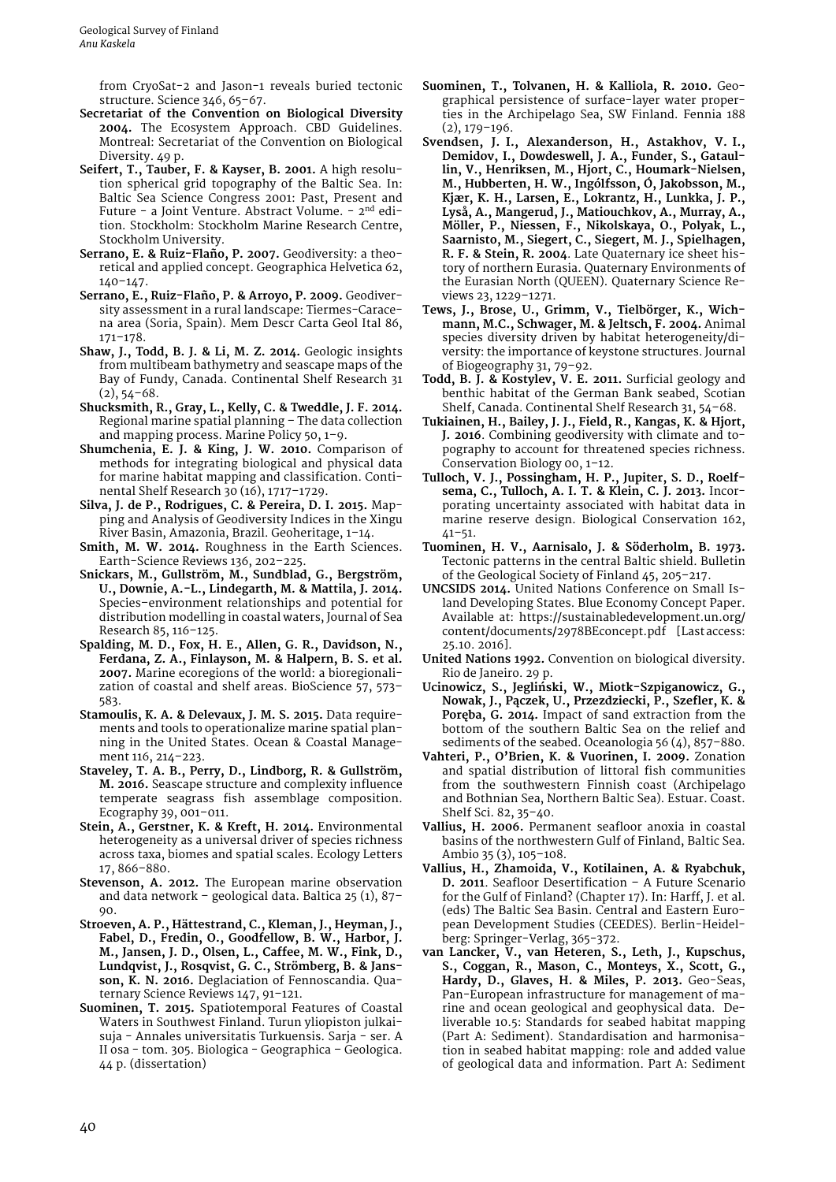from CryoSat-2 and Jason-1 reveals buried tectonic structure. Science 346, 65–67.

**Secretariat of the Convention on Biological Diversity 2004.** The Ecosystem Approach. CBD Guidelines. Montreal: Secretariat of the Convention on Biological Diversity. 49 p.

**Seifert, T., Tauber, F. & Kayser, B. 2001.** A high resolution spherical grid topography of the Baltic Sea. In: Baltic Sea Science Congress 2001: Past, Present and Future - a Joint Venture. Abstract Volume. - 2nd edition. Stockholm: Stockholm Marine Research Centre, Stockholm University.

**Serrano, E. & Ruiz-Flaño, P. 2007.** Geodiversity: a theoretical and applied concept. Geographica Helvetica 62, 140–147.

**Serrano, E., Ruiz-Flaño, P. & Arroyo, P. 2009.** Geodiversity assessment in a rural landscape: Tiermes-Caracena area (Soria, Spain). Mem Descr Carta Geol Ital 86, 171–178.

**Shaw, J., Todd, B. J. & Li, M. Z. 2014.** Geologic insights from multibeam bathymetry and seascape maps of the Bay of Fundy, Canada. Continental Shelf Research 31 (2), 54–68.

**Shucksmith, R., Gray, L., Kelly, C. & Tweddle, J. F. 2014.** Regional marine spatial planning – The data collection and mapping process. Marine Policy 50, 1–9.

**Shumchenia, E. J. & King, J. W. 2010.** Comparison of methods for integrating biological and physical data for marine habitat mapping and classification. Continental Shelf Research 30 (16), 1717–1729.

**Silva, J. de P., Rodrigues, C. & Pereira, D. I. 2015.** Mapping and Analysis of Geodiversity Indices in the Xingu River Basin, Amazonia, Brazil. Geoheritage, 1–14.

**Smith, M. W. 2014.** Roughness in the Earth Sciences. Earth-Science Reviews 136, 202–225.

**Snickars, M., Gullström, M., Sundblad, G., Bergström, U., Downie, A.-L., Lindegarth, M. & Mattila, J. 2014.** Species–environment relationships and potential for distribution modelling in coastal waters, Journal of Sea Research 85, 116–125.

**Spalding, M. D., Fox, H. E., Allen, G. R., Davidson, N., Ferdana, Z. A., Finlayson, M. & Halpern, B. S. et al. 2007.** Marine ecoregions of the world: a bioregionalization of coastal and shelf areas. BioScience 57, 573–583.

**Stamoulis, K. A. & Delevaux, J. M. S. 2015.** Data requirements and tools to operationalize marine spatial planning in the United States. Ocean & Coastal Management 116, 214–223.

**Staveley, T. A. B., Perry, D., Lindborg, R. & Gullström, M. 2016.** Seascape structure and complexity influence temperate seagrass fish assemblage composition. Ecography 39, 001–011.

**Stein, A., Gerstner, K. & Kreft, H. 2014.** Environmental heterogeneity as a universal driver of species richness across taxa, biomes and spatial scales. Ecology Letters 17, 866–880.

**Stevenson, A. 2012.** The European marine observation and data network – geological data. Baltica 25 (1), 87–90.

**Stroeven, A. P., Hättestrand, C., Kleman, J., Heyman, J., Fabel, D., Fredin, O., Goodfellow, B. W., Harbor, J. M., Jansen, J. D., Olsen, L., Caffee, M. W., Fink, D., Lundqvist, J., Rosqvist, G. C., Strömberg, B. & Jansson, K. N. 2016.** Deglaciation of Fennoscandia. Quaternary Science Reviews 147, 91–121.

**Suominen, T. 2015.** Spatiotemporal Features of Coastal Waters in Southwest Finland. Turun yliopiston julkaisuja - Annales universitatis Turkuensis. Sarja - ser. A II osa - tom. 305. Biologica - Geographica – Geologica. 44 p. (dissertation)

**Suominen, T., Tolvanen, H. & Kalliola, R. 2010.** Geographical persistence of surface-layer water properties in the Archipelago Sea, SW Finland. Fennia 188 (2), 179–196.

**Svendsen, J. I., Alexanderson, H., Astakhov, V. I., Demidov, I., Dowdeswell, J. A., Funder, S., Gataullin, V., Henriksen, M., Hjort, C., Houmark-Nielsen, M., Hubberten, H. W., Ingólfsson, Ó, Jakobsson, M., Kjær, K. H., Larsen, E., Lokrantz, H., Lunkka, J. P., Lyså, A., Mangerud, J., Matiouchkov, A., Murray, A., Möller, P., Niessen, F., Nikolskaya, O., Polyak, L., Saarnisto, M., Siegert, C., Siegert, M. J., Spielhagen, R. F. & Stein, R. 2004**. Late Quaternary ice sheet history of northern Eurasia. Quaternary Environments of the Eurasian North (QUEEN). Quaternary Science Reviews 23, 1229–1271.

**Tews, J., Brose, U., Grimm, V., Tielbörger, K., Wichmann, M.C., Schwager, M. & Jeltsch, F. 2004.** Animal species diversity driven by habitat heterogeneity/diversity: the importance of keystone structures. Journal of Biogeography 31, 79–92.

**Todd, B. J. & Kostylev, V. E. 2011.** Surficial geology and benthic habitat of the German Bank seabed, Scotian Shelf, Canada. Continental Shelf Research 31, 54–68.

**Tukiainen, H., Bailey, J. J., Field, R., Kangas, K. & Hjort, J. 2016**. Combining geodiversity with climate and topography to account for threatened species richness. Conservation Biology 00, 1–12.

**Tulloch, V. J., Possingham, H. P., Jupiter, S. D., Roelfsema, C., Tulloch, A. I. T. & Klein, C. J. 2013.** Incorporating uncertainty associated with habitat data in marine reserve design. Biological Conservation 162, 41–51.

**Tuominen, H. V., Aarnisalo, J. & Söderholm, B. 1973.** Tectonic patterns in the central Baltic shield. Bulletin of the Geological Society of Finland 45, 205–217.

**UNCSIDS 2014.** United Nations Conference on Small Island Developing States. Blue Economy Concept Paper. Available at: https://sustainabledevelopment.un.org/content/documents/2978BEconcept.pdf [Last access: 25.10. 2016].

**United Nations 1992.** Convention on biological diversity. Rio de Janeiro. 29 p.

**Ucinowicz, S., Jegliński, W., Miotk-Szpiganowicz, G., Nowak, J., Pączek, U., Przezdziecki, P., Szefler, K. & Poręba, G. 2014.** Impact of sand extraction from the bottom of the southern Baltic Sea on the relief and sediments of the seabed. Oceanologia 56 (4), 857–880.

**Vahteri, P., O'Brien, K. & Vuorinen, I. 2009.** Zonation and spatial distribution of littoral fish communities from the southwestern Finnish coast (Archipelago and Bothnian Sea, Northern Baltic Sea). Estuar. Coast. Shelf Sci. 82, 35–40.

**Vallius, H. 2006.** Permanent seafloor anoxia in coastal basins of the northwestern Gulf of Finland, Baltic Sea. Ambio 35 (3), 105–108.

**Vallius, H., Zhamoida, V., Kotilainen, A. & Ryabchuk, D. 2011**. Seafloor Desertification – A Future Scenario for the Gulf of Finland? (Chapter 17). In: Harff, J. et al. (eds) The Baltic Sea Basin. Central and Eastern European Development Studies (CEEDES). Berlin-Heidelberg: Springer-Verlag, 365-372.

**van Lancker, V., van Heteren, S., Leth, J., Kupschus, S., Coggan, R., Mason, C., Monteys, X., Scott, G., Hardy, D., Glaves, H. & Miles, P. 2013.** Geo-Seas, Pan-European infrastructure for management of marine and ocean geological and geophysical data. Deliverable 10.5: Standards for seabed habitat mapping (Part A: Sediment). Standardisation and harmonisation in seabed habitat mapping: role and added value of geological data and information. Part A: Sediment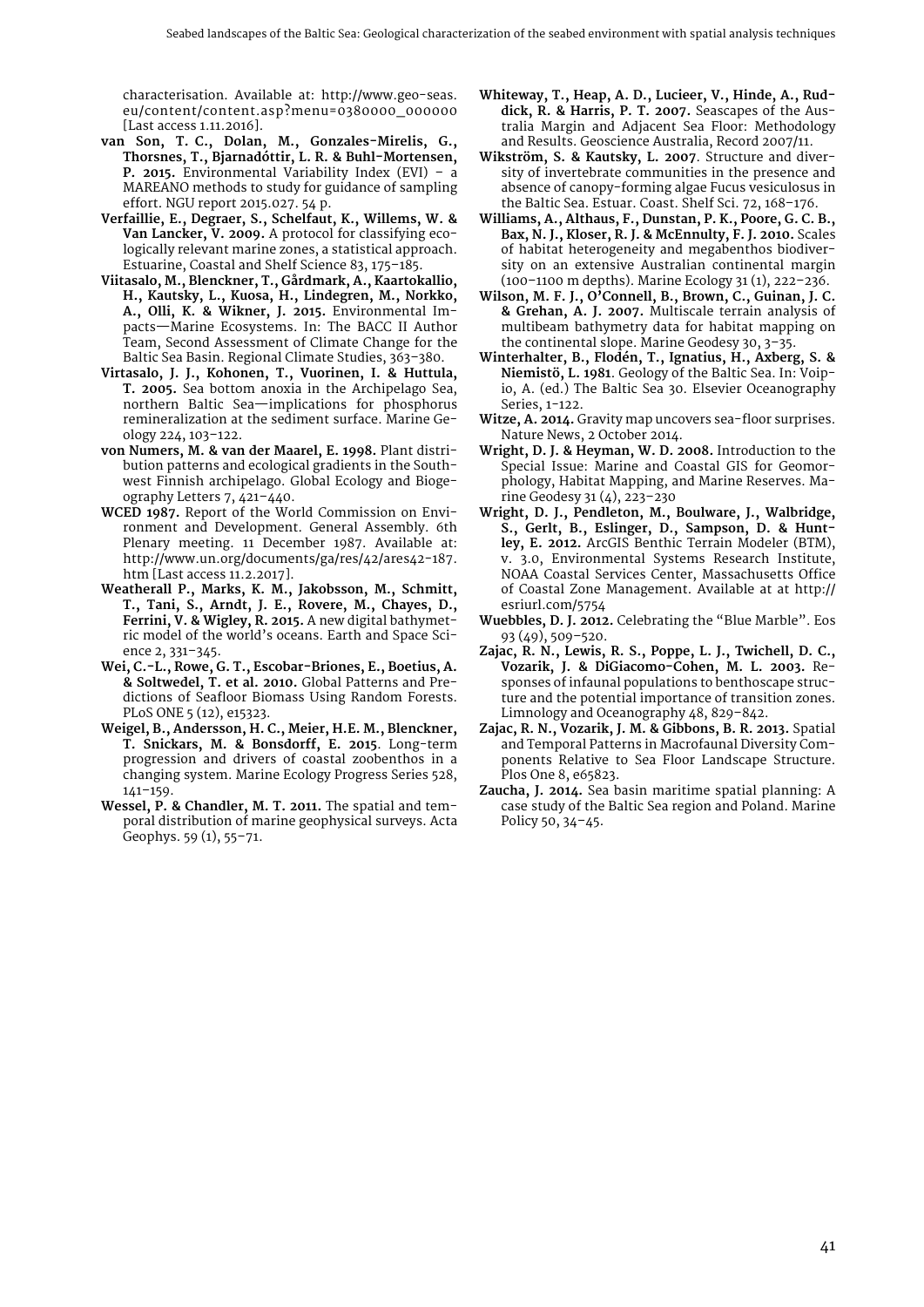characterisation. Available at: http://www.geo-seas.eu/content/content.asp?menu=0380000_000000 [Last access 1.11.2016].

**van Son, T. C., Dolan, M., Gonzales-Mirelis, G., Thorsnes, T., Bjarnadóttir, L. R. & Buhl-Mortensen, P. 2015.** Environmental Variability Index (EVI) – a MAREANO methods to study for guidance of sampling effort. NGU report 2015.027. 54 p.

**Verfaillie, E., Degraer, S., Schelfaut, K., Willems, W. & Van Lancker, V. 2009.** A protocol for classifying ecologically relevant marine zones, a statistical approach. Estuarine, Coastal and Shelf Science 83, 175–185.

**Viitasalo, M., Blenckner, T., Gårdmark, A., Kaartokallio, H., Kautsky, L., Kuosa, H., Lindegren, M., Norkko, A., Olli, K. & Wikner, J. 2015.** Environmental Impacts—Marine Ecosystems. In: The BACC II Author Team, Second Assessment of Climate Change for the Baltic Sea Basin. Regional Climate Studies, 363–380.

**Virtasalo, J. J., Kohonen, T., Vuorinen, I. & Huttula, T. 2005.** Sea bottom anoxia in the Archipelago Sea, northern Baltic Sea—implications for phosphorus remineralization at the sediment surface. Marine Geology 224, 103–122.

**von Numers, M. & van der Maarel, E. 1998.** Plant distribution patterns and ecological gradients in the Southwest Finnish archipelago. Global Ecology and Biogeography Letters 7, 421–440.

**WCED 1987.** Report of the World Commission on Environment and Development. General Assembly. 6th Plenary meeting. 11 December 1987. Available at: http://www.un.org/documents/ga/res/42/ares42-187.htm [Last access 11.2.2017].

**Weatherall P., Marks, K. M., Jakobsson, M., Schmitt, T., Tani, S., Arndt, J. E., Rovere, M., Chayes, D., Ferrini, V. & Wigley, R. 2015.** A new digital bathymetric model of the world's oceans. Earth and Space Science 2, 331–345.

**Wei, C.-L., Rowe, G. T., Escobar-Briones, E., Boetius, A. & Soltwedel, T. et al. 2010.** Global Patterns and Predictions of Seafloor Biomass Using Random Forests. PLoS ONE 5 (12), e15323.

**Weigel, B., Andersson, H. C., Meier, H.E. M., Blenckner, T. Snickars, M. & Bonsdorff, E. 2015**. Long-term progression and drivers of coastal zoobenthos in a changing system. Marine Ecology Progress Series 528, 141–159.

**Wessel, P. & Chandler, M. T. 2011.** The spatial and temporal distribution of marine geophysical surveys. Acta Geophys. 59 (1), 55–71.

**Whiteway, T., Heap, A. D., Lucieer, V., Hinde, A., Ruddick, R. & Harris, P. T. 2007.** Seascapes of the Australia Margin and Adjacent Sea Floor: Methodology and Results. Geoscience Australia, Record 2007/11.

**Wikström, S. & Kautsky, L. 2007**. Structure and diversity of invertebrate communities in the presence and absence of canopy-forming algae Fucus vesiculosus in the Baltic Sea. Estuar. Coast. Shelf Sci. 72, 168–176.

**Williams, A., Althaus, F., Dunstan, P. K., Poore, G. C. B., Bax, N. J., Kloser, R. J. & McEnnulty, F. J. 2010.** Scales of habitat heterogeneity and megabenthos biodiversity on an extensive Australian continental margin (100–1100 m depths). Marine Ecology 31 (1), 222–236.

**Wilson, M. F. J., O'Connell, B., Brown, C., Guinan, J. C. & Grehan, A. J. 2007.** Multiscale terrain analysis of multibeam bathymetry data for habitat mapping on the continental slope. Marine Geodesy 30, 3–35.

**Winterhalter, B., Flodén, T., Ignatius, H., Axberg, S. & Niemistö, L. 1981**. Geology of the Baltic Sea. In: Voipio, A. (ed.) The Baltic Sea 30. Elsevier Oceanography Series, 1–122.

**Witze, A. 2014.** Gravity map uncovers sea-floor surprises. Nature News, 2 October 2014.

**Wright, D. J. & Heyman, W. D. 2008.** Introduction to the Special Issue: Marine and Coastal GIS for Geomorphology, Habitat Mapping, and Marine Reserves. Marine Geodesy 31 (4), 223–230

**Wright, D. J., Pendleton, M., Boulware, J., Walbridge, S., Gerlt, B., Eslinger, D., Sampson, D. & Huntley, E. 2012.** ArcGIS Benthic Terrain Modeler (BTM), v. 3.0, Environmental Systems Research Institute, NOAA Coastal Services Center, Massachusetts Office of Coastal Zone Management. Available at at http://esriurl.com/5754

**Wuebbles, D. J. 2012.** Celebrating the "Blue Marble". Eos 93 (49), 509–520.

**Zajac, R. N., Lewis, R. S., Poppe, L. J., Twichell, D. C., Vozarik, J. & DiGiacomo-Cohen, M. L. 2003.** Responses of infaunal populations to benthoscape structure and the potential importance of transition zones. Limnology and Oceanography 48, 829–842.

**Zajac, R. N., Vozarik, J. M. & Gibbons, B. R. 2013.** Spatial and Temporal Patterns in Macrofaunal Diversity Components Relative to Sea Floor Landscape Structure. Plos One 8, e65823.

**Zaucha, J. 2014.** Sea basin maritime spatial planning: A case study of the Baltic Sea region and Poland. Marine Policy 50, 34–45.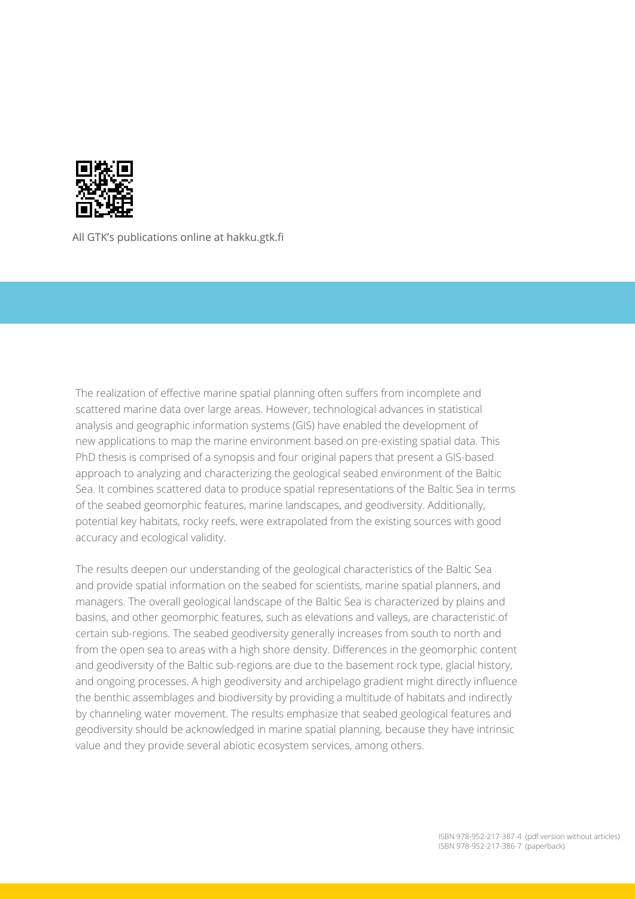All GTK's publications online at hakku.gtk.fi

The realization of effective marine spatial planning often suffers from incomplete and scattered marine data over large areas. However, technological advances in statistical analysis and geographic information systems (GIS) have enabled the development of new applications to map the marine environment based on pre-existing spatial data. This PhD thesis is comprised of a synopsis and four original papers that present a GIS-based approach to analyzing and characterizing the geological seabed environment of the Baltic Sea. It combines scattered data to produce spatial representations of the Baltic Sea in terms of the seabed geomorphic features, marine landscapes, and geodiversity. Additionally, potential key habitats, rocky reefs, were extrapolated from the existing sources with good accuracy and ecological validity.

The results deepen our understanding of the geological characteristics of the Baltic Sea and provide spatial information on the seabed for scientists, marine spatial planners, and managers. The overall geological landscape of the Baltic Sea is characterized by plains and basins, and other geomorphic features, such as elevations and valleys, are characteristic of certain sub-regions. The seabed geodiversity generally increases from south to north and from the open sea to areas with a high shore density. Differences in the geomorphic content and geodiversity of the Baltic sub-regions are due to the basement rock type, glacial history, and ongoing processes. A high geodiversity and archipelago gradient might directly influence the benthic assemblages and biodiversity by providing a multitude of habitats and indirectly by channeling water movement. The results emphasize that seabed geological features and geodiversity should be acknowledged in marine spatial planning, because they have intrinsic value and they provide several abiotic ecosystem services, among others.

ISBN 978-952-217-387-4 (pdf version without articles)
ISBN 978-952-217-386-7 (paperback)